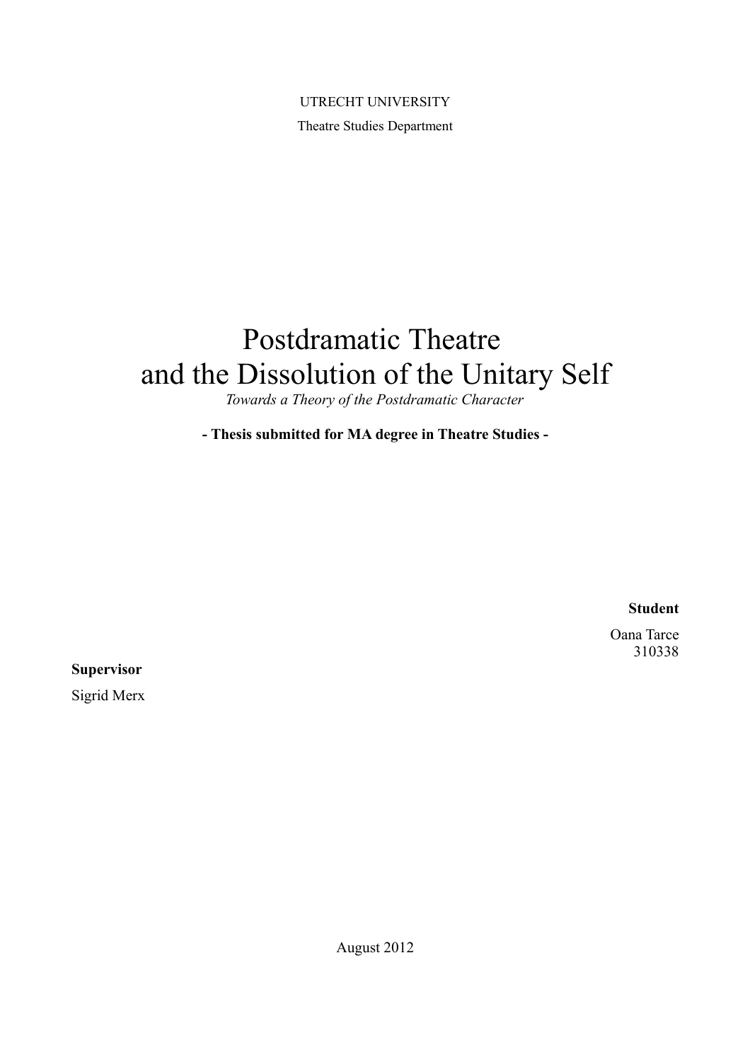UTRECHT UNIVERSITY

Theatre Studies Department

# Postdramatic Theatre and the Dissolution of the Unitary Self

*Towards a Theory of the Postdramatic Character*

**- Thesis submitted for MA degree in Theatre Studies -**

**Student**

Oana Tarce
310338

**Supervisor**

Sigrid Merx

August 2012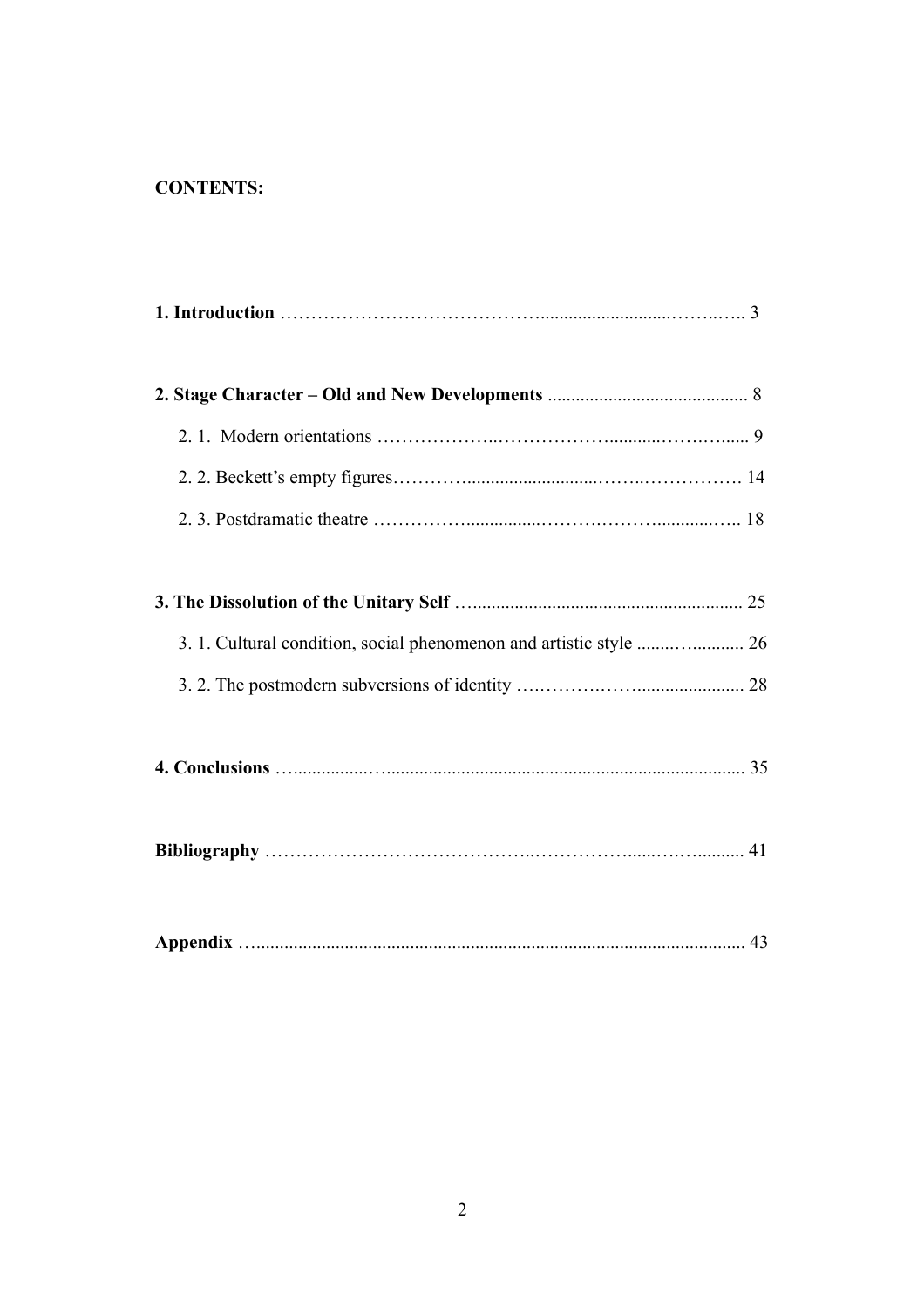**CONTENTS:**

**1. Introduction** ……………………………………........................……..….. 3

**2. Stage Character – Old and New Developments** .......................................... 8

2. 1. Modern orientations ………………..………………...........……….…..... 9

2. 2. Beckett's empty figures………..........................……..……………. 14

2. 3. Postdramatic theatre …………….................………..………...........….. 18

**3. The Dissolution of the Unitary Self** …........................................................ 25

3. 1. Cultural condition, social phenomenon and artistic style .......…........... 26

3. 2. The postmodern subversions of identity ….……….……..................... 28

**4. Conclusions** …................…......................................................................... 35

**Bibliography** ……………………………………..……………......…….......... 41

**Appendix** …...................................................................................................... 43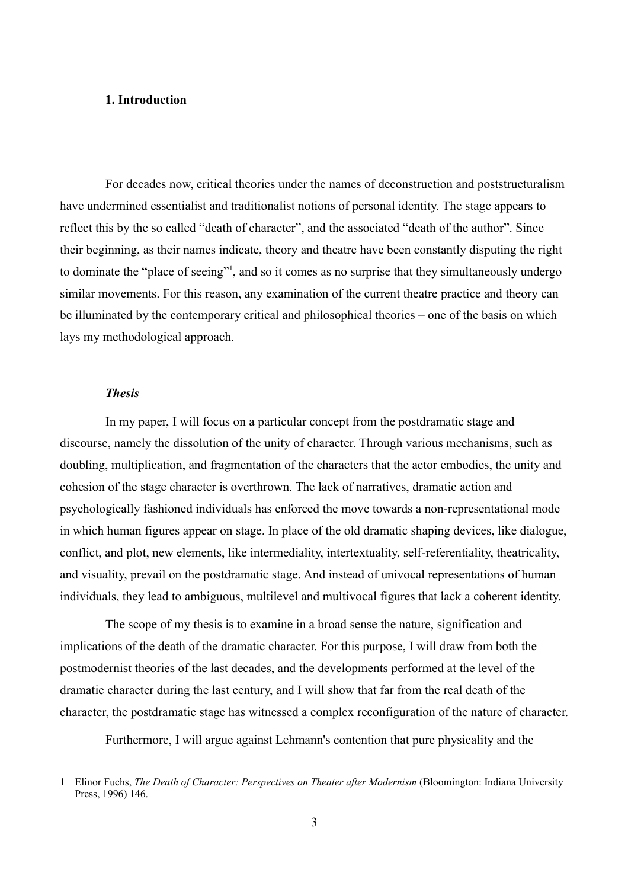## 1. Introduction

For decades now, critical theories under the names of deconstruction and poststructuralism have undermined essentialist and traditionalist notions of personal identity. The stage appears to reflect this by the so called "death of character", and the associated "death of the author". Since their beginning, as their names indicate, theory and theatre have been constantly disputing the right to dominate the "place of seeing"[1], and so it comes as no surprise that they simultaneously undergo similar movements. For this reason, any examination of the current theatre practice and theory can be illuminated by the contemporary critical and philosophical theories – one of the basis on which lays my methodological approach.

### *Thesis*

In my paper, I will focus on a particular concept from the postdramatic stage and discourse, namely the dissolution of the unity of character. Through various mechanisms, such as doubling, multiplication, and fragmentation of the characters that the actor embodies, the unity and cohesion of the stage character is overthrown. The lack of narratives, dramatic action and psychologically fashioned individuals has enforced the move towards a non-representational mode in which human figures appear on stage. In place of the old dramatic shaping devices, like dialogue, conflict, and plot, new elements, like intermediality, intertextuality, self-referentiality, theatricality, and visuality, prevail on the postdramatic stage. And instead of univocal representations of human individuals, they lead to ambiguous, multilevel and multivocal figures that lack a coherent identity.

The scope of my thesis is to examine in a broad sense the nature, signification and implications of the death of the dramatic character. For this purpose, I will draw from both the postmodernist theories of the last decades, and the developments performed at the level of the dramatic character during the last century, and I will show that far from the real death of the character, the postdramatic stage has witnessed a complex reconfiguration of the nature of character.

Furthermore, I will argue against Lehmann's contention that pure physicality and the

---

1 Elinor Fuchs, *The Death of Character: Perspectives on Theater after Modernism* (Bloomington: Indiana University Press, 1996) 146.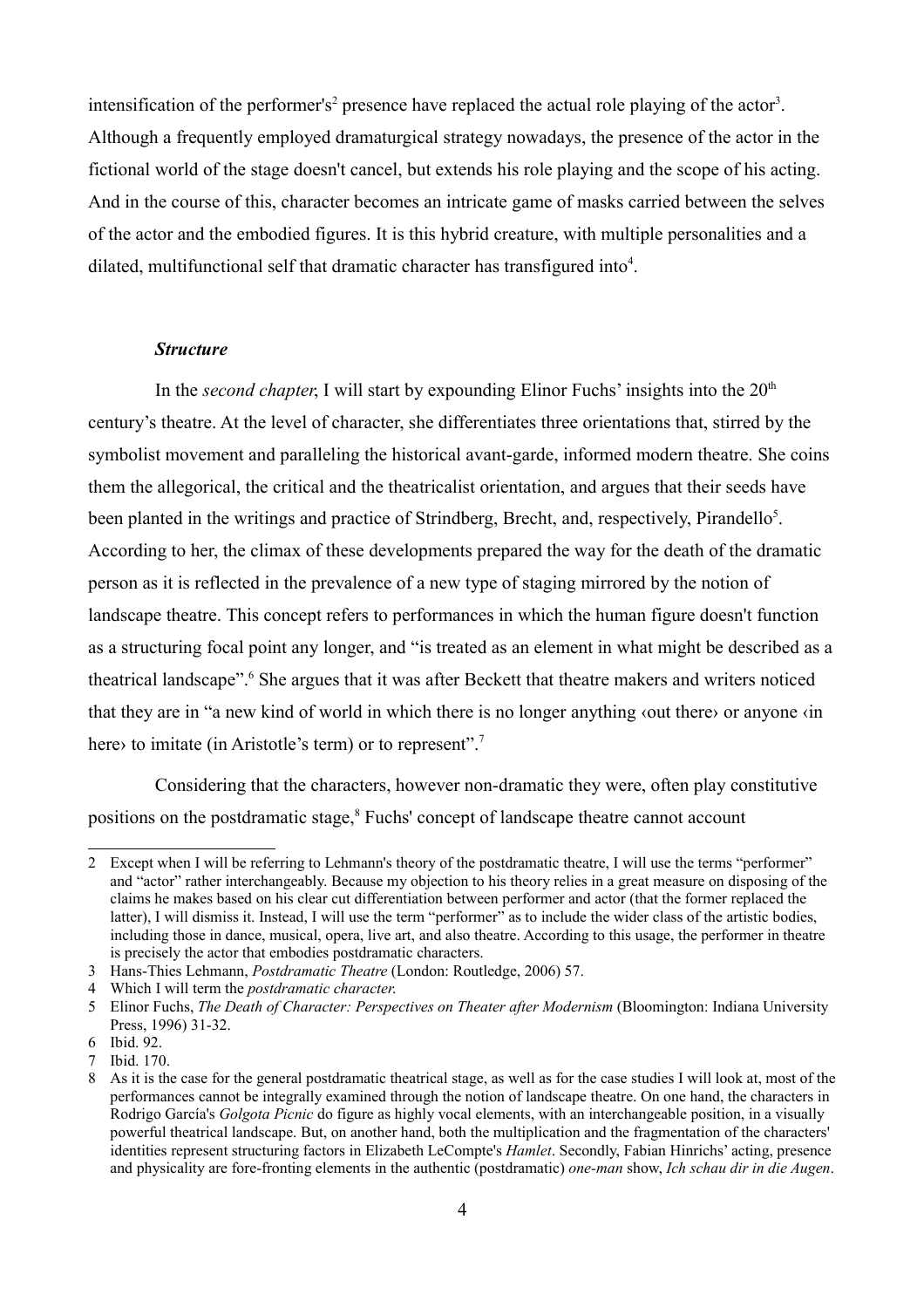intensification of the performer's[2] presence have replaced the actual role playing of the actor[3]. Although a frequently employed dramaturgical strategy nowadays, the presence of the actor in the fictional world of the stage doesn't cancel, but extends his role playing and the scope of his acting. And in the course of this, character becomes an intricate game of masks carried between the selves of the actor and the embodied figures. It is this hybrid creature, with multiple personalities and a dilated, multifunctional self that dramatic character has transfigured into[4].

### *Structure*

In the *second chapter*, I will start by expounding Elinor Fuchs' insights into the 20th century's theatre. At the level of character, she differentiates three orientations that, stirred by the symbolist movement and paralleling the historical avant-garde, informed modern theatre. She coins them the allegorical, the critical and the theatricalist orientation, and argues that their seeds have been planted in the writings and practice of Strindberg, Brecht, and, respectively, Pirandello[5]. According to her, the climax of these developments prepared the way for the death of the dramatic person as it is reflected in the prevalence of a new type of staging mirrored by the notion of landscape theatre. This concept refers to performances in which the human figure doesn't function as a structuring focal point any longer, and "is treated as an element in what might be described as a theatrical landscape".[6] She argues that it was after Beckett that theatre makers and writers noticed that they are in "a new kind of world in which there is no longer anything ‹out there› or anyone ‹in here› to imitate (in Aristotle's term) or to represent".[7]

Considering that the characters, however non-dramatic they were, often play constitutive positions on the postdramatic stage,[8] Fuchs' concept of landscape theatre cannot account

---

2 Except when I will be referring to Lehmann's theory of the postdramatic theatre, I will use the terms "performer" and "actor" rather interchangeably. Because my objection to his theory relies in a great measure on disposing of the claims he makes based on his clear cut differentiation between performer and actor (that the former replaced the latter), I will dismiss it. Instead, I will use the term "performer" as to include the wider class of the artistic bodies, including those in dance, musical, opera, live art, and also theatre. According to this usage, the performer in theatre is precisely the actor that embodies postdramatic characters.

3 Hans-Thies Lehmann, *Postdramatic Theatre* (London: Routledge, 2006) 57.

4 Which I will term the *postdramatic character*.

5 Elinor Fuchs, *The Death of Character: Perspectives on Theater after Modernism* (Bloomington: Indiana University Press, 1996) 31-32.

6 Ibid. 92.

7 Ibid. 170.

8 As it is the case for the general postdramatic theatrical stage, as well as for the case studies I will look at, most of the performances cannot be integrally examined through the notion of landscape theatre. On one hand, the characters in Rodrigo García's *Golgota Picnic* do figure as highly vocal elements, with an interchangeable position, in a visually powerful theatrical landscape. But, on another hand, both the multiplication and the fragmentation of the characters' identities represent structuring factors in Elizabeth LeCompte's *Hamlet*. Secondly, Fabian Hinrichs' acting, presence and physicality are fore-fronting elements in the authentic (postdramatic) *one-man* show, *Ich schau dir in die Augen*.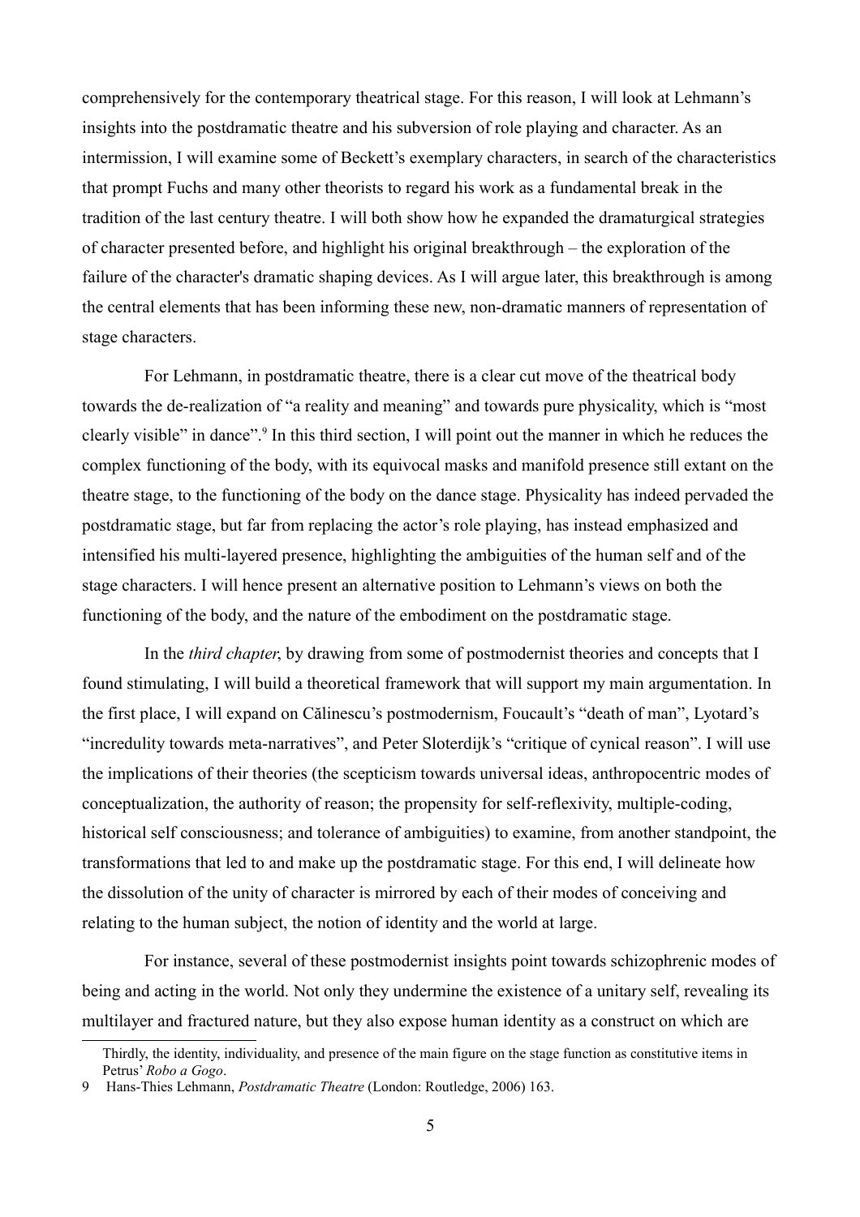comprehensively for the contemporary theatrical stage. For this reason, I will look at Lehmann's insights into the postdramatic theatre and his subversion of role playing and character. As an intermission, I will examine some of Beckett's exemplary characters, in search of the characteristics that prompt Fuchs and many other theorists to regard his work as a fundamental break in the tradition of the last century theatre. I will both show how he expanded the dramaturgical strategies of character presented before, and highlight his original breakthrough – the exploration of the failure of the character's dramatic shaping devices. As I will argue later, this breakthrough is among the central elements that has been informing these new, non-dramatic manners of representation of stage characters.

For Lehmann, in postdramatic theatre, there is a clear cut move of the theatrical body towards the de-realization of "a reality and meaning" and towards pure physicality, which is "most clearly visible" in dance".[9] In this third section, I will point out the manner in which he reduces the complex functioning of the body, with its equivocal masks and manifold presence still extant on the theatre stage, to the functioning of the body on the dance stage. Physicality has indeed pervaded the postdramatic stage, but far from replacing the actor's role playing, has instead emphasized and intensified his multi-layered presence, highlighting the ambiguities of the human self and of the stage characters. I will hence present an alternative position to Lehmann's views on both the functioning of the body, and the nature of the embodiment on the postdramatic stage.

In the *third chapter*, by drawing from some of postmodernist theories and concepts that I found stimulating, I will build a theoretical framework that will support my main argumentation. In the first place, I will expand on Călinescu's postmodernism, Foucault's "death of man", Lyotard's "incredulity towards meta-narratives", and Peter Sloterdijk's "critique of cynical reason". I will use the implications of their theories (the scepticism towards universal ideas, anthropocentric modes of conceptualization, the authority of reason; the propensity for self-reflexivity, multiple-coding, historical self consciousness; and tolerance of ambiguities) to examine, from another standpoint, the transformations that led to and make up the postdramatic stage. For this end, I will delineate how the dissolution of the unity of character is mirrored by each of their modes of conceiving and relating to the human subject, the notion of identity and the world at large.

For instance, several of these postmodernist insights point towards schizophrenic modes of being and acting in the world. Not only they undermine the existence of a unitary self, revealing its multilayer and fractured nature, but they also expose human identity as a construct on which are

---

Thirdly, the identity, individuality, and presence of the main figure on the stage function as constitutive items in Petrus' *Robo a Gogo*.

9 Hans-Thies Lehmann, *Postdramatic Theatre* (London: Routledge, 2006) 163.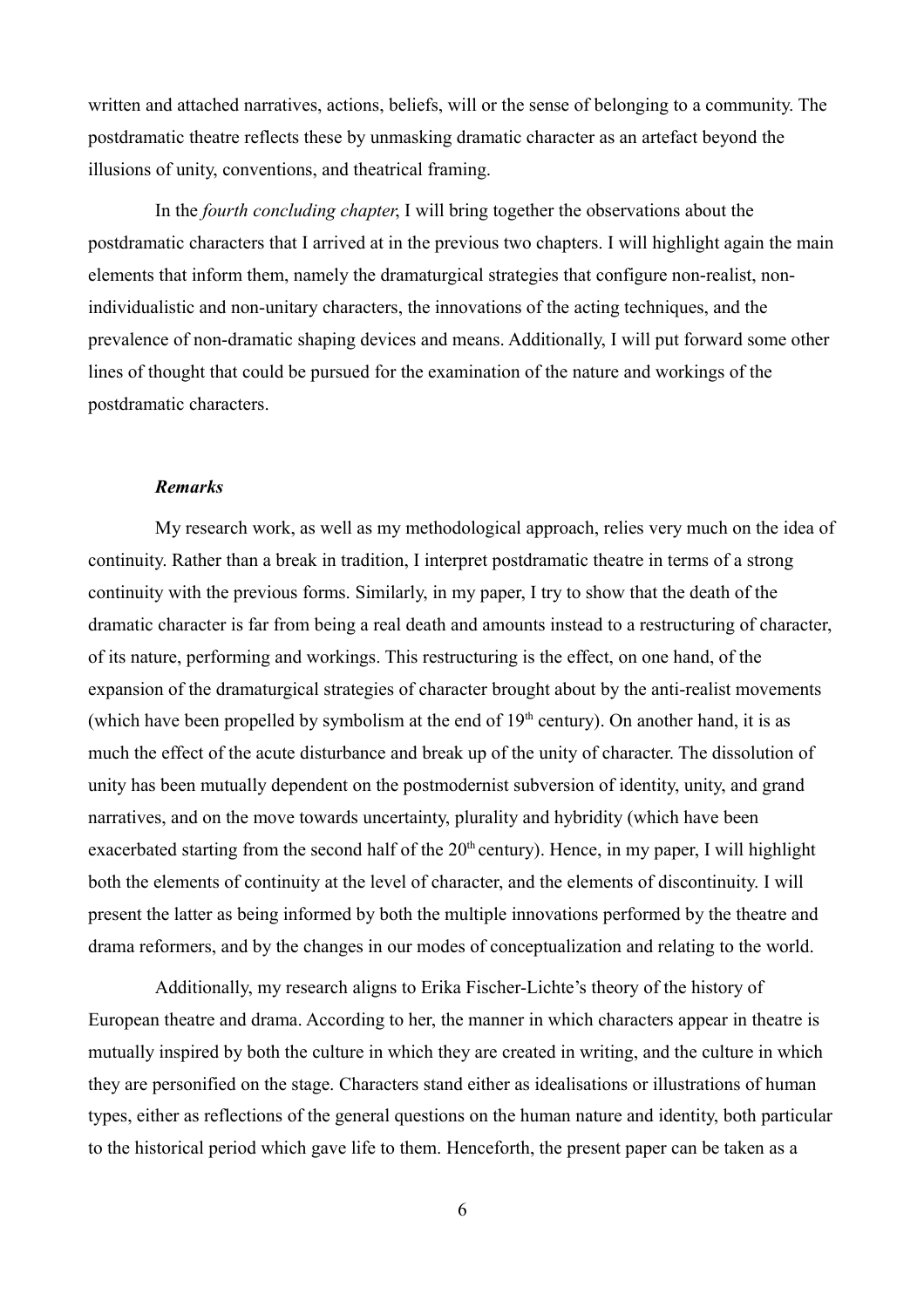written and attached narratives, actions, beliefs, will or the sense of belonging to a community. The postdramatic theatre reflects these by unmasking dramatic character as an artefact beyond the illusions of unity, conventions, and theatrical framing.

In the *fourth concluding chapter*, I will bring together the observations about the postdramatic characters that I arrived at in the previous two chapters. I will highlight again the main elements that inform them, namely the dramaturgical strategies that configure non-realist, non-individualistic and non-unitary characters, the innovations of the acting techniques, and the prevalence of non-dramatic shaping devices and means. Additionally, I will put forward some other lines of thought that could be pursued for the examination of the nature and workings of the postdramatic characters.

### ***Remarks***

My research work, as well as my methodological approach, relies very much on the idea of continuity. Rather than a break in tradition, I interpret postdramatic theatre in terms of a strong continuity with the previous forms. Similarly, in my paper, I try to show that the death of the dramatic character is far from being a real death and amounts instead to a restructuring of character, of its nature, performing and workings. This restructuring is the effect, on one hand, of the expansion of the dramaturgical strategies of character brought about by the anti-realist movements (which have been propelled by symbolism at the end of 19th century). On another hand, it is as much the effect of the acute disturbance and break up of the unity of character. The dissolution of unity has been mutually dependent on the postmodernist subversion of identity, unity, and grand narratives, and on the move towards uncertainty, plurality and hybridity (which have been exacerbated starting from the second half of the 20th century). Hence, in my paper, I will highlight both the elements of continuity at the level of character, and the elements of discontinuity. I will present the latter as being informed by both the multiple innovations performed by the theatre and drama reformers, and by the changes in our modes of conceptualization and relating to the world.

Additionally, my research aligns to Erika Fischer-Lichte's theory of the history of European theatre and drama. According to her, the manner in which characters appear in theatre is mutually inspired by both the culture in which they are created in writing, and the culture in which they are personified on the stage. Characters stand either as idealisations or illustrations of human types, either as reflections of the general questions on the human nature and identity, both particular to the historical period which gave life to them. Henceforth, the present paper can be taken as a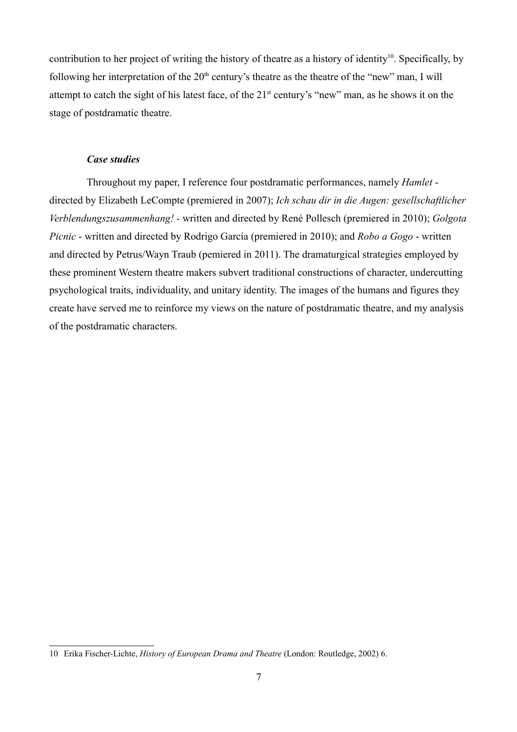contribution to her project of writing the history of theatre as a history of identity[10]. Specifically, by following her interpretation of the 20th century's theatre as the theatre of the "new" man, I will attempt to catch the sight of his latest face, of the 21st century's "new" man, as he shows it on the stage of postdramatic theatre.

### *Case studies*

Throughout my paper, I reference four postdramatic performances, namely *Hamlet* - directed by Elizabeth LeCompte (premiered in 2007); *Ich schau dir in die Augen: gesellschaftlicher Verblendungszusammenhang!* - written and directed by René Pollesch (premiered in 2010); *Golgota Picnic* - written and directed by Rodrigo García (premiered in 2010); and *Robo a Gogo* - written and directed by Petrus/Wayn Traub (pemiered in 2011). The dramaturgical strategies employed by these prominent Western theatre makers subvert traditional constructions of character, undercutting psychological traits, individuality, and unitary identity. The images of the humans and figures they create have served me to reinforce my views on the nature of postdramatic theatre, and my analysis of the postdramatic characters.

---

10 Erika Fischer-Lichte, *History of European Drama and Theatre* (London: Routledge, 2002) 6.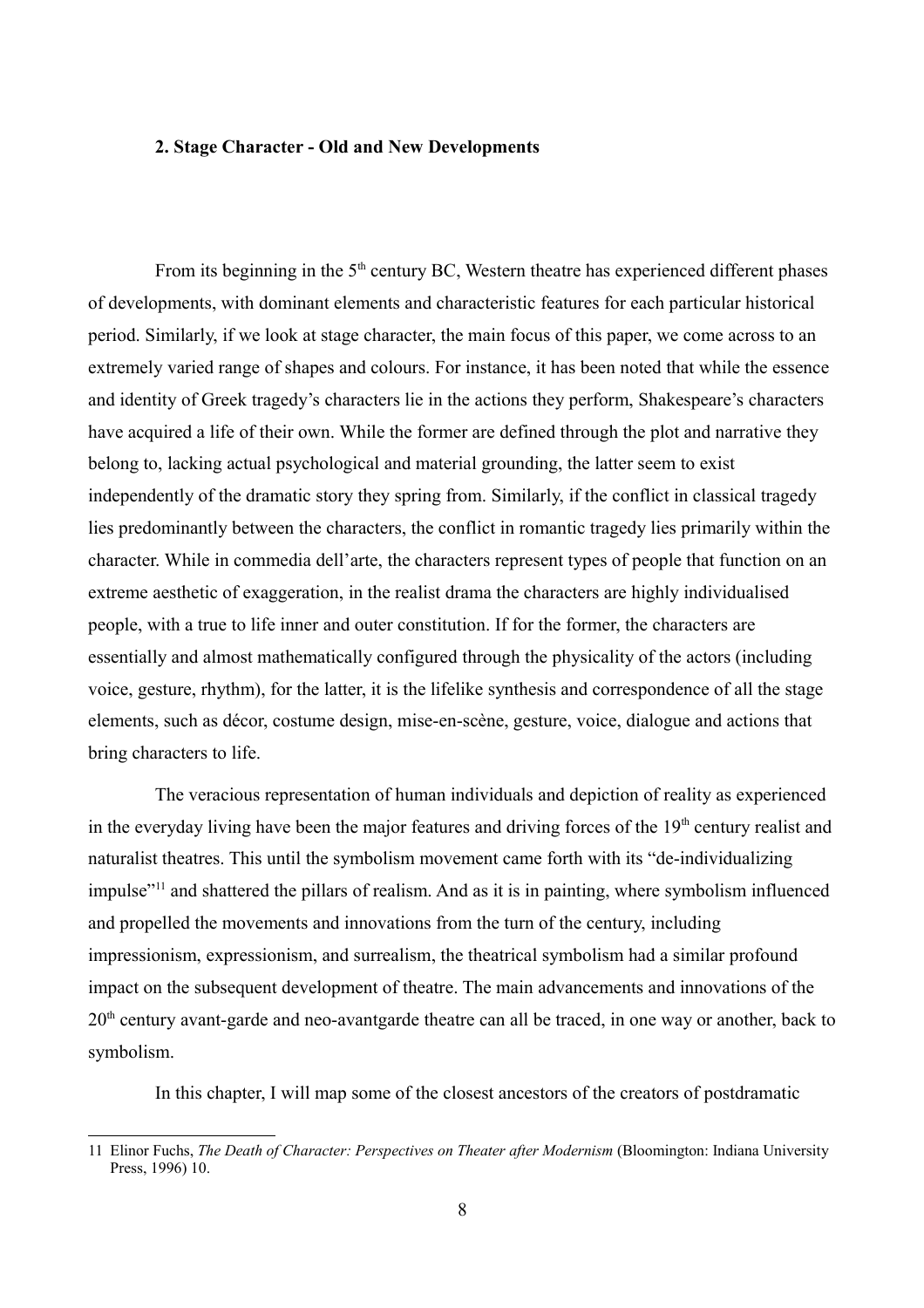## 2. Stage Character - Old and New Developments

From its beginning in the 5th century BC, Western theatre has experienced different phases of developments, with dominant elements and characteristic features for each particular historical period. Similarly, if we look at stage character, the main focus of this paper, we come across to an extremely varied range of shapes and colours. For instance, it has been noted that while the essence and identity of Greek tragedy's characters lie in the actions they perform, Shakespeare's characters have acquired a life of their own. While the former are defined through the plot and narrative they belong to, lacking actual psychological and material grounding, the latter seem to exist independently of the dramatic story they spring from. Similarly, if the conflict in classical tragedy lies predominantly between the characters, the conflict in romantic tragedy lies primarily within the character. While in commedia dell'arte, the characters represent types of people that function on an extreme aesthetic of exaggeration, in the realist drama the characters are highly individualised people, with a true to life inner and outer constitution. If for the former, the characters are essentially and almost mathematically configured through the physicality of the actors (including voice, gesture, rhythm), for the latter, it is the lifelike synthesis and correspondence of all the stage elements, such as décor, costume design, mise-en-scène, gesture, voice, dialogue and actions that bring characters to life.

The veracious representation of human individuals and depiction of reality as experienced in the everyday living have been the major features and driving forces of the 19th century realist and naturalist theatres. This until the symbolism movement came forth with its "de-individualizing impulse"[11] and shattered the pillars of realism. And as it is in painting, where symbolism influenced and propelled the movements and innovations from the turn of the century, including impressionism, expressionism, and surrealism, the theatrical symbolism had a similar profound impact on the subsequent development of theatre. The main advancements and innovations of the 20th century avant-garde and neo-avantgarde theatre can all be traced, in one way or another, back to symbolism.

In this chapter, I will map some of the closest ancestors of the creators of postdramatic

11 Elinor Fuchs, *The Death of Character: Perspectives on Theater after Modernism* (Bloomington: Indiana University Press, 1996) 10.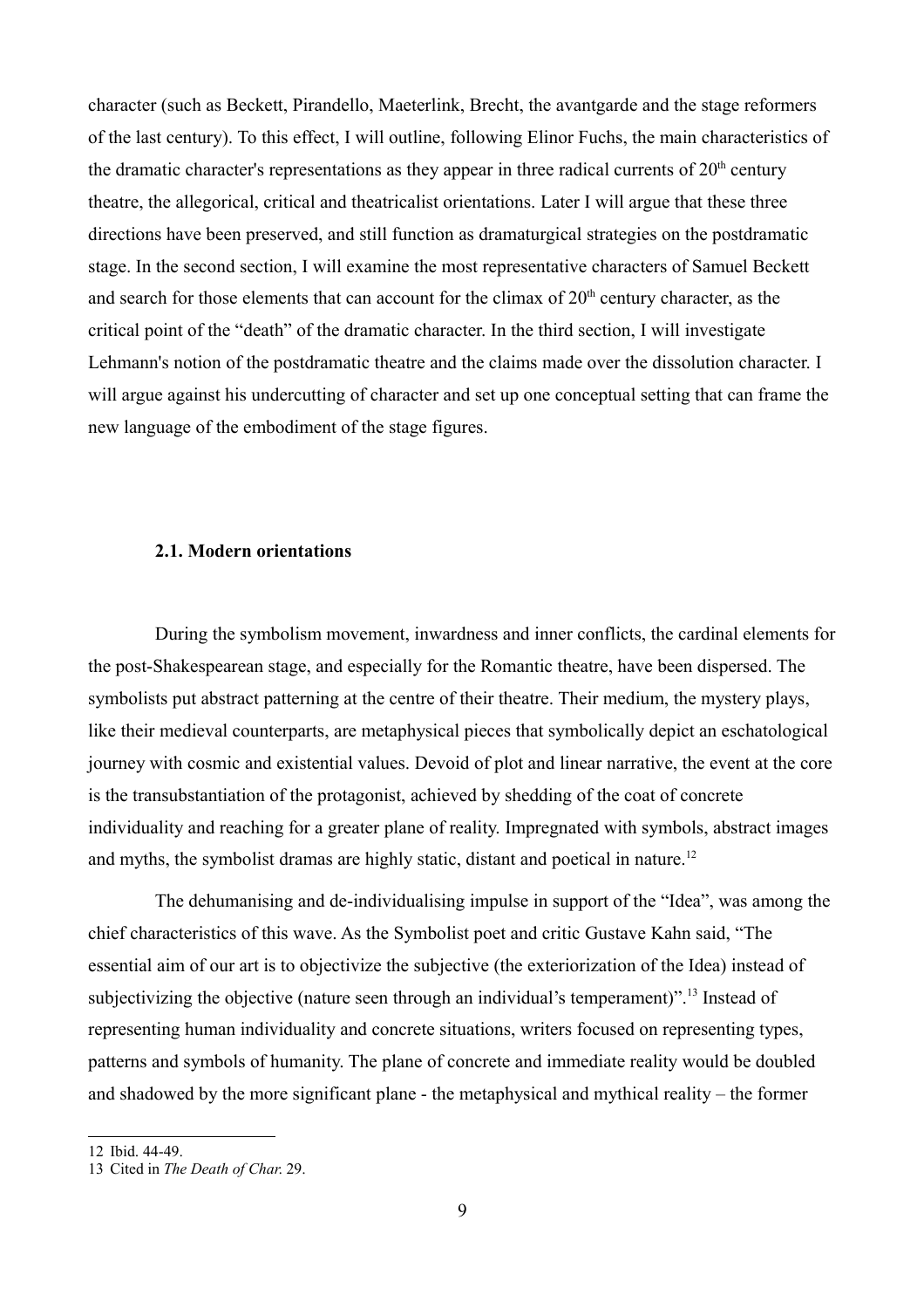character (such as Beckett, Pirandello, Maeterlink, Brecht, the avantgarde and the stage reformers of the last century). To this effect, I will outline, following Elinor Fuchs, the main characteristics of the dramatic character's representations as they appear in three radical currents of 20th century theatre, the allegorical, critical and theatricalist orientations. Later I will argue that these three directions have been preserved, and still function as dramaturgical strategies on the postdramatic stage. In the second section, I will examine the most representative characters of Samuel Beckett and search for those elements that can account for the climax of 20th century character, as the critical point of the "death" of the dramatic character. In the third section, I will investigate Lehmann's notion of the postdramatic theatre and the claims made over the dissolution character. I will argue against his undercutting of character and set up one conceptual setting that can frame the new language of the embodiment of the stage figures.

### 2.1. Modern orientations

During the symbolism movement, inwardness and inner conflicts, the cardinal elements for the post-Shakespearean stage, and especially for the Romantic theatre, have been dispersed. The symbolists put abstract patterning at the centre of their theatre. Their medium, the mystery plays, like their medieval counterparts, are metaphysical pieces that symbolically depict an eschatological journey with cosmic and existential values. Devoid of plot and linear narrative, the event at the core is the transubstantiation of the protagonist, achieved by shedding of the coat of concrete individuality and reaching for a greater plane of reality. Impregnated with symbols, abstract images and myths, the symbolist dramas are highly static, distant and poetical in nature.[12]

The dehumanising and de-individualising impulse in support of the "Idea", was among the chief characteristics of this wave. As the Symbolist poet and critic Gustave Kahn said, "The essential aim of our art is to objectivize the subjective (the exteriorization of the Idea) instead of subjectivizing the objective (nature seen through an individual's temperament)".[13] Instead of representing human individuality and concrete situations, writers focused on representing types, patterns and symbols of humanity. The plane of concrete and immediate reality would be doubled and shadowed by the more significant plane - the metaphysical and mythical reality – the former

---

12 Ibid. 44-49.

13 Cited in *The Death of Char.* 29.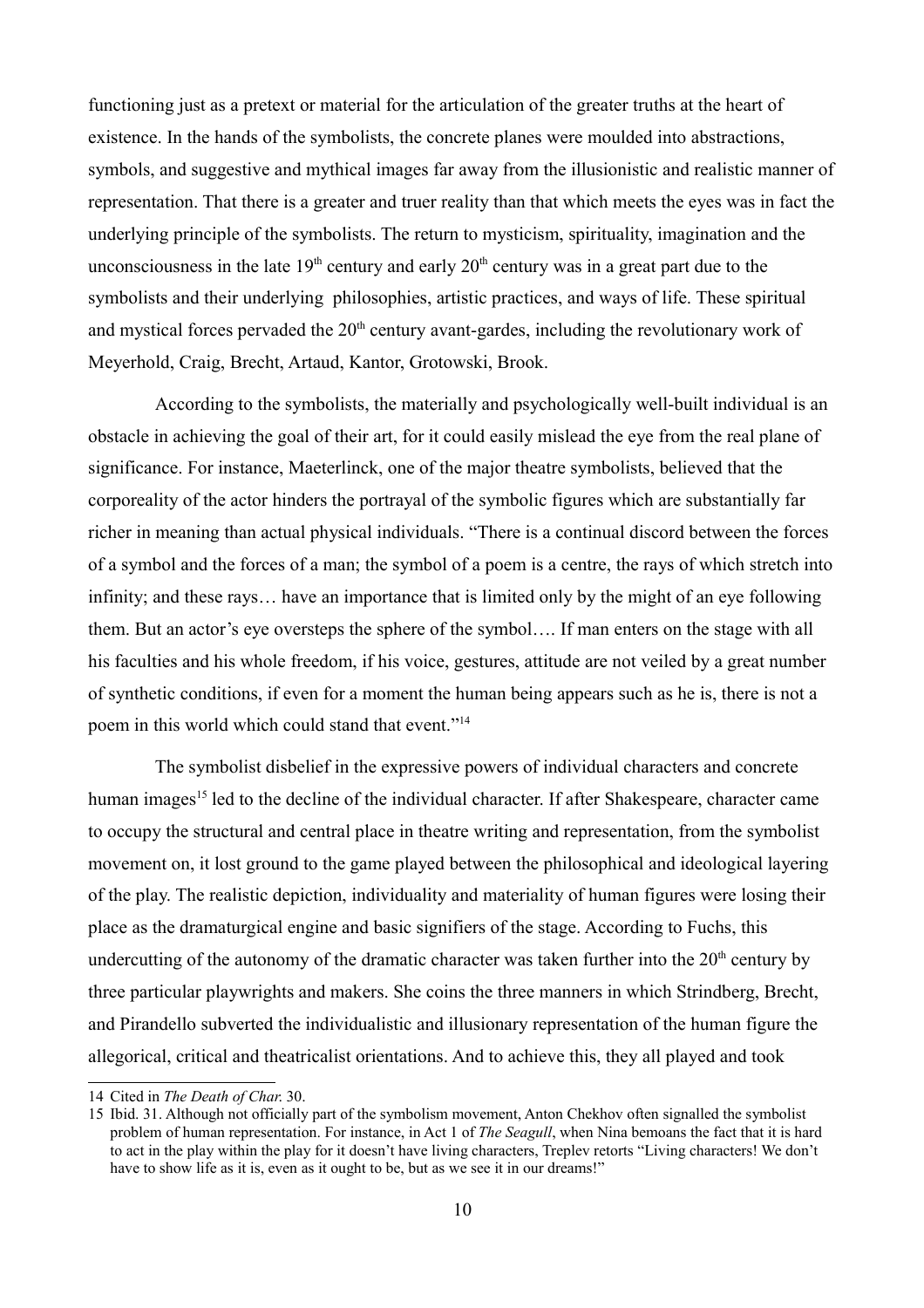functioning just as a pretext or material for the articulation of the greater truths at the heart of existence. In the hands of the symbolists, the concrete planes were moulded into abstractions, symbols, and suggestive and mythical images far away from the illusionistic and realistic manner of representation. That there is a greater and truer reality than that which meets the eyes was in fact the underlying principle of the symbolists. The return to mysticism, spirituality, imagination and the unconsciousness in the late 19th century and early 20th century was in a great part due to the symbolists and their underlying philosophies, artistic practices, and ways of life. These spiritual and mystical forces pervaded the 20th century avant-gardes, including the revolutionary work of Meyerhold, Craig, Brecht, Artaud, Kantor, Grotowski, Brook.

According to the symbolists, the materially and psychologically well-built individual is an obstacle in achieving the goal of their art, for it could easily mislead the eye from the real plane of significance. For instance, Maeterlinck, one of the major theatre symbolists, believed that the corporeality of the actor hinders the portrayal of the symbolic figures which are substantially far richer in meaning than actual physical individuals. "There is a continual discord between the forces of a symbol and the forces of a man; the symbol of a poem is a centre, the rays of which stretch into infinity; and these rays… have an importance that is limited only by the might of an eye following them. But an actor's eye oversteps the sphere of the symbol…. If man enters on the stage with all his faculties and his whole freedom, if his voice, gestures, attitude are not veiled by a great number of synthetic conditions, if even for a moment the human being appears such as he is, there is not a poem in this world which could stand that event."[14]

The symbolist disbelief in the expressive powers of individual characters and concrete human images[15] led to the decline of the individual character. If after Shakespeare, character came to occupy the structural and central place in theatre writing and representation, from the symbolist movement on, it lost ground to the game played between the philosophical and ideological layering of the play. The realistic depiction, individuality and materiality of human figures were losing their place as the dramaturgical engine and basic signifiers of the stage. According to Fuchs, this undercutting of the autonomy of the dramatic character was taken further into the 20th century by three particular playwrights and makers. She coins the three manners in which Strindberg, Brecht, and Pirandello subverted the individualistic and illusionary representation of the human figure the allegorical, critical and theatricalist orientations. And to achieve this, they all played and took

---

14 Cited in *The Death of Char.* 30.

15 Ibid. 31. Although not officially part of the symbolism movement, Anton Chekhov often signalled the symbolist problem of human representation. For instance, in Act 1 of *The Seagull*, when Nina bemoans the fact that it is hard to act in the play within the play for it doesn't have living characters, Treplev retorts "Living characters! We don't have to show life as it is, even as it ought to be, but as we see it in our dreams!"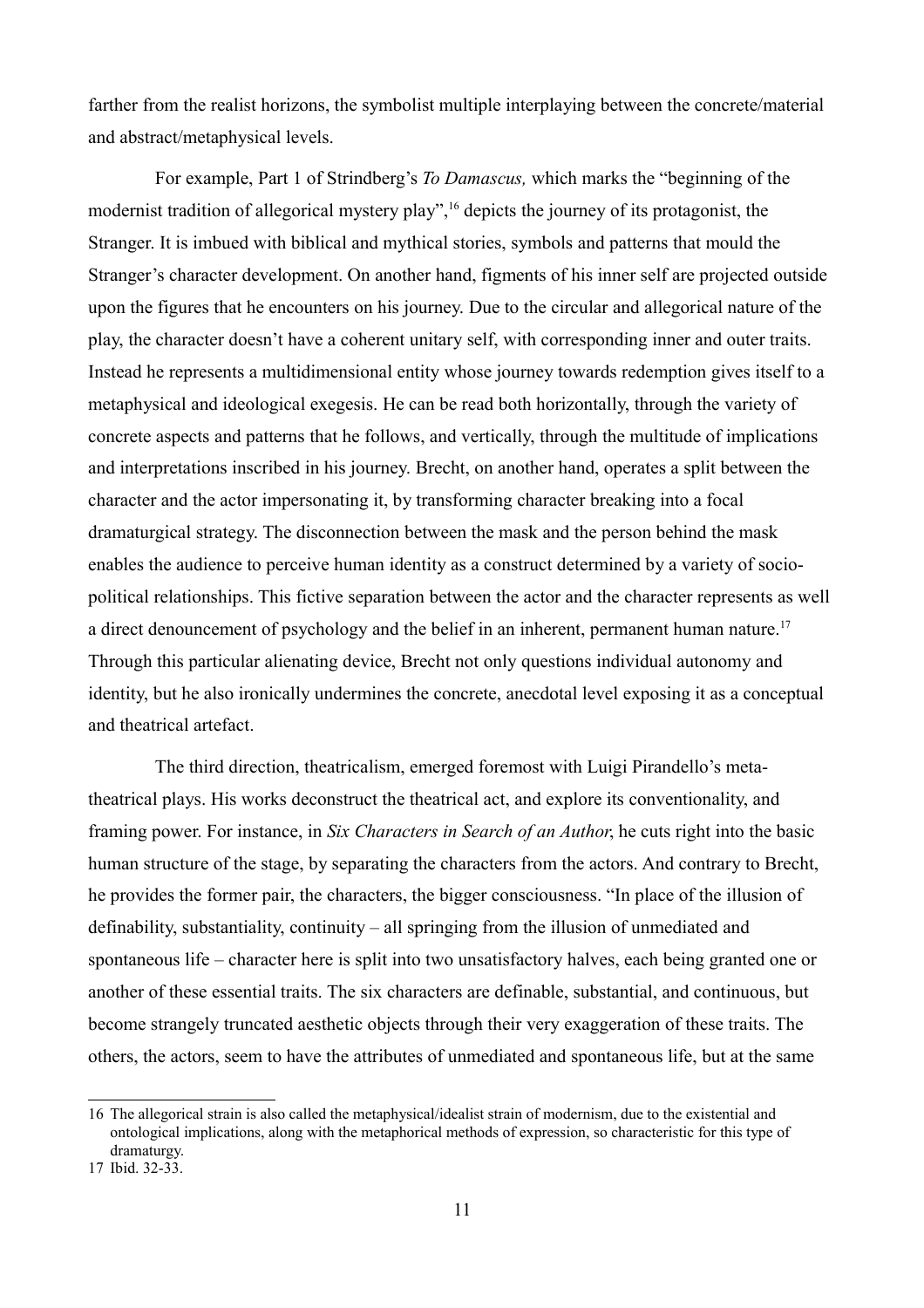farther from the realist horizons, the symbolist multiple interplaying between the concrete/material and abstract/metaphysical levels.

For example, Part 1 of Strindberg's *To Damascus,* which marks the "beginning of the modernist tradition of allegorical mystery play",[16] depicts the journey of its protagonist, the Stranger. It is imbued with biblical and mythical stories, symbols and patterns that mould the Stranger's character development. On another hand, figments of his inner self are projected outside upon the figures that he encounters on his journey. Due to the circular and allegorical nature of the play, the character doesn't have a coherent unitary self, with corresponding inner and outer traits. Instead he represents a multidimensional entity whose journey towards redemption gives itself to a metaphysical and ideological exegesis. He can be read both horizontally, through the variety of concrete aspects and patterns that he follows, and vertically, through the multitude of implications and interpretations inscribed in his journey. Brecht, on another hand, operates a split between the character and the actor impersonating it, by transforming character breaking into a focal dramaturgical strategy. The disconnection between the mask and the person behind the mask enables the audience to perceive human identity as a construct determined by a variety of socio-political relationships. This fictive separation between the actor and the character represents as well a direct denouncement of psychology and the belief in an inherent, permanent human nature.[17] Through this particular alienating device, Brecht not only questions individual autonomy and identity, but he also ironically undermines the concrete, anecdotal level exposing it as a conceptual and theatrical artefact.

The third direction, theatricalism, emerged foremost with Luigi Pirandello's meta-theatrical plays. His works deconstruct the theatrical act, and explore its conventionality, and framing power. For instance, in *Six Characters in Search of an Author*, he cuts right into the basic human structure of the stage, by separating the characters from the actors. And contrary to Brecht, he provides the former pair, the characters, the bigger consciousness. "In place of the illusion of definability, substantiality, continuity – all springing from the illusion of unmediated and spontaneous life – character here is split into two unsatisfactory halves, each being granted one or another of these essential traits. The six characters are definable, substantial, and continuous, but become strangely truncated aesthetic objects through their very exaggeration of these traits. The others, the actors, seem to have the attributes of unmediated and spontaneous life, but at the same

---

16 The allegorical strain is also called the metaphysical/idealist strain of modernism, due to the existential and ontological implications, along with the metaphorical methods of expression, so characteristic for this type of dramaturgy.

17 Ibid. 32-33.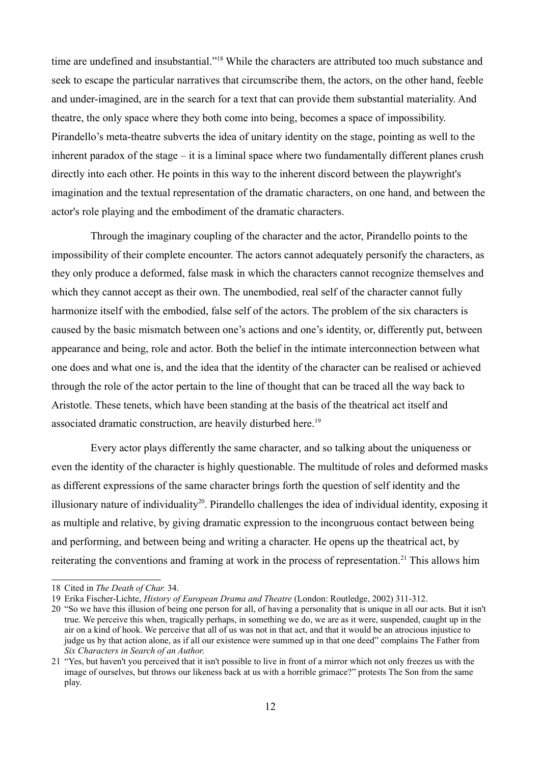time are undefined and insubstantial."[18] While the characters are attributed too much substance and seek to escape the particular narratives that circumscribe them, the actors, on the other hand, feeble and under-imagined, are in the search for a text that can provide them substantial materiality. And theatre, the only space where they both come into being, becomes a space of impossibility. Pirandello's meta-theatre subverts the idea of unitary identity on the stage, pointing as well to the inherent paradox of the stage – it is a liminal space where two fundamentally different planes crush directly into each other. He points in this way to the inherent discord between the playwright's imagination and the textual representation of the dramatic characters, on one hand, and between the actor's role playing and the embodiment of the dramatic characters.

Through the imaginary coupling of the character and the actor, Pirandello points to the impossibility of their complete encounter. The actors cannot adequately personify the characters, as they only produce a deformed, false mask in which the characters cannot recognize themselves and which they cannot accept as their own. The unembodied, real self of the character cannot fully harmonize itself with the embodied, false self of the actors. The problem of the six characters is caused by the basic mismatch between one's actions and one's identity, or, differently put, between appearance and being, role and actor. Both the belief in the intimate interconnection between what one does and what one is, and the idea that the identity of the character can be realised or achieved through the role of the actor pertain to the line of thought that can be traced all the way back to Aristotle. These tenets, which have been standing at the basis of the theatrical act itself and associated dramatic construction, are heavily disturbed here.[19]

Every actor plays differently the same character, and so talking about the uniqueness or even the identity of the character is highly questionable. The multitude of roles and deformed masks as different expressions of the same character brings forth the question of self identity and the illusionary nature of individuality[20]. Pirandello challenges the idea of individual identity, exposing it as multiple and relative, by giving dramatic expression to the incongruous contact between being and performing, and between being and writing a character. He opens up the theatrical act, by reiterating the conventions and framing at work in the process of representation.[21] This allows him

---

18 Cited in *The Death of Char.* 34.

19 Erika Fischer-Lichte, *History of European Drama and Theatre* (London: Routledge, 2002) 311-312.

20 "So we have this illusion of being one person for all, of having a personality that is unique in all our acts. But it isn't true. We perceive this when, tragically perhaps, in something we do, we are as it were, suspended, caught up in the air on a kind of hook. We perceive that all of us was not in that act, and that it would be an atrocious injustice to judge us by that action alone, as if all our existence were summed up in that one deed" complains The Father from *Six Characters in Search of an Author.*

21 "Yes, but haven't you perceived that it isn't possible to live in front of a mirror which not only freezes us with the image of ourselves, but throws our likeness back at us with a horrible grimace?" protests The Son from the same play.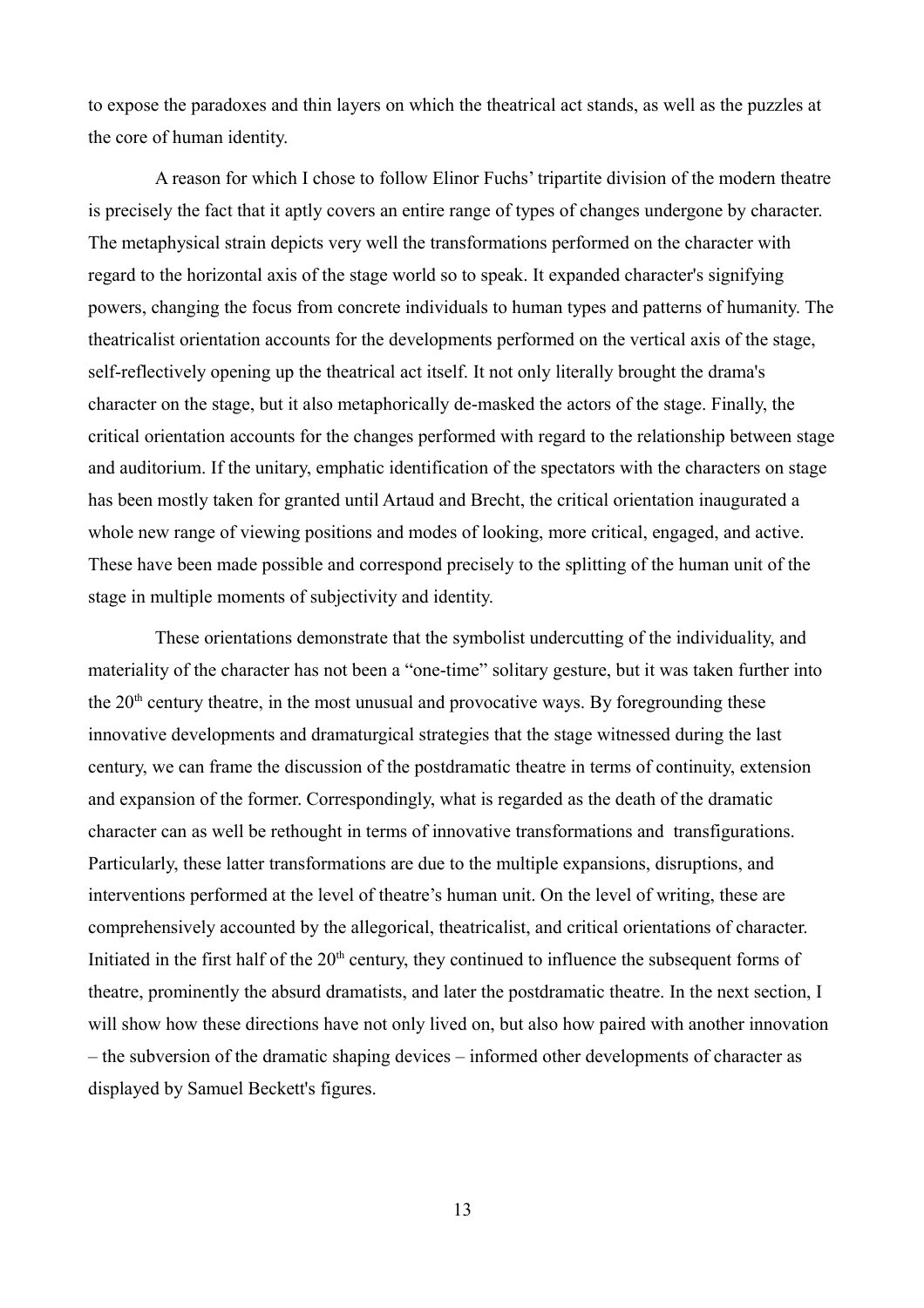to expose the paradoxes and thin layers on which the theatrical act stands, as well as the puzzles at the core of human identity.

A reason for which I chose to follow Elinor Fuchs' tripartite division of the modern theatre is precisely the fact that it aptly covers an entire range of types of changes undergone by character. The metaphysical strain depicts very well the transformations performed on the character with regard to the horizontal axis of the stage world so to speak. It expanded character's signifying powers, changing the focus from concrete individuals to human types and patterns of humanity. The theatricalist orientation accounts for the developments performed on the vertical axis of the stage, self-reflectively opening up the theatrical act itself. It not only literally brought the drama's character on the stage, but it also metaphorically de-masked the actors of the stage. Finally, the critical orientation accounts for the changes performed with regard to the relationship between stage and auditorium. If the unitary, emphatic identification of the spectators with the characters on stage has been mostly taken for granted until Artaud and Brecht, the critical orientation inaugurated a whole new range of viewing positions and modes of looking, more critical, engaged, and active. These have been made possible and correspond precisely to the splitting of the human unit of the stage in multiple moments of subjectivity and identity.

These orientations demonstrate that the symbolist undercutting of the individuality, and materiality of the character has not been a "one-time" solitary gesture, but it was taken further into the 20th century theatre, in the most unusual and provocative ways. By foregrounding these innovative developments and dramaturgical strategies that the stage witnessed during the last century, we can frame the discussion of the postdramatic theatre in terms of continuity, extension and expansion of the former. Correspondingly, what is regarded as the death of the dramatic character can as well be rethought in terms of innovative transformations and transfigurations. Particularly, these latter transformations are due to the multiple expansions, disruptions, and interventions performed at the level of theatre's human unit. On the level of writing, these are comprehensively accounted by the allegorical, theatricalist, and critical orientations of character. Initiated in the first half of the 20th century, they continued to influence the subsequent forms of theatre, prominently the absurd dramatists, and later the postdramatic theatre. In the next section, I will show how these directions have not only lived on, but also how paired with another innovation – the subversion of the dramatic shaping devices – informed other developments of character as displayed by Samuel Beckett's figures.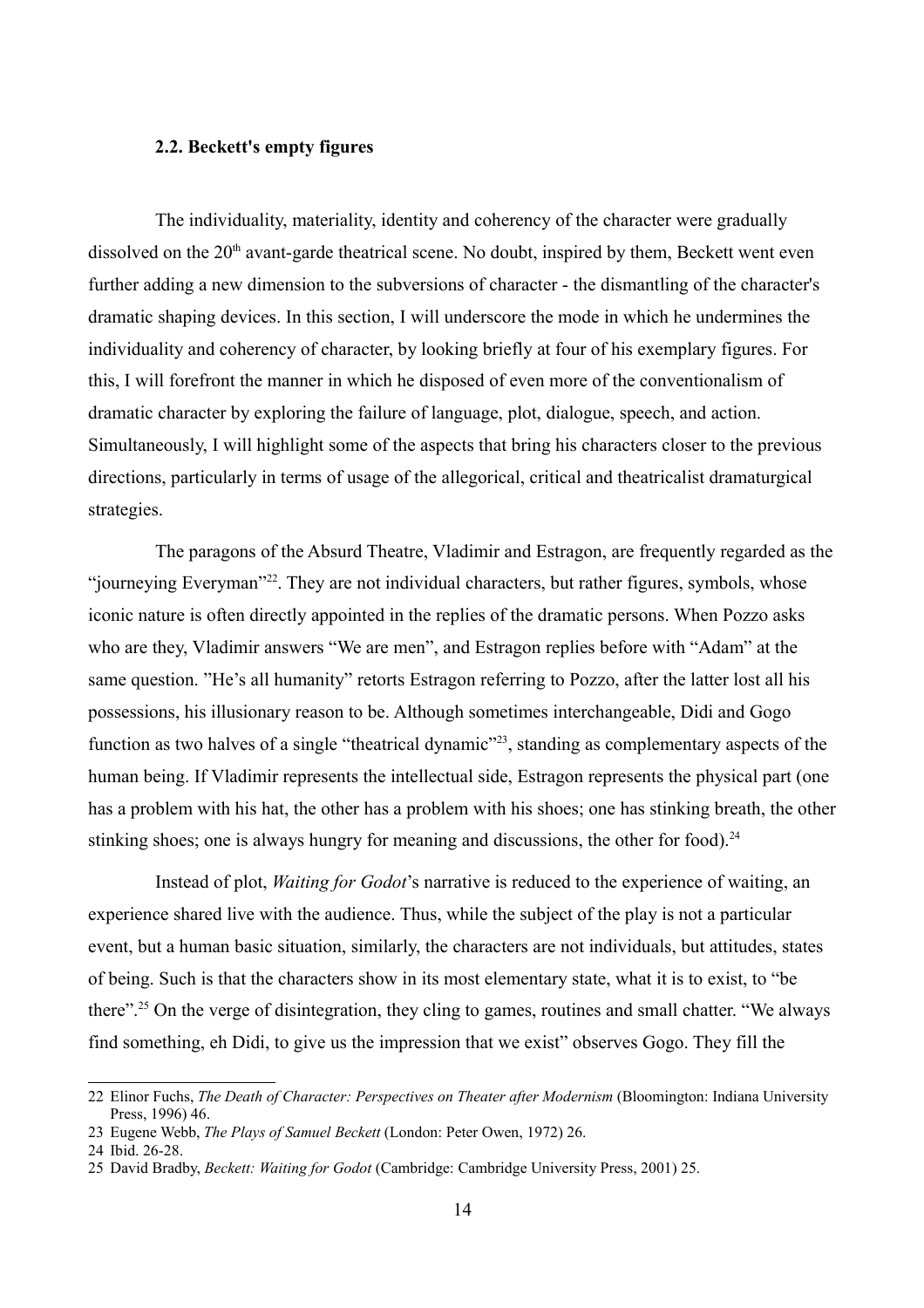### 2.2. Beckett's empty figures

The individuality, materiality, identity and coherency of the character were gradually dissolved on the 20th avant-garde theatrical scene. No doubt, inspired by them, Beckett went even further adding a new dimension to the subversions of character - the dismantling of the character's dramatic shaping devices. In this section, I will underscore the mode in which he undermines the individuality and coherency of character, by looking briefly at four of his exemplary figures. For this, I will forefront the manner in which he disposed of even more of the conventionalism of dramatic character by exploring the failure of language, plot, dialogue, speech, and action. Simultaneously, I will highlight some of the aspects that bring his characters closer to the previous directions, particularly in terms of usage of the allegorical, critical and theatricalist dramaturgical strategies.

The paragons of the Absurd Theatre, Vladimir and Estragon, are frequently regarded as the "journeying Everyman"[22]. They are not individual characters, but rather figures, symbols, whose iconic nature is often directly appointed in the replies of the dramatic persons. When Pozzo asks who are they, Vladimir answers "We are men", and Estragon replies before with "Adam" at the same question. "He's all humanity" retorts Estragon referring to Pozzo, after the latter lost all his possessions, his illusionary reason to be. Although sometimes interchangeable, Didi and Gogo function as two halves of a single "theatrical dynamic"[23], standing as complementary aspects of the human being. If Vladimir represents the intellectual side, Estragon represents the physical part (one has a problem with his hat, the other has a problem with his shoes; one has stinking breath, the other stinking shoes; one is always hungry for meaning and discussions, the other for food).[24]

Instead of plot, *Waiting for Godot*'s narrative is reduced to the experience of waiting, an experience shared live with the audience. Thus, while the subject of the play is not a particular event, but a human basic situation, similarly, the characters are not individuals, but attitudes, states of being. Such is that the characters show in its most elementary state, what it is to exist, to "be there".[25] On the verge of disintegration, they cling to games, routines and small chatter. "We always find something, eh Didi, to give us the impression that we exist" observes Gogo. They fill the

---

22 Elinor Fuchs, *The Death of Character: Perspectives on Theater after Modernism* (Bloomington: Indiana University Press, 1996) 46.

23 Eugene Webb, *The Plays of Samuel Beckett* (London: Peter Owen, 1972) 26.

24 Ibid. 26-28.

25 David Bradby, *Beckett: Waiting for Godot* (Cambridge: Cambridge University Press, 2001) 25.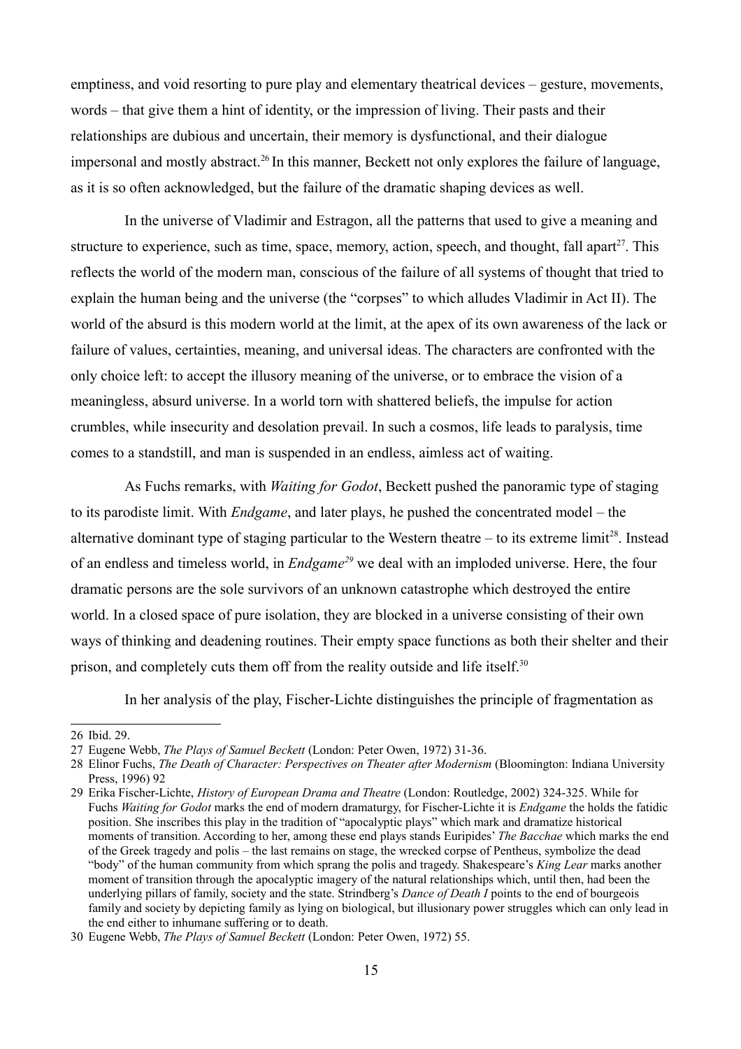emptiness, and void resorting to pure play and elementary theatrical devices – gesture, movements, words – that give them a hint of identity, or the impression of living. Their pasts and their relationships are dubious and uncertain, their memory is dysfunctional, and their dialogue impersonal and mostly abstract.[26] In this manner, Beckett not only explores the failure of language, as it is so often acknowledged, but the failure of the dramatic shaping devices as well.

In the universe of Vladimir and Estragon, all the patterns that used to give a meaning and structure to experience, such as time, space, memory, action, speech, and thought, fall apart[27]. This reflects the world of the modern man, conscious of the failure of all systems of thought that tried to explain the human being and the universe (the "corpses" to which alludes Vladimir in Act II). The world of the absurd is this modern world at the limit, at the apex of its own awareness of the lack or failure of values, certainties, meaning, and universal ideas. The characters are confronted with the only choice left: to accept the illusory meaning of the universe, or to embrace the vision of a meaningless, absurd universe. In a world torn with shattered beliefs, the impulse for action crumbles, while insecurity and desolation prevail. In such a cosmos, life leads to paralysis, time comes to a standstill, and man is suspended in an endless, aimless act of waiting.

As Fuchs remarks, with *Waiting for Godot*, Beckett pushed the panoramic type of staging to its parodiste limit. With *Endgame*, and later plays, he pushed the concentrated model – the alternative dominant type of staging particular to the Western theatre – to its extreme limit[28]. Instead of an endless and timeless world, in *Endgame*[29] we deal with an imploded universe. Here, the four dramatic persons are the sole survivors of an unknown catastrophe which destroyed the entire world. In a closed space of pure isolation, they are blocked in a universe consisting of their own ways of thinking and deadening routines. Their empty space functions as both their shelter and their prison, and completely cuts them off from the reality outside and life itself.[30]

In her analysis of the play, Fischer-Lichte distinguishes the principle of fragmentation as

---

26 Ibid. 29.

27 Eugene Webb, *The Plays of Samuel Beckett* (London: Peter Owen, 1972) 31-36.

28 Elinor Fuchs, *The Death of Character: Perspectives on Theater after Modernism* (Bloomington: Indiana University Press, 1996) 92

29 Erika Fischer-Lichte, *History of European Drama and Theatre* (London: Routledge, 2002) 324-325. While for Fuchs *Waiting for Godot* marks the end of modern dramaturgy, for Fischer-Lichte it is *Endgame* the holds the fatidic position. She inscribes this play in the tradition of "apocalyptic plays" which mark and dramatize historical moments of transition. According to her, among these end plays stands Euripides' *The Bacchae* which marks the end of the Greek tragedy and polis – the last remains on stage, the wrecked corpse of Pentheus, symbolize the dead "body" of the human community from which sprang the polis and tragedy. Shakespeare's *King Lear* marks another moment of transition through the apocalyptic imagery of the natural relationships which, until then, had been the underlying pillars of family, society and the state. Strindberg's *Dance of Death I* points to the end of bourgeois family and society by depicting family as lying on biological, but illusionary power struggles which can only lead in the end either to inhumane suffering or to death.

30 Eugene Webb, *The Plays of Samuel Beckett* (London: Peter Owen, 1972) 55.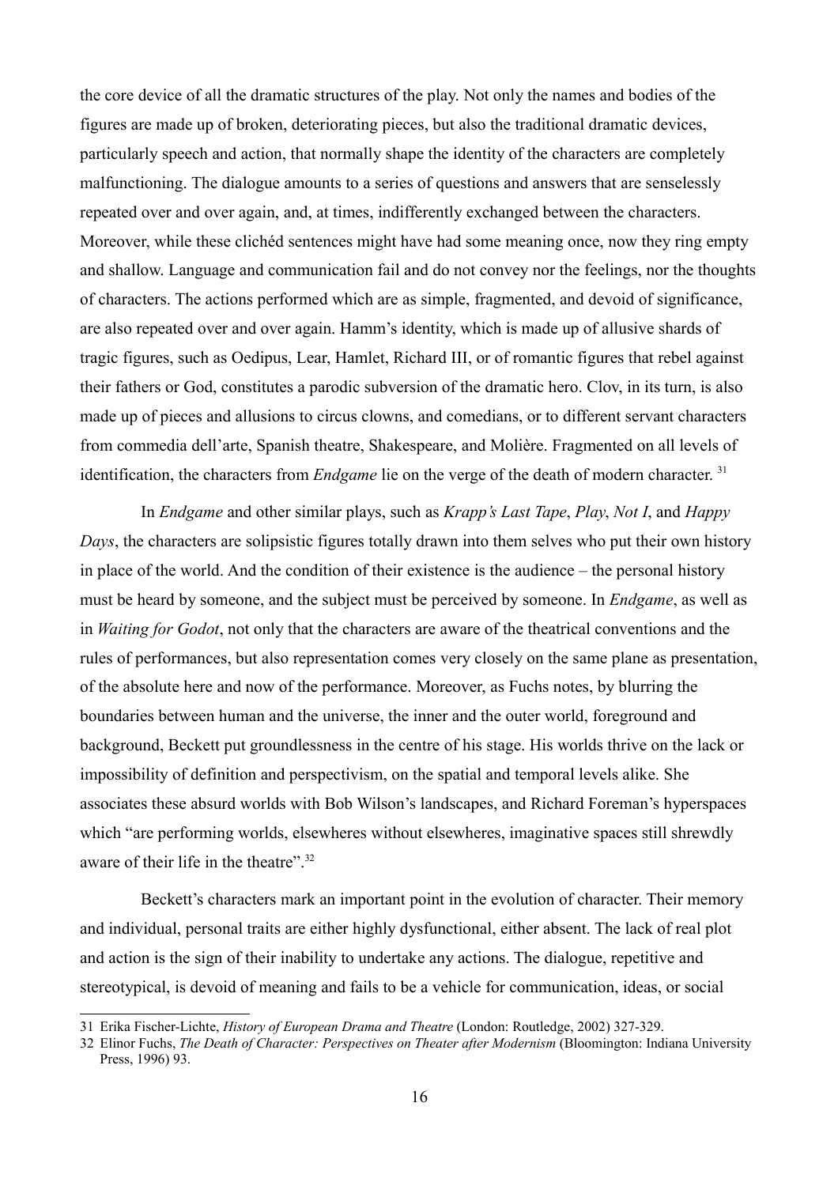the core device of all the dramatic structures of the play. Not only the names and bodies of the figures are made up of broken, deteriorating pieces, but also the traditional dramatic devices, particularly speech and action, that normally shape the identity of the characters are completely malfunctioning. The dialogue amounts to a series of questions and answers that are senselessly repeated over and over again, and, at times, indifferently exchanged between the characters. Moreover, while these clichéd sentences might have had some meaning once, now they ring empty and shallow. Language and communication fail and do not convey nor the feelings, nor the thoughts of characters. The actions performed which are as simple, fragmented, and devoid of significance, are also repeated over and over again. Hamm's identity, which is made up of allusive shards of tragic figures, such as Oedipus, Lear, Hamlet, Richard III, or of romantic figures that rebel against their fathers or God, constitutes a parodic subversion of the dramatic hero. Clov, in its turn, is also made up of pieces and allusions to circus clowns, and comedians, or to different servant characters from commedia dell'arte, Spanish theatre, Shakespeare, and Molière. Fragmented on all levels of identification, the characters from *Endgame* lie on the verge of the death of modern character. [31]

In *Endgame* and other similar plays, such as *Krapp's Last Tape*, *Play*, *Not I*, and *Happy Days*, the characters are solipsistic figures totally drawn into them selves who put their own history in place of the world. And the condition of their existence is the audience – the personal history must be heard by someone, and the subject must be perceived by someone. In *Endgame*, as well as in *Waiting for Godot*, not only that the characters are aware of the theatrical conventions and the rules of performances, but also representation comes very closely on the same plane as presentation, of the absolute here and now of the performance. Moreover, as Fuchs notes, by blurring the boundaries between human and the universe, the inner and the outer world, foreground and background, Beckett put groundlessness in the centre of his stage. His worlds thrive on the lack or impossibility of definition and perspectivism, on the spatial and temporal levels alike. She associates these absurd worlds with Bob Wilson's landscapes, and Richard Foreman's hyperspaces which "are performing worlds, elsewheres without elsewheres, imaginative spaces still shrewdly aware of their life in the theatre".[32]

Beckett's characters mark an important point in the evolution of character. Their memory and individual, personal traits are either highly dysfunctional, either absent. The lack of real plot and action is the sign of their inability to undertake any actions. The dialogue, repetitive and stereotypical, is devoid of meaning and fails to be a vehicle for communication, ideas, or social

31 Erika Fischer-Lichte, *History of European Drama and Theatre* (London: Routledge, 2002) 327-329.

32 Elinor Fuchs, *The Death of Character: Perspectives on Theater after Modernism* (Bloomington: Indiana University Press, 1996) 93.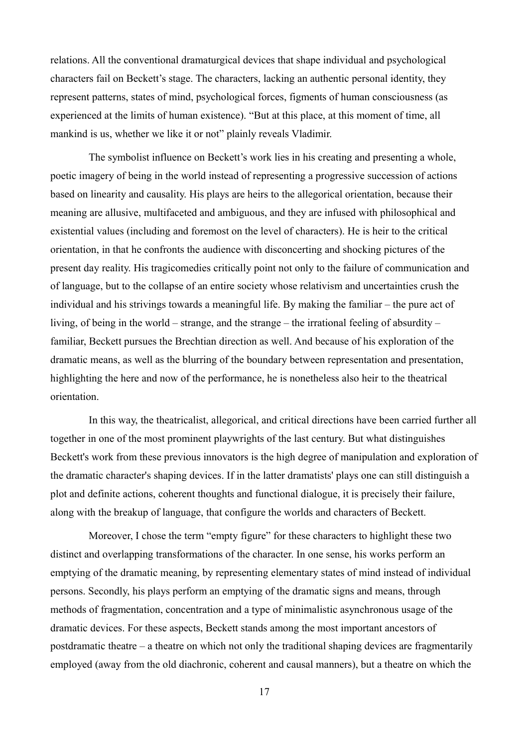relations. All the conventional dramaturgical devices that shape individual and psychological characters fail on Beckett's stage. The characters, lacking an authentic personal identity, they represent patterns, states of mind, psychological forces, figments of human consciousness (as experienced at the limits of human existence). "But at this place, at this moment of time, all mankind is us, whether we like it or not" plainly reveals Vladimir.

The symbolist influence on Beckett's work lies in his creating and presenting a whole, poetic imagery of being in the world instead of representing a progressive succession of actions based on linearity and causality. His plays are heirs to the allegorical orientation, because their meaning are allusive, multifaceted and ambiguous, and they are infused with philosophical and existential values (including and foremost on the level of characters). He is heir to the critical orientation, in that he confronts the audience with disconcerting and shocking pictures of the present day reality. His tragicomedies critically point not only to the failure of communication and of language, but to the collapse of an entire society whose relativism and uncertainties crush the individual and his strivings towards a meaningful life. By making the familiar – the pure act of living, of being in the world – strange, and the strange – the irrational feeling of absurdity – familiar, Beckett pursues the Brechtian direction as well. And because of his exploration of the dramatic means, as well as the blurring of the boundary between representation and presentation, highlighting the here and now of the performance, he is nonetheless also heir to the theatrical orientation.

In this way, the theatricalist, allegorical, and critical directions have been carried further all together in one of the most prominent playwrights of the last century. But what distinguishes Beckett's work from these previous innovators is the high degree of manipulation and exploration of the dramatic character's shaping devices. If in the latter dramatists' plays one can still distinguish a plot and definite actions, coherent thoughts and functional dialogue, it is precisely their failure, along with the breakup of language, that configure the worlds and characters of Beckett.

Moreover, I chose the term "empty figure" for these characters to highlight these two distinct and overlapping transformations of the character. In one sense, his works perform an emptying of the dramatic meaning, by representing elementary states of mind instead of individual persons. Secondly, his plays perform an emptying of the dramatic signs and means, through methods of fragmentation, concentration and a type of minimalistic asynchronous usage of the dramatic devices. For these aspects, Beckett stands among the most important ancestors of postdramatic theatre – a theatre on which not only the traditional shaping devices are fragmentarily employed (away from the old diachronic, coherent and causal manners), but a theatre on which the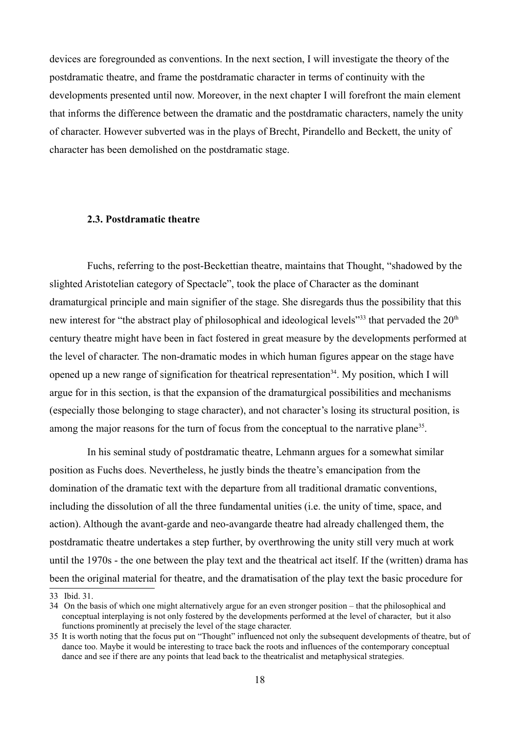devices are foregrounded as conventions. In the next section, I will investigate the theory of the postdramatic theatre, and frame the postdramatic character in terms of continuity with the developments presented until now. Moreover, in the next chapter I will forefront the main element that informs the difference between the dramatic and the postdramatic characters, namely the unity of character. However subverted was in the plays of Brecht, Pirandello and Beckett, the unity of character has been demolished on the postdramatic stage.

### 2.3. Postdramatic theatre

Fuchs, referring to the post-Beckettian theatre, maintains that Thought, "shadowed by the slighted Aristotelian category of Spectacle", took the place of Character as the dominant dramaturgical principle and main signifier of the stage. She disregards thus the possibility that this new interest for "the abstract play of philosophical and ideological levels"[33] that pervaded the 20th century theatre might have been in fact fostered in great measure by the developments performed at the level of character. The non-dramatic modes in which human figures appear on the stage have opened up a new range of signification for theatrical representation[34]. My position, which I will argue for in this section, is that the expansion of the dramaturgical possibilities and mechanisms (especially those belonging to stage character), and not character's losing its structural position, is among the major reasons for the turn of focus from the conceptual to the narrative plane[35].

In his seminal study of postdramatic theatre, Lehmann argues for a somewhat similar position as Fuchs does. Nevertheless, he justly binds the theatre's emancipation from the domination of the dramatic text with the departure from all traditional dramatic conventions, including the dissolution of all the three fundamental unities (i.e. the unity of time, space, and action). Although the avant-garde and neo-avangarde theatre had already challenged them, the postdramatic theatre undertakes a step further, by overthrowing the unity still very much at work until the 1970s - the one between the play text and the theatrical act itself. If the (written) drama has been the original material for theatre, and the dramatisation of the play text the basic procedure for

33 Ibid. 31.

34 On the basis of which one might alternatively argue for an even stronger position – that the philosophical and conceptual interplaying is not only fostered by the developments performed at the level of character, but it also functions prominently at precisely the level of the stage character.

35 It is worth noting that the focus put on "Thought" influenced not only the subsequent developments of theatre, but of dance too. Maybe it would be interesting to trace back the roots and influences of the contemporary conceptual dance and see if there are any points that lead back to the theatricalist and metaphysical strategies.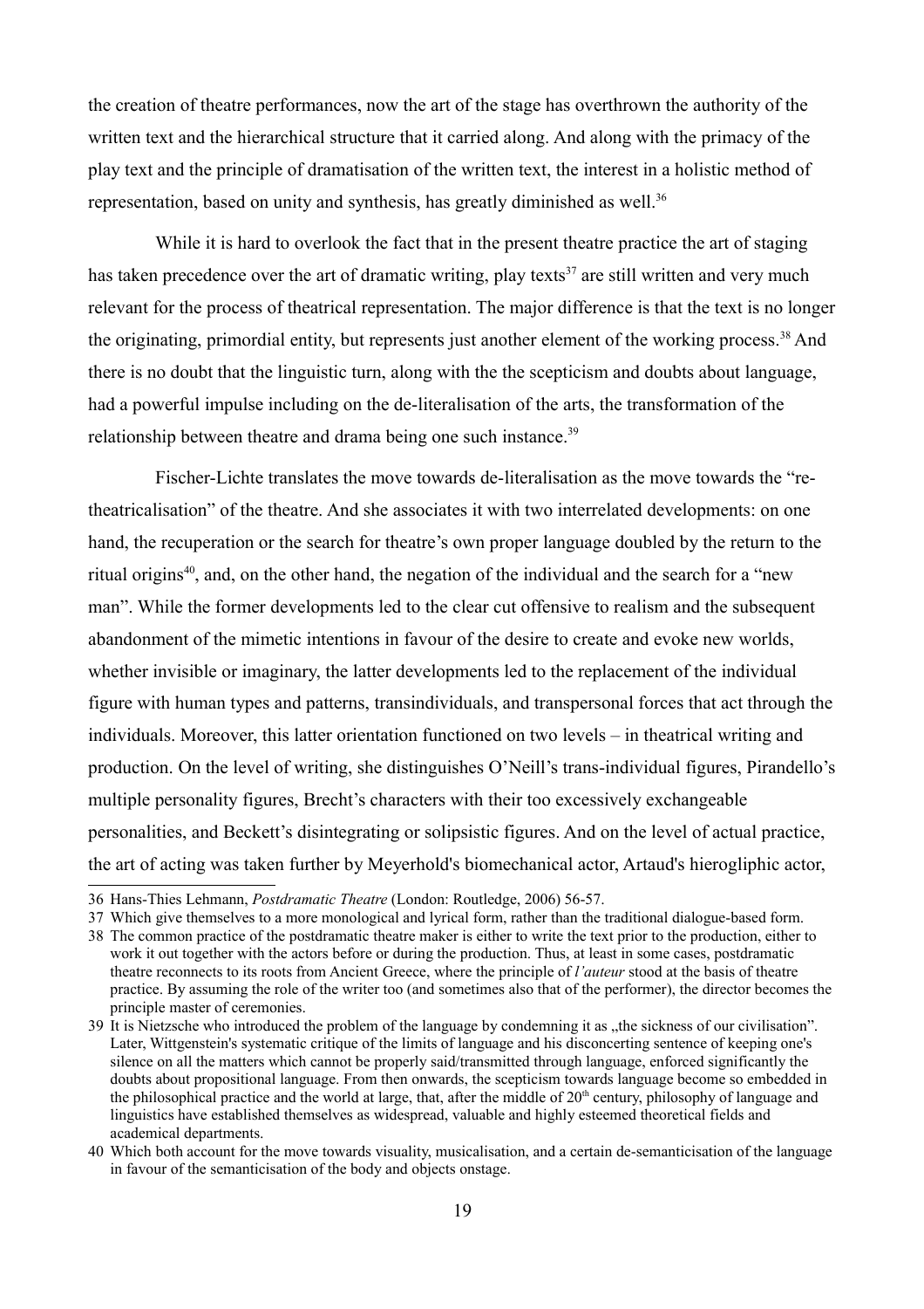the creation of theatre performances, now the art of the stage has overthrown the authority of the written text and the hierarchical structure that it carried along. And along with the primacy of the play text and the principle of dramatisation of the written text, the interest in a holistic method of representation, based on unity and synthesis, has greatly diminished as well.[36]

While it is hard to overlook the fact that in the present theatre practice the art of staging has taken precedence over the art of dramatic writing, play texts[37] are still written and very much relevant for the process of theatrical representation. The major difference is that the text is no longer the originating, primordial entity, but represents just another element of the working process.[38] And there is no doubt that the linguistic turn, along with the the scepticism and doubts about language, had a powerful impulse including on the de-literalisation of the arts, the transformation of the relationship between theatre and drama being one such instance.[39]

Fischer-Lichte translates the move towards de-literalisation as the move towards the "re-theatricalisation" of the theatre. And she associates it with two interrelated developments: on one hand, the recuperation or the search for theatre's own proper language doubled by the return to the ritual origins[40], and, on the other hand, the negation of the individual and the search for a "new man". While the former developments led to the clear cut offensive to realism and the subsequent abandonment of the mimetic intentions in favour of the desire to create and evoke new worlds, whether invisible or imaginary, the latter developments led to the replacement of the individual figure with human types and patterns, transindividuals, and transpersonal forces that act through the individuals. Moreover, this latter orientation functioned on two levels – in theatrical writing and production. On the level of writing, she distinguishes O'Neill's trans-individual figures, Pirandello's multiple personality figures, Brecht's characters with their too excessively exchangeable personalities, and Beckett's disintegrating or solipsistic figures. And on the level of actual practice, the art of acting was taken further by Meyerhold's biomechanical actor, Artaud's hierogliphic actor,

---

36 Hans-Thies Lehmann, *Postdramatic Theatre* (London: Routledge, 2006) 56-57.

37 Which give themselves to a more monological and lyrical form, rather than the traditional dialogue-based form.

38 The common practice of the postdramatic theatre maker is either to write the text prior to the production, either to work it out together with the actors before or during the production. Thus, at least in some cases, postdramatic theatre reconnects to its roots from Ancient Greece, where the principle of *l'auteur* stood at the basis of theatre practice. By assuming the role of the writer too (and sometimes also that of the performer), the director becomes the principle master of ceremonies.

39 It is Nietzsche who introduced the problem of the language by condemning it as „the sickness of our civilisation". Later, Wittgenstein's systematic critique of the limits of language and his disconcerting sentence of keeping one's silence on all the matters which cannot be properly said/transmitted through language, enforced significantly the doubts about propositional language. From then onwards, the scepticism towards language become so embedded in the philosophical practice and the world at large, that, after the middle of 20th century, philosophy of language and linguistics have established themselves as widespread, valuable and highly esteemed theoretical fields and academical departments.

40 Which both account for the move towards visuality, musicalisation, and a certain de-semanticisation of the language in favour of the semanticisation of the body and objects onstage.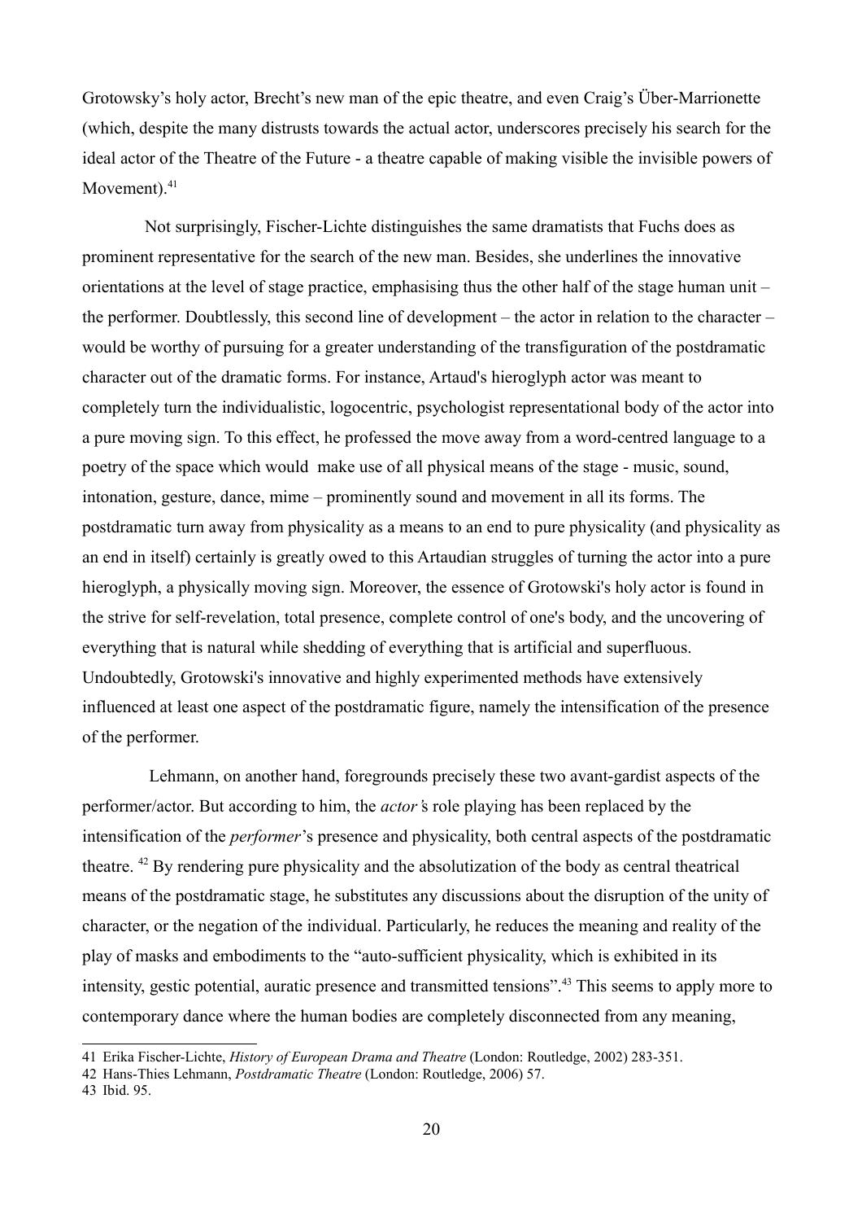Grotowsky's holy actor, Brecht's new man of the epic theatre, and even Craig's Über-Marrionette (which, despite the many distrusts towards the actual actor, underscores precisely his search for the ideal actor of the Theatre of the Future - a theatre capable of making visible the invisible powers of Movement).[41]

Not surprisingly, Fischer-Lichte distinguishes the same dramatists that Fuchs does as prominent representative for the search of the new man. Besides, she underlines the innovative orientations at the level of stage practice, emphasising thus the other half of the stage human unit – the performer. Doubtlessly, this second line of development – the actor in relation to the character – would be worthy of pursuing for a greater understanding of the transfiguration of the postdramatic character out of the dramatic forms. For instance, Artaud's hieroglyph actor was meant to completely turn the individualistic, logocentric, psychologist representational body of the actor into a pure moving sign. To this effect, he professed the move away from a word-centred language to a poetry of the space which would make use of all physical means of the stage - music, sound, intonation, gesture, dance, mime – prominently sound and movement in all its forms. The postdramatic turn away from physicality as a means to an end to pure physicality (and physicality as an end in itself) certainly is greatly owed to this Artaudian struggles of turning the actor into a pure hieroglyph, a physically moving sign. Moreover, the essence of Grotowski's holy actor is found in the strive for self-revelation, total presence, complete control of one's body, and the uncovering of everything that is natural while shedding of everything that is artificial and superfluous. Undoubtedly, Grotowski's innovative and highly experimented methods have extensively influenced at least one aspect of the postdramatic figure, namely the intensification of the presence of the performer.

Lehmann, on another hand, foregrounds precisely these two avant-gardist aspects of the performer/actor. But according to him, the *actor*'s role playing has been replaced by the intensification of the *performer*'s presence and physicality, both central aspects of the postdramatic theatre. [42] By rendering pure physicality and the absolutization of the body as central theatrical means of the postdramatic stage, he substitutes any discussions about the disruption of the unity of character, or the negation of the individual. Particularly, he reduces the meaning and reality of the play of masks and embodiments to the "auto-sufficient physicality, which is exhibited in its intensity, gestic potential, auratic presence and transmitted tensions".[43] This seems to apply more to contemporary dance where the human bodies are completely disconnected from any meaning,

41 Erika Fischer-Lichte, *History of European Drama and Theatre* (London: Routledge, 2002) 283-351.

42 Hans-Thies Lehmann, *Postdramatic Theatre* (London: Routledge, 2006) 57.

43 Ibid. 95.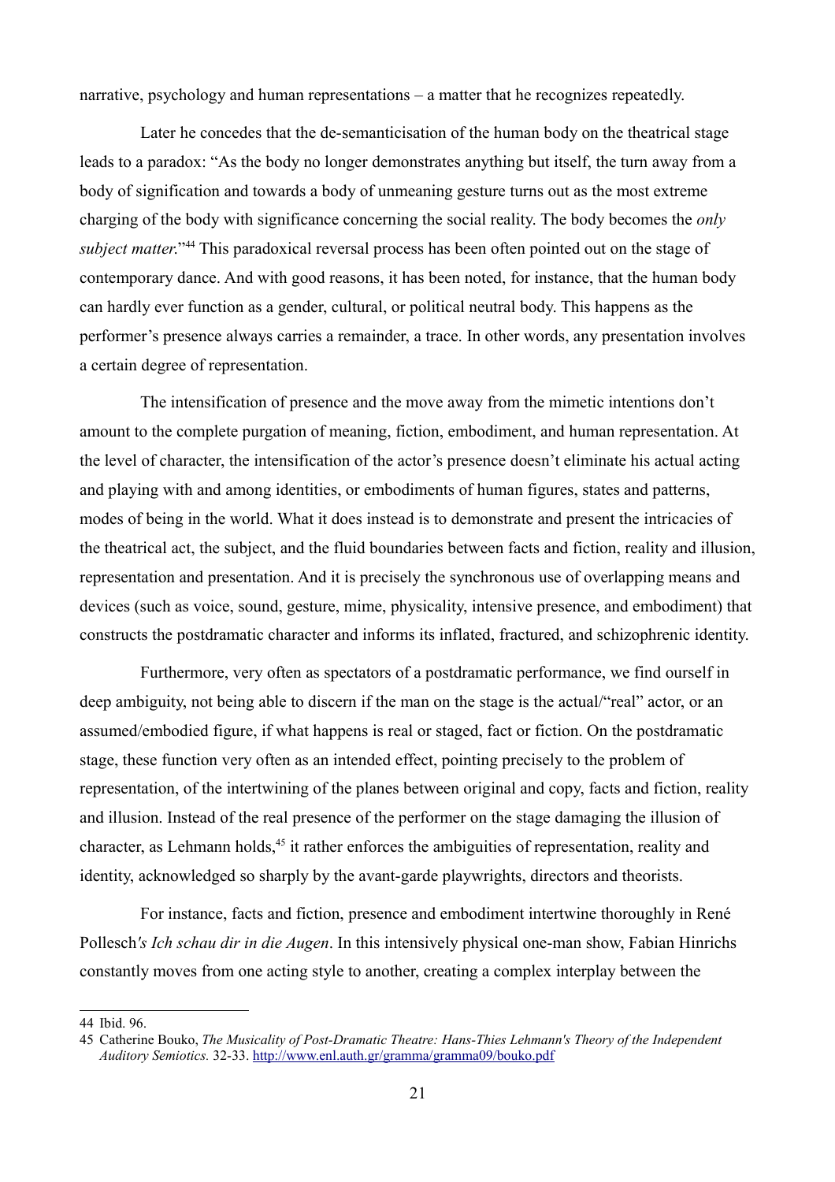narrative, psychology and human representations – a matter that he recognizes repeatedly.

Later he concedes that the de-semanticisation of the human body on the theatrical stage leads to a paradox: "As the body no longer demonstrates anything but itself, the turn away from a body of signification and towards a body of unmeaning gesture turns out as the most extreme charging of the body with significance concerning the social reality. The body becomes the *only subject matter*."[44] This paradoxical reversal process has been often pointed out on the stage of contemporary dance. And with good reasons, it has been noted, for instance, that the human body can hardly ever function as a gender, cultural, or political neutral body. This happens as the performer's presence always carries a remainder, a trace. In other words, any presentation involves a certain degree of representation.

The intensification of presence and the move away from the mimetic intentions don't amount to the complete purgation of meaning, fiction, embodiment, and human representation. At the level of character, the intensification of the actor's presence doesn't eliminate his actual acting and playing with and among identities, or embodiments of human figures, states and patterns, modes of being in the world. What it does instead is to demonstrate and present the intricacies of the theatrical act, the subject, and the fluid boundaries between facts and fiction, reality and illusion, representation and presentation. And it is precisely the synchronous use of overlapping means and devices (such as voice, sound, gesture, mime, physicality, intensive presence, and embodiment) that constructs the postdramatic character and informs its inflated, fractured, and schizophrenic identity.

Furthermore, very often as spectators of a postdramatic performance, we find ourself in deep ambiguity, not being able to discern if the man on the stage is the actual/"real" actor, or an assumed/embodied figure, if what happens is real or staged, fact or fiction. On the postdramatic stage, these function very often as an intended effect, pointing precisely to the problem of representation, of the intertwining of the planes between original and copy, facts and fiction, reality and illusion. Instead of the real presence of the performer on the stage damaging the illusion of character, as Lehmann holds,[45] it rather enforces the ambiguities of representation, reality and identity, acknowledged so sharply by the avant-garde playwrights, directors and theorists.

For instance, facts and fiction, presence and embodiment intertwine thoroughly in René Pollesch*'s Ich schau dir in die Augen*. In this intensively physical one-man show, Fabian Hinrichs constantly moves from one acting style to another, creating a complex interplay between the

---

44 Ibid. 96.

45 Catherine Bouko, *The Musicality of Post-Dramatic Theatre: Hans-Thies Lehmann's Theory of the Independent Auditory Semiotics.* 32-33. http://www.enl.auth.gr/gramma/gramma09/bouko.pdf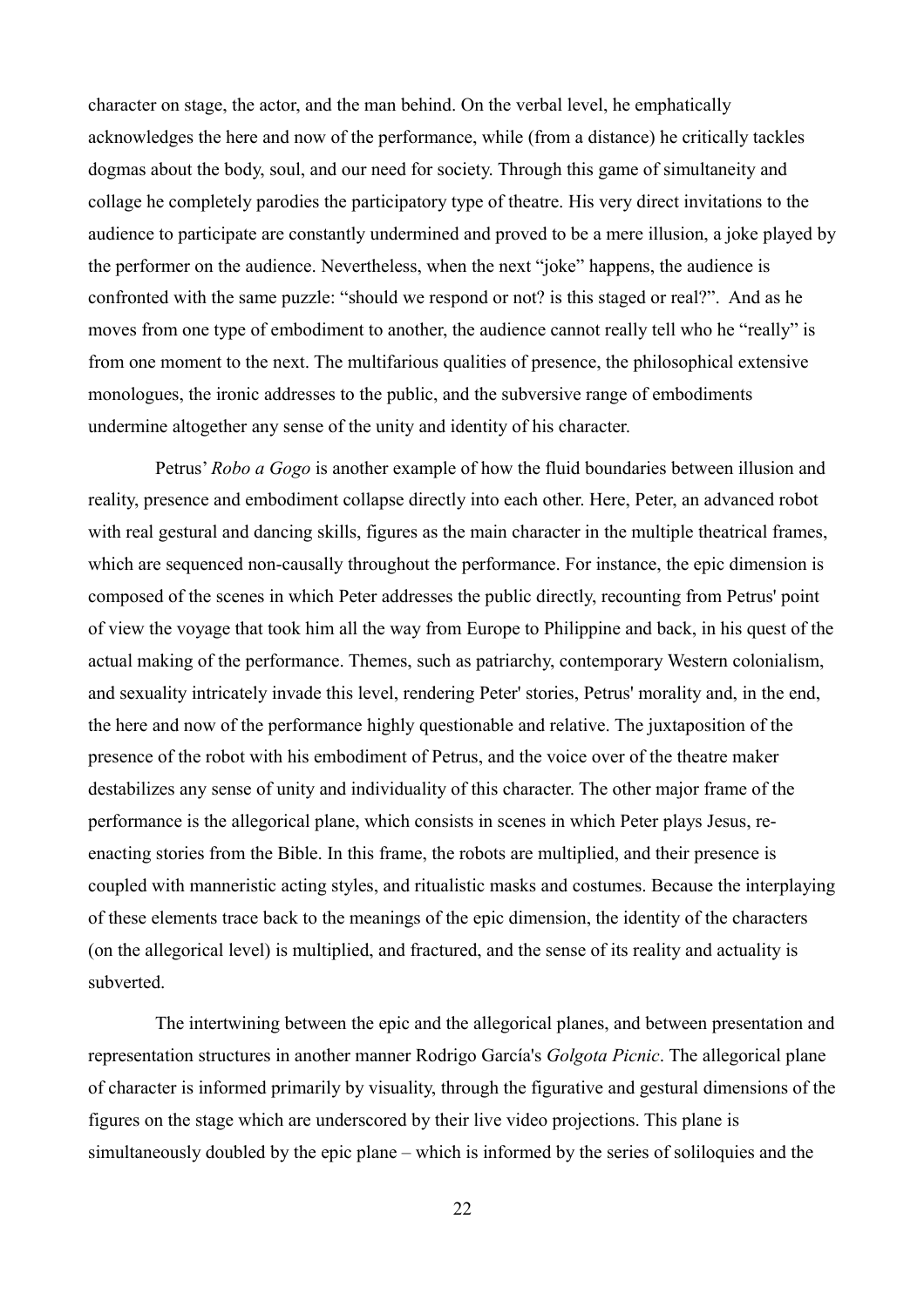character on stage, the actor, and the man behind. On the verbal level, he emphatically acknowledges the here and now of the performance, while (from a distance) he critically tackles dogmas about the body, soul, and our need for society. Through this game of simultaneity and collage he completely parodies the participatory type of theatre. His very direct invitations to the audience to participate are constantly undermined and proved to be a mere illusion, a joke played by the performer on the audience. Nevertheless, when the next "joke" happens, the audience is confronted with the same puzzle: "should we respond or not? is this staged or real?". And as he moves from one type of embodiment to another, the audience cannot really tell who he "really" is from one moment to the next. The multifarious qualities of presence, the philosophical extensive monologues, the ironic addresses to the public, and the subversive range of embodiments undermine altogether any sense of the unity and identity of his character.

Petrus' *Robo a Gogo* is another example of how the fluid boundaries between illusion and reality, presence and embodiment collapse directly into each other. Here, Peter, an advanced robot with real gestural and dancing skills, figures as the main character in the multiple theatrical frames, which are sequenced non-causally throughout the performance. For instance, the epic dimension is composed of the scenes in which Peter addresses the public directly, recounting from Petrus' point of view the voyage that took him all the way from Europe to Philippine and back, in his quest of the actual making of the performance. Themes, such as patriarchy, contemporary Western colonialism, and sexuality intricately invade this level, rendering Peter' stories, Petrus' morality and, in the end, the here and now of the performance highly questionable and relative. The juxtaposition of the presence of the robot with his embodiment of Petrus, and the voice over of the theatre maker destabilizes any sense of unity and individuality of this character. The other major frame of the performance is the allegorical plane, which consists in scenes in which Peter plays Jesus, re-enacting stories from the Bible. In this frame, the robots are multiplied, and their presence is coupled with manneristic acting styles, and ritualistic masks and costumes. Because the interplaying of these elements trace back to the meanings of the epic dimension, the identity of the characters (on the allegorical level) is multiplied, and fractured, and the sense of its reality and actuality is subverted.

The intertwining between the epic and the allegorical planes, and between presentation and representation structures in another manner Rodrigo García's *Golgota Picnic*. The allegorical plane of character is informed primarily by visuality, through the figurative and gestural dimensions of the figures on the stage which are underscored by their live video projections. This plane is simultaneously doubled by the epic plane – which is informed by the series of soliloquies and the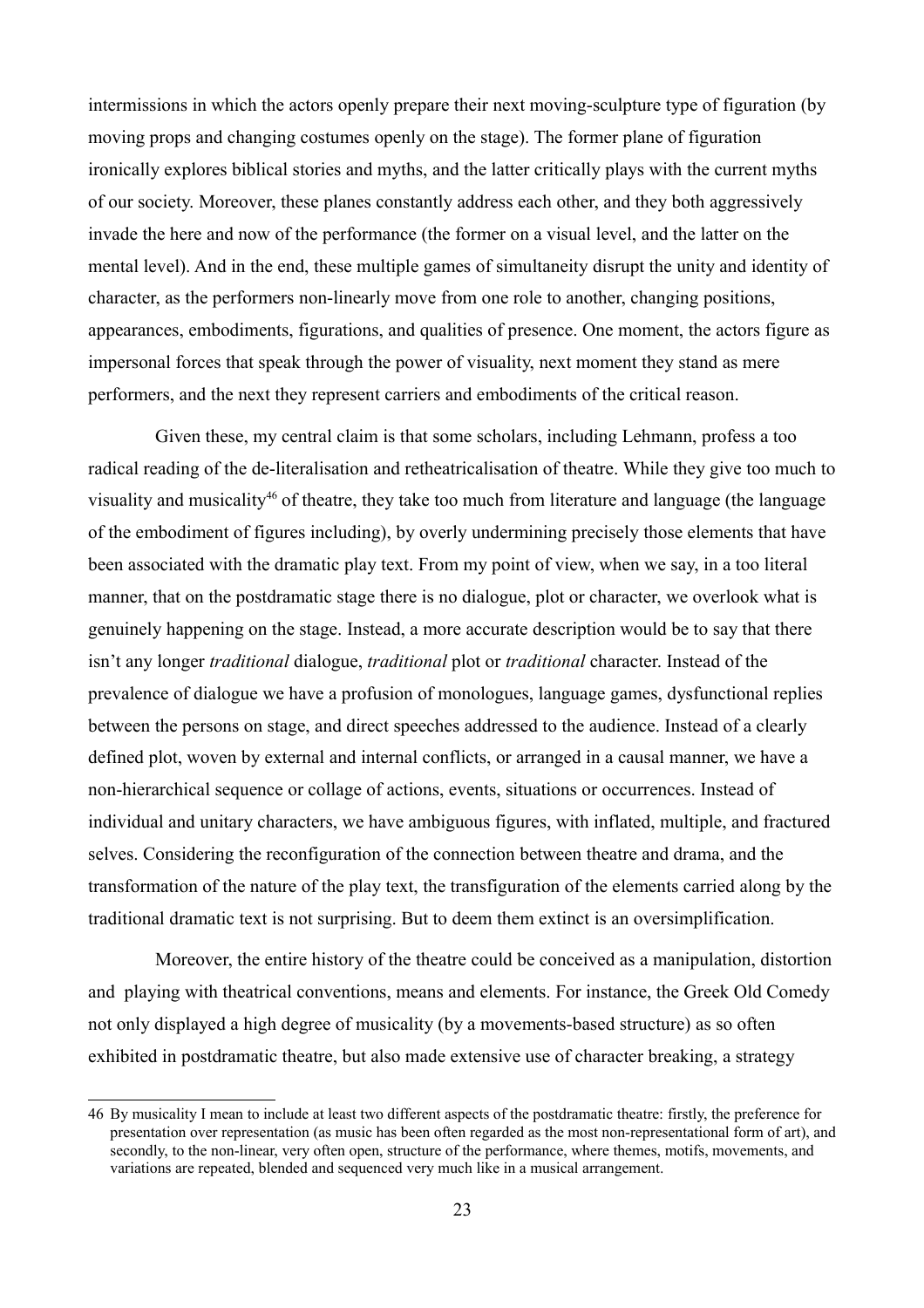intermissions in which the actors openly prepare their next moving-sculpture type of figuration (by moving props and changing costumes openly on the stage). The former plane of figuration ironically explores biblical stories and myths, and the latter critically plays with the current myths of our society. Moreover, these planes constantly address each other, and they both aggressively invade the here and now of the performance (the former on a visual level, and the latter on the mental level). And in the end, these multiple games of simultaneity disrupt the unity and identity of character, as the performers non-linearly move from one role to another, changing positions, appearances, embodiments, figurations, and qualities of presence. One moment, the actors figure as impersonal forces that speak through the power of visuality, next moment they stand as mere performers, and the next they represent carriers and embodiments of the critical reason.

Given these, my central claim is that some scholars, including Lehmann, profess a too radical reading of the de-literalisation and retheatricalisation of theatre. While they give too much to visuality and musicality[46] of theatre, they take too much from literature and language (the language of the embodiment of figures including), by overly undermining precisely those elements that have been associated with the dramatic play text. From my point of view, when we say, in a too literal manner, that on the postdramatic stage there is no dialogue, plot or character, we overlook what is genuinely happening on the stage. Instead, a more accurate description would be to say that there isn't any longer *traditional* dialogue, *traditional* plot or *traditional* character. Instead of the prevalence of dialogue we have a profusion of monologues, language games, dysfunctional replies between the persons on stage, and direct speeches addressed to the audience. Instead of a clearly defined plot, woven by external and internal conflicts, or arranged in a causal manner, we have a non-hierarchical sequence or collage of actions, events, situations or occurrences. Instead of individual and unitary characters, we have ambiguous figures, with inflated, multiple, and fractured selves. Considering the reconfiguration of the connection between theatre and drama, and the transformation of the nature of the play text, the transfiguration of the elements carried along by the traditional dramatic text is not surprising. But to deem them extinct is an oversimplification.

Moreover, the entire history of the theatre could be conceived as a manipulation, distortion and playing with theatrical conventions, means and elements. For instance, the Greek Old Comedy not only displayed a high degree of musicality (by a movements-based structure) as so often exhibited in postdramatic theatre, but also made extensive use of character breaking, a strategy

---

46 By musicality I mean to include at least two different aspects of the postdramatic theatre: firstly, the preference for presentation over representation (as music has been often regarded as the most non-representational form of art), and secondly, to the non-linear, very often open, structure of the performance, where themes, motifs, movements, and variations are repeated, blended and sequenced very much like in a musical arrangement.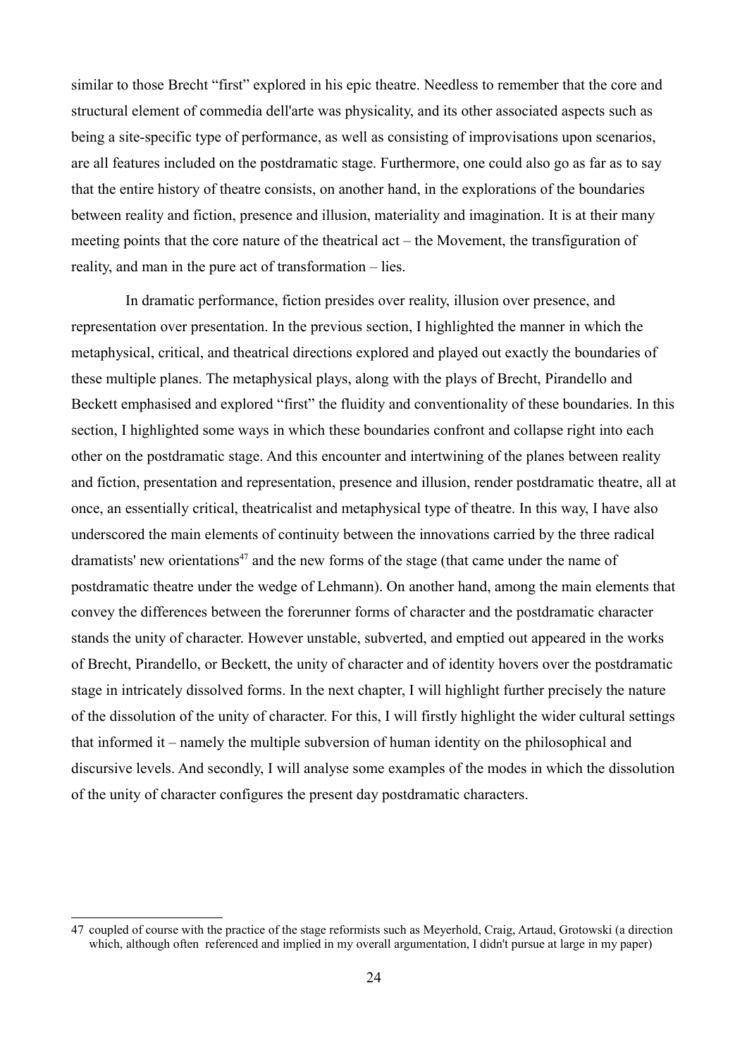similar to those Brecht "first" explored in his epic theatre. Needless to remember that the core and structural element of commedia dell'arte was physicality, and its other associated aspects such as being a site-specific type of performance, as well as consisting of improvisations upon scenarios, are all features included on the postdramatic stage. Furthermore, one could also go as far as to say that the entire history of theatre consists, on another hand, in the explorations of the boundaries between reality and fiction, presence and illusion, materiality and imagination. It is at their many meeting points that the core nature of the theatrical act – the Movement, the transfiguration of reality, and man in the pure act of transformation – lies.

In dramatic performance, fiction presides over reality, illusion over presence, and representation over presentation. In the previous section, I highlighted the manner in which the metaphysical, critical, and theatrical directions explored and played out exactly the boundaries of these multiple planes. The metaphysical plays, along with the plays of Brecht, Pirandello and Beckett emphasised and explored "first" the fluidity and conventionality of these boundaries. In this section, I highlighted some ways in which these boundaries confront and collapse right into each other on the postdramatic stage. And this encounter and intertwining of the planes between reality and fiction, presentation and representation, presence and illusion, render postdramatic theatre, all at once, an essentially critical, theatricalist and metaphysical type of theatre. In this way, I have also underscored the main elements of continuity between the innovations carried by the three radical dramatists' new orientations[47] and the new forms of the stage (that came under the name of postdramatic theatre under the wedge of Lehmann). On another hand, among the main elements that convey the differences between the forerunner forms of character and the postdramatic character stands the unity of character. However unstable, subverted, and emptied out appeared in the works of Brecht, Pirandello, or Beckett, the unity of character and of identity hovers over the postdramatic stage in intricately dissolved forms. In the next chapter, I will highlight further precisely the nature of the dissolution of the unity of character. For this, I will firstly highlight the wider cultural settings that informed it – namely the multiple subversion of human identity on the philosophical and discursive levels. And secondly, I will analyse some examples of the modes in which the dissolution of the unity of character configures the present day postdramatic characters.

---

47 coupled of course with the practice of the stage reformists such as Meyerhold, Craig, Artaud, Grotowski (a direction which, although often referenced and implied in my overall argumentation, I didn't pursue at large in my paper)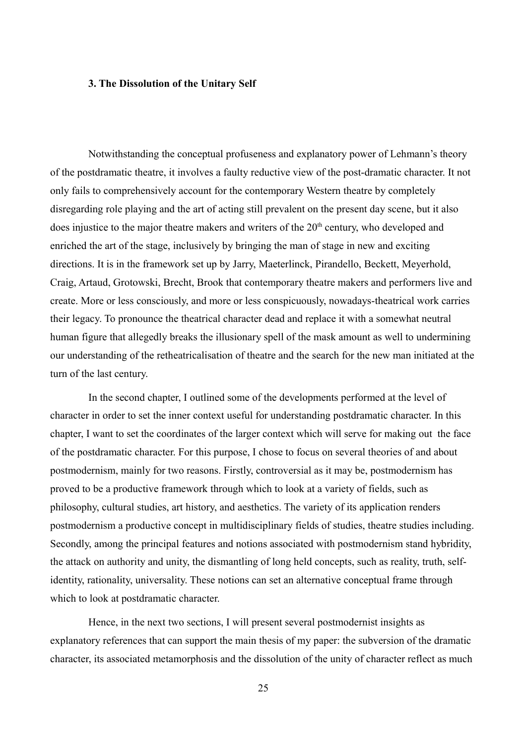### 3. The Dissolution of the Unitary Self

Notwithstanding the conceptual profuseness and explanatory power of Lehmann's theory of the postdramatic theatre, it involves a faulty reductive view of the post-dramatic character. It not only fails to comprehensively account for the contemporary Western theatre by completely disregarding role playing and the art of acting still prevalent on the present day scene, but it also does injustice to the major theatre makers and writers of the 20th century, who developed and enriched the art of the stage, inclusively by bringing the man of stage in new and exciting directions. It is in the framework set up by Jarry, Maeterlinck, Pirandello, Beckett, Meyerhold, Craig, Artaud, Grotowski, Brecht, Brook that contemporary theatre makers and performers live and create. More or less consciously, and more or less conspicuously, nowadays-theatrical work carries their legacy. To pronounce the theatrical character dead and replace it with a somewhat neutral human figure that allegedly breaks the illusionary spell of the mask amount as well to undermining our understanding of the retheatricalisation of theatre and the search for the new man initiated at the turn of the last century.

In the second chapter, I outlined some of the developments performed at the level of character in order to set the inner context useful for understanding postdramatic character. In this chapter, I want to set the coordinates of the larger context which will serve for making out the face of the postdramatic character. For this purpose, I chose to focus on several theories of and about postmodernism, mainly for two reasons. Firstly, controversial as it may be, postmodernism has proved to be a productive framework through which to look at a variety of fields, such as philosophy, cultural studies, art history, and aesthetics. The variety of its application renders postmodernism a productive concept in multidisciplinary fields of studies, theatre studies including. Secondly, among the principal features and notions associated with postmodernism stand hybridity, the attack on authority and unity, the dismantling of long held concepts, such as reality, truth, self-identity, rationality, universality. These notions can set an alternative conceptual frame through which to look at postdramatic character.

Hence, in the next two sections, I will present several postmodernist insights as explanatory references that can support the main thesis of my paper: the subversion of the dramatic character, its associated metamorphosis and the dissolution of the unity of character reflect as much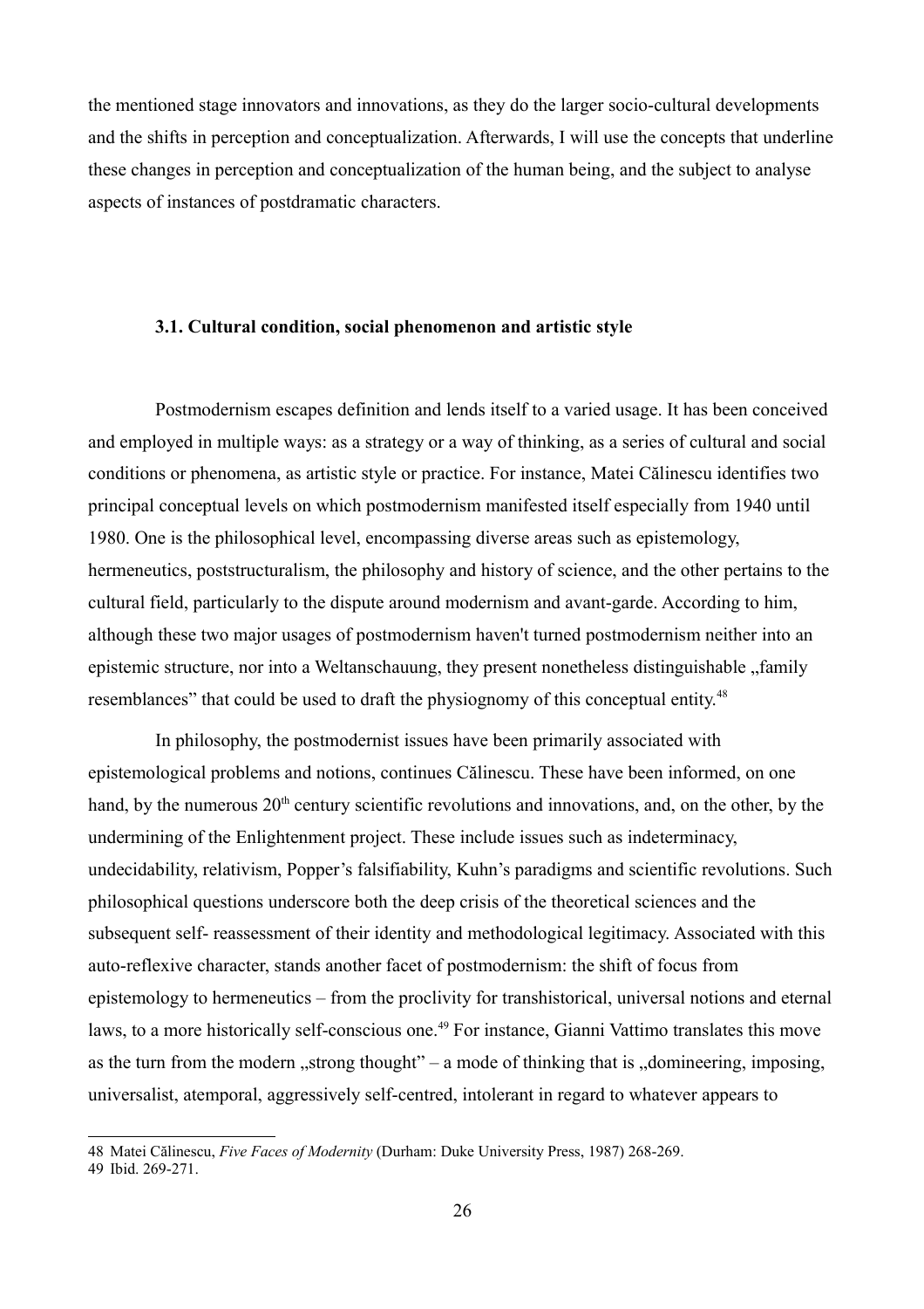the mentioned stage innovators and innovations, as they do the larger socio-cultural developments and the shifts in perception and conceptualization. Afterwards, I will use the concepts that underline these changes in perception and conceptualization of the human being, and the subject to analyse aspects of instances of postdramatic characters.

### 3.1. Cultural condition, social phenomenon and artistic style

Postmodernism escapes definition and lends itself to a varied usage. It has been conceived and employed in multiple ways: as a strategy or a way of thinking, as a series of cultural and social conditions or phenomena, as artistic style or practice. For instance, Matei Călinescu identifies two principal conceptual levels on which postmodernism manifested itself especially from 1940 until 1980. One is the philosophical level, encompassing diverse areas such as epistemology, hermeneutics, poststructuralism, the philosophy and history of science, and the other pertains to the cultural field, particularly to the dispute around modernism and avant-garde. According to him, although these two major usages of postmodernism haven't turned postmodernism neither into an epistemic structure, nor into a Weltanschauung, they present nonetheless distinguishable „family resemblances" that could be used to draft the physiognomy of this conceptual entity.[48]

In philosophy, the postmodernist issues have been primarily associated with epistemological problems and notions, continues Călinescu. These have been informed, on one hand, by the numerous 20th century scientific revolutions and innovations, and, on the other, by the undermining of the Enlightenment project. These include issues such as indeterminacy, undecidability, relativism, Popper's falsifiability, Kuhn's paradigms and scientific revolutions. Such philosophical questions underscore both the deep crisis of the theoretical sciences and the subsequent self- reassessment of their identity and methodological legitimacy. Associated with this auto-reflexive character, stands another facet of postmodernism: the shift of focus from epistemology to hermeneutics – from the proclivity for transhistorical, universal notions and eternal laws, to a more historically self-conscious one.[49] For instance, Gianni Vattimo translates this move as the turn from the modern „strong thought" – a mode of thinking that is „domineering, imposing, universalist, atemporal, aggressively self-centred, intolerant in regard to whatever appears to

---

48 Matei Călinescu, *Five Faces of Modernity* (Durham: Duke University Press, 1987) 268-269.

49 Ibid. 269-271.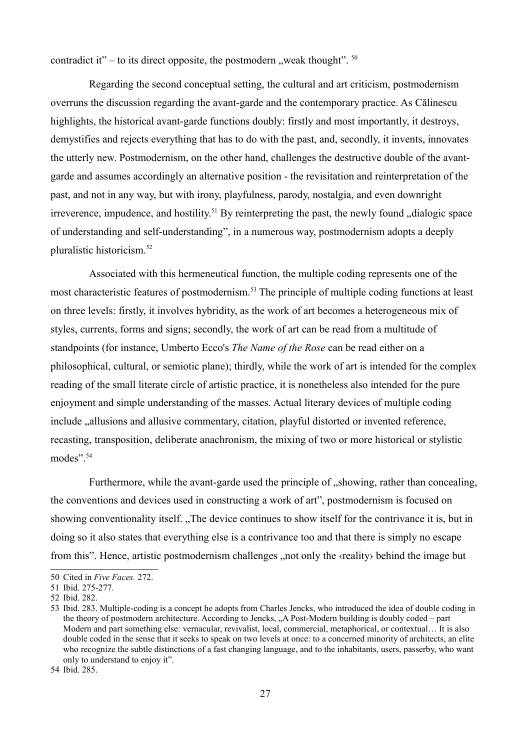contradict it" – to its direct opposite, the postmodern „weak thought". [50]

Regarding the second conceptual setting, the cultural and art criticism, postmodernism overruns the discussion regarding the avant-garde and the contemporary practice. As Călinescu highlights, the historical avant-garde functions doubly: firstly and most importantly, it destroys, demystifies and rejects everything that has to do with the past, and, secondly, it invents, innovates the utterly new. Postmodernism, on the other hand, challenges the destructive double of the avant-garde and assumes accordingly an alternative position - the revisitation and reinterpretation of the past, and not in any way, but with irony, playfulness, parody, nostalgia, and even downright irreverence, impudence, and hostility.[51] By reinterpreting the past, the newly found „dialogic space of understanding and self-understanding", in a numerous way, postmodernism adopts a deeply pluralistic historicism.[52]

Associated with this hermeneutical function, the multiple coding represents one of the most characteristic features of postmodernism.[53] The principle of multiple coding functions at least on three levels: firstly, it involves hybridity, as the work of art becomes a heterogeneous mix of styles, currents, forms and signs; secondly, the work of art can be read from a multitude of standpoints (for instance, Umberto Ecco's *The Name of the Rose* can be read either on a philosophical, cultural, or semiotic plane); thirdly, while the work of art is intended for the complex reading of the small literate circle of artistic practice, it is nonetheless also intended for the pure enjoyment and simple understanding of the masses. Actual literary devices of multiple coding include „allusions and allusive commentary, citation, playful distorted or invented reference, recasting, transposition, deliberate anachronism, the mixing of two or more historical or stylistic modes".[54]

Furthermore, while the avant-garde used the principle of „showing, rather than concealing, the conventions and devices used in constructing a work of art", postmodernism is focused on showing conventionality itself. „The device continues to show itself for the contrivance it is, but in doing so it also states that everything else is a contrivance too and that there is simply no escape from this". Hence, artistic postmodernism challenges „not only the ‹reality› behind the image but

---

50 Cited in *Five Faces.* 272.

51 Ibid. 275-277.

52 Ibid. 282.

53 Ibid. 283. Multiple-coding is a concept he adopts from Charles Jencks, who introduced the idea of double coding in the theory of postmodern architecture. According to Jencks, „A Post-Modern building is doubly coded – part Modern and part something else: vernacular, revivalist, local, commercial, metaphorical, or contextual… It is also double coded in the sense that it seeks to speak on two levels at once: to a concerned minority of architects, an elite who recognize the subtle distinctions of a fast changing language, and to the inhabitants, users, passerby, who want only to understand to enjoy it".

54 Ibid. 285.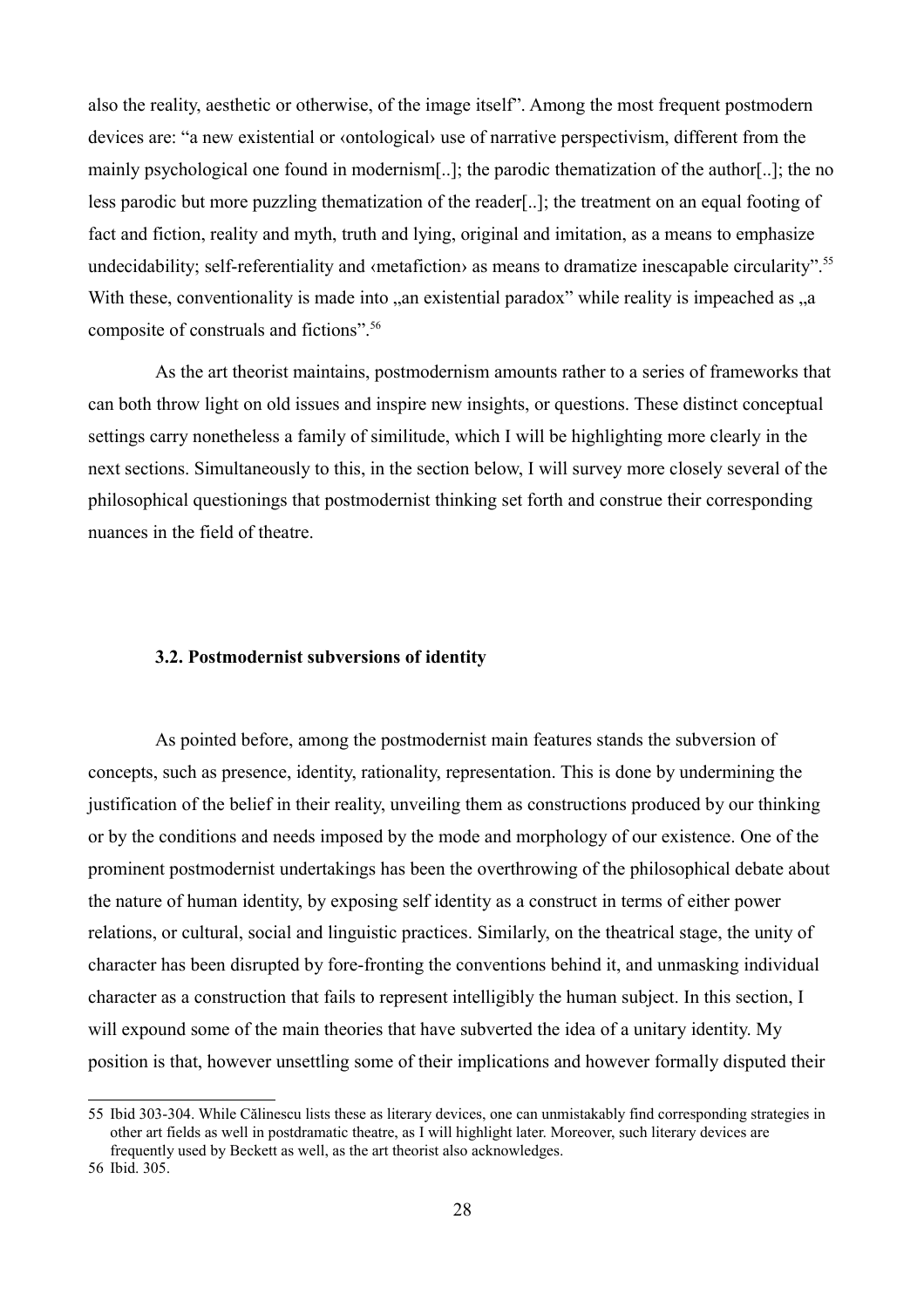also the reality, aesthetic or otherwise, of the image itself". Among the most frequent postmodern devices are: "a new existential or ‹ontological› use of narrative perspectivism, different from the mainly psychological one found in modernism[..]; the parodic thematization of the author[..]; the no less parodic but more puzzling thematization of the reader[..]; the treatment on an equal footing of fact and fiction, reality and myth, truth and lying, original and imitation, as a means to emphasize undecidability; self-referentiality and ‹metafiction› as means to dramatize inescapable circularity".[55] With these, conventionality is made into „an existential paradox" while reality is impeached as „a composite of construals and fictions".[56]

As the art theorist maintains, postmodernism amounts rather to a series of frameworks that can both throw light on old issues and inspire new insights, or questions. These distinct conceptual settings carry nonetheless a family of similitude, which I will be highlighting more clearly in the next sections. Simultaneously to this, in the section below, I will survey more closely several of the philosophical questionings that postmodernist thinking set forth and construe their corresponding nuances in the field of theatre.

### 3.2. Postmodernist subversions of identity

As pointed before, among the postmodernist main features stands the subversion of concepts, such as presence, identity, rationality, representation. This is done by undermining the justification of the belief in their reality, unveiling them as constructions produced by our thinking or by the conditions and needs imposed by the mode and morphology of our existence. One of the prominent postmodernist undertakings has been the overthrowing of the philosophical debate about the nature of human identity, by exposing self identity as a construct in terms of either power relations, or cultural, social and linguistic practices. Similarly, on the theatrical stage, the unity of character has been disrupted by fore-fronting the conventions behind it, and unmasking individual character as a construction that fails to represent intelligibly the human subject. In this section, I will expound some of the main theories that have subverted the idea of a unitary identity. My position is that, however unsettling some of their implications and however formally disputed their

---

55 Ibid 303-304. While Călinescu lists these as literary devices, one can unmistakably find corresponding strategies in other art fields as well in postdramatic theatre, as I will highlight later. Moreover, such literary devices are frequently used by Beckett as well, as the art theorist also acknowledges.

56 Ibid. 305.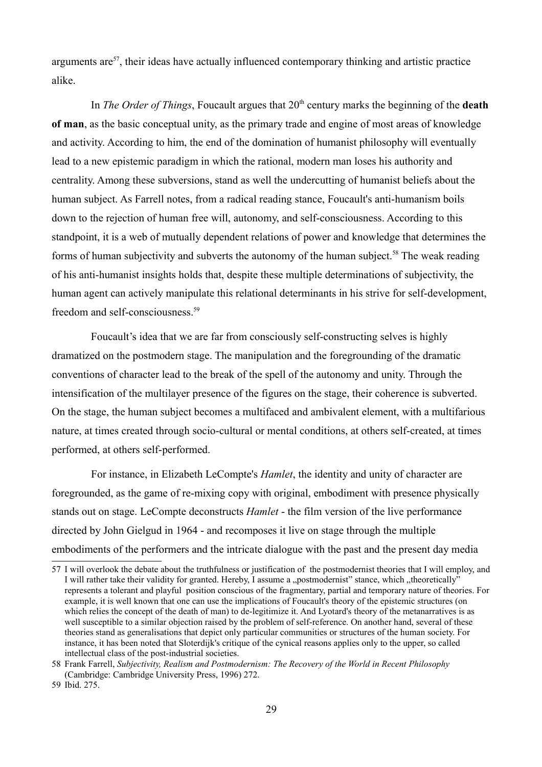arguments are[57], their ideas have actually influenced contemporary thinking and artistic practice alike.

In *The Order of Things*, Foucault argues that 20th century marks the beginning of the **death of man**, as the basic conceptual unity, as the primary trade and engine of most areas of knowledge and activity. According to him, the end of the domination of humanist philosophy will eventually lead to a new epistemic paradigm in which the rational, modern man loses his authority and centrality. Among these subversions, stand as well the undercutting of humanist beliefs about the human subject. As Farrell notes, from a radical reading stance, Foucault's anti-humanism boils down to the rejection of human free will, autonomy, and self-consciousness. According to this standpoint, it is a web of mutually dependent relations of power and knowledge that determines the forms of human subjectivity and subverts the autonomy of the human subject.[58] The weak reading of his anti-humanist insights holds that, despite these multiple determinations of subjectivity, the human agent can actively manipulate this relational determinants in his strive for self-development, freedom and self-consciousness.[59]

Foucault's idea that we are far from consciously self-constructing selves is highly dramatized on the postmodern stage. The manipulation and the foregrounding of the dramatic conventions of character lead to the break of the spell of the autonomy and unity. Through the intensification of the multilayer presence of the figures on the stage, their coherence is subverted. On the stage, the human subject becomes a multifaced and ambivalent element, with a multifarious nature, at times created through socio-cultural or mental conditions, at others self-created, at times performed, at others self-performed.

For instance, in Elizabeth LeCompte's *Hamlet*, the identity and unity of character are foregrounded, as the game of re-mixing copy with original, embodiment with presence physically stands out on stage. LeCompte deconstructs *Hamlet* - the film version of the live performance directed by John Gielgud in 1964 - and recomposes it live on stage through the multiple embodiments of the performers and the intricate dialogue with the past and the present day media

---

57 I will overlook the debate about the truthfulness or justification of the postmodernist theories that I will employ, and I will rather take their validity for granted. Hereby, I assume a „postmodernist" stance, which „theoretically" represents a tolerant and playful position conscious of the fragmentary, partial and temporary nature of theories. For example, it is well known that one can use the implications of Foucault's theory of the epistemic structures (on which relies the concept of the death of man) to de-legitimize it. And Lyotard's theory of the metanarratives is as well susceptible to a similar objection raised by the problem of self-reference. On another hand, several of these theories stand as generalisations that depict only particular communities or structures of the human society. For instance, it has been noted that Sloterdijk's critique of the cynical reasons applies only to the upper, so called intellectual class of the post-industrial societies.

58 Frank Farrell, *Subjectivity, Realism and Postmodernism: The Recovery of the World in Recent Philosophy* (Cambridge: Cambridge University Press, 1996) 272.

59 Ibid. 275.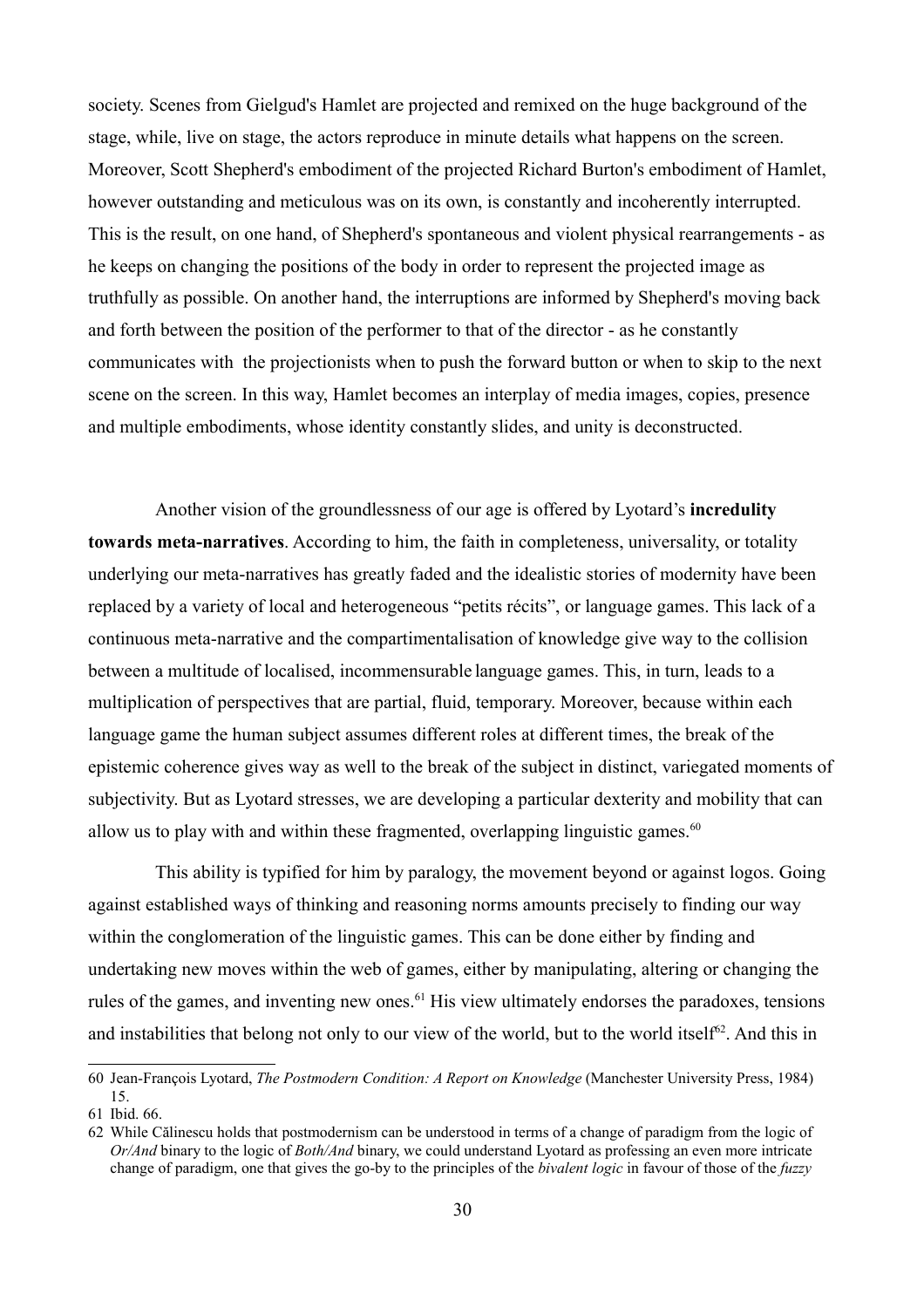society. Scenes from Gielgud's Hamlet are projected and remixed on the huge background of the stage, while, live on stage, the actors reproduce in minute details what happens on the screen. Moreover, Scott Shepherd's embodiment of the projected Richard Burton's embodiment of Hamlet, however outstanding and meticulous was on its own, is constantly and incoherently interrupted. This is the result, on one hand, of Shepherd's spontaneous and violent physical rearrangements - as he keeps on changing the positions of the body in order to represent the projected image as truthfully as possible. On another hand, the interruptions are informed by Shepherd's moving back and forth between the position of the performer to that of the director - as he constantly communicates with the projectionists when to push the forward button or when to skip to the next scene on the screen. In this way, Hamlet becomes an interplay of media images, copies, presence and multiple embodiments, whose identity constantly slides, and unity is deconstructed.

Another vision of the groundlessness of our age is offered by Lyotard's **incredulity towards meta-narratives**. According to him, the faith in completeness, universality, or totality underlying our meta-narratives has greatly faded and the idealistic stories of modernity have been replaced by a variety of local and heterogeneous "petits récits", or language games. This lack of a continuous meta-narrative and the compartimentalisation of knowledge give way to the collision between a multitude of localised, incommensurable language games. This, in turn, leads to a multiplication of perspectives that are partial, fluid, temporary. Moreover, because within each language game the human subject assumes different roles at different times, the break of the epistemic coherence gives way as well to the break of the subject in distinct, variegated moments of subjectivity. But as Lyotard stresses, we are developing a particular dexterity and mobility that can allow us to play with and within these fragmented, overlapping linguistic games.[60]

This ability is typified for him by paralogy, the movement beyond or against logos. Going against established ways of thinking and reasoning norms amounts precisely to finding our way within the conglomeration of the linguistic games. This can be done either by finding and undertaking new moves within the web of games, either by manipulating, altering or changing the rules of the games, and inventing new ones.[61] His view ultimately endorses the paradoxes, tensions and instabilities that belong not only to our view of the world, but to the world itself[62]. And this in

---

60 Jean-François Lyotard, *The Postmodern Condition: A Report on Knowledge* (Manchester University Press, 1984) 15.

61 Ibid. 66.

62 While Călinescu holds that postmodernism can be understood in terms of a change of paradigm from the logic of *Or/And* binary to the logic of *Both/And* binary, we could understand Lyotard as professing an even more intricate change of paradigm, one that gives the go-by to the principles of the *bivalent logic* in favour of those of the *fuzzy*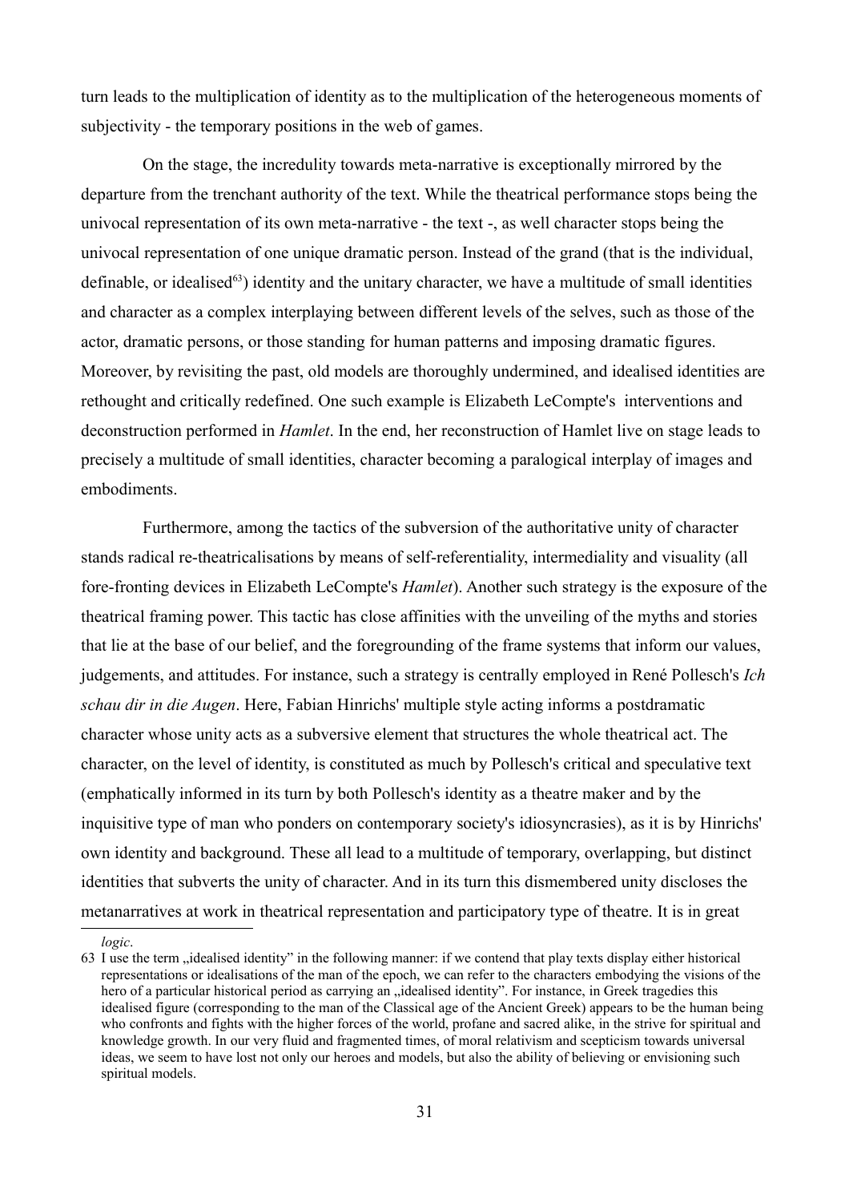turn leads to the multiplication of identity as to the multiplication of the heterogeneous moments of subjectivity - the temporary positions in the web of games.

On the stage, the incredulity towards meta-narrative is exceptionally mirrored by the departure from the trenchant authority of the text. While the theatrical performance stops being the univocal representation of its own meta-narrative - the text -, as well character stops being the univocal representation of one unique dramatic person. Instead of the grand (that is the individual, definable, or idealised[63]) identity and the unitary character, we have a multitude of small identities and character as a complex interplaying between different levels of the selves, such as those of the actor, dramatic persons, or those standing for human patterns and imposing dramatic figures. Moreover, by revisiting the past, old models are thoroughly undermined, and idealised identities are rethought and critically redefined. One such example is Elizabeth LeCompte's interventions and deconstruction performed in *Hamlet*. In the end, her reconstruction of Hamlet live on stage leads to precisely a multitude of small identities, character becoming a paralogical interplay of images and embodiments.

Furthermore, among the tactics of the subversion of the authoritative unity of character stands radical re-theatricalisations by means of self-referentiality, intermediality and visuality (all fore-fronting devices in Elizabeth LeCompte's *Hamlet*). Another such strategy is the exposure of the theatrical framing power. This tactic has close affinities with the unveiling of the myths and stories that lie at the base of our belief, and the foregrounding of the frame systems that inform our values, judgements, and attitudes. For instance, such a strategy is centrally employed in René Pollesch's *Ich schau dir in die Augen*. Here, Fabian Hinrichs' multiple style acting informs a postdramatic character whose unity acts as a subversive element that structures the whole theatrical act. The character, on the level of identity, is constituted as much by Pollesch's critical and speculative text (emphatically informed in its turn by both Pollesch's identity as a theatre maker and by the inquisitive type of man who ponders on contemporary society's idiosyncrasies), as it is by Hinrichs' own identity and background. These all lead to a multitude of temporary, overlapping, but distinct identities that subverts the unity of character. And in its turn this dismembered unity discloses the metanarratives at work in theatrical representation and participatory type of theatre. It is in great

*logic*.

63 I use the term „idealised identity" in the following manner: if we contend that play texts display either historical representations or idealisations of the man of the epoch, we can refer to the characters embodying the visions of the hero of a particular historical period as carrying an „idealised identity". For instance, in Greek tragedies this idealised figure (corresponding to the man of the Classical age of the Ancient Greek) appears to be the human being who confronts and fights with the higher forces of the world, profane and sacred alike, in the strive for spiritual and knowledge growth. In our very fluid and fragmented times, of moral relativism and scepticism towards universal ideas, we seem to have lost not only our heroes and models, but also the ability of believing or envisioning such spiritual models.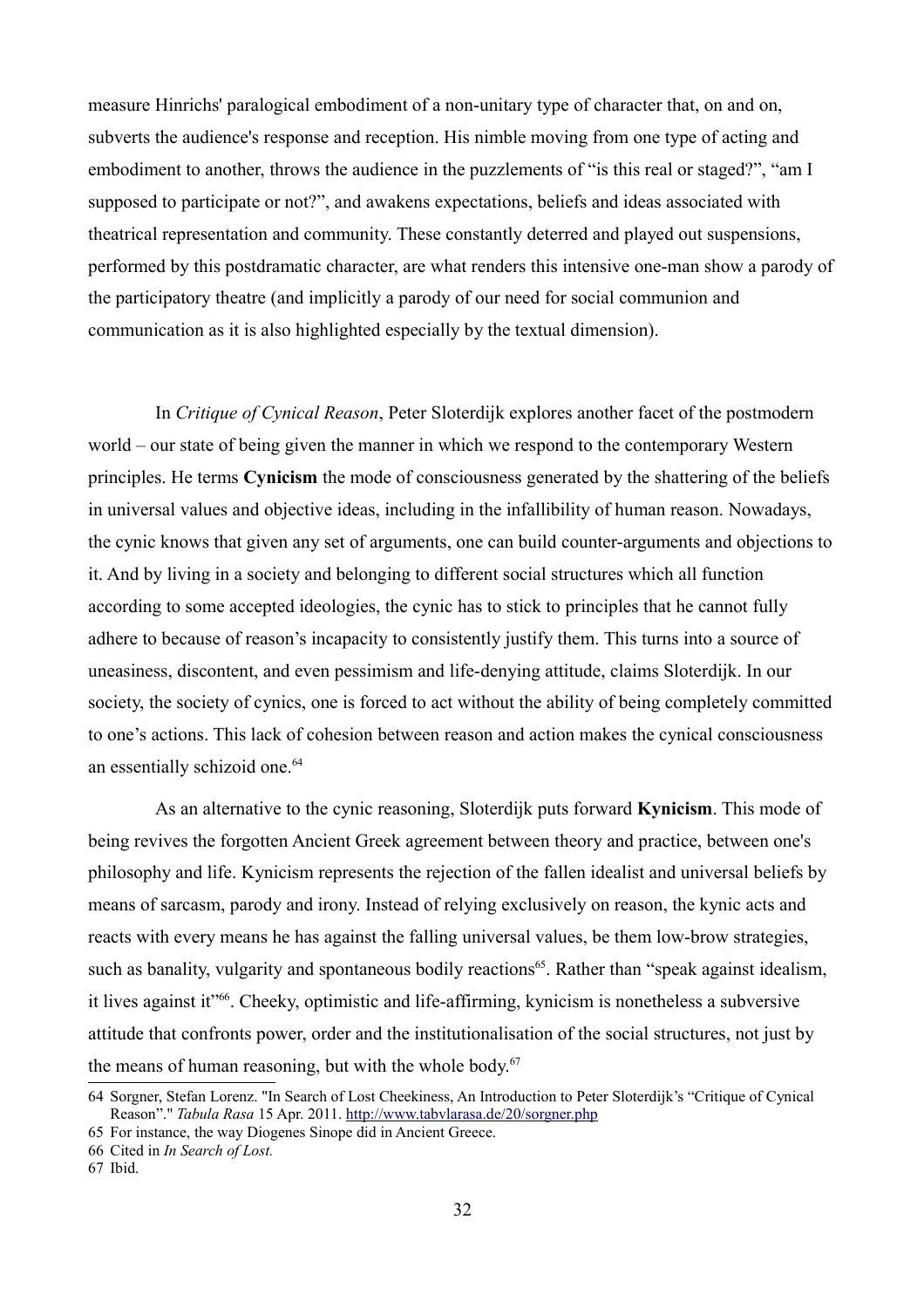measure Hinrichs' paralogical embodiment of a non-unitary type of character that, on and on, subverts the audience's response and reception. His nimble moving from one type of acting and embodiment to another, throws the audience in the puzzlements of "is this real or staged?", "am I supposed to participate or not?", and awakens expectations, beliefs and ideas associated with theatrical representation and community. These constantly deterred and played out suspensions, performed by this postdramatic character, are what renders this intensive one-man show a parody of the participatory theatre (and implicitly a parody of our need for social communion and communication as it is also highlighted especially by the textual dimension).

In *Critique of Cynical Reason*, Peter Sloterdijk explores another facet of the postmodern world – our state of being given the manner in which we respond to the contemporary Western principles. He terms **Cynicism** the mode of consciousness generated by the shattering of the beliefs in universal values and objective ideas, including in the infallibility of human reason. Nowadays, the cynic knows that given any set of arguments, one can build counter-arguments and objections to it. And by living in a society and belonging to different social structures which all function according to some accepted ideologies, the cynic has to stick to principles that he cannot fully adhere to because of reason's incapacity to consistently justify them. This turns into a source of uneasiness, discontent, and even pessimism and life-denying attitude, claims Sloterdijk. In our society, the society of cynics, one is forced to act without the ability of being completely committed to one's actions. This lack of cohesion between reason and action makes the cynical consciousness an essentially schizoid one.[64]

As an alternative to the cynic reasoning, Sloterdijk puts forward **Kynicism**. This mode of being revives the forgotten Ancient Greek agreement between theory and practice, between one's philosophy and life. Kynicism represents the rejection of the fallen idealist and universal beliefs by means of sarcasm, parody and irony. Instead of relying exclusively on reason, the kynic acts and reacts with every means he has against the falling universal values, be them low-brow strategies, such as banality, vulgarity and spontaneous bodily reactions[65]. Rather than "speak against idealism, it lives against it"[66]. Cheeky, optimistic and life-affirming, kynicism is nonetheless a subversive attitude that confronts power, order and the institutionalisation of the social structures, not just by the means of human reasoning, but with the whole body.[67]

---

64 Sorgner, Stefan Lorenz. "In Search of Lost Cheekiness, An Introduction to Peter Sloterdijk's "Critique of Cynical Reason"." *Tabula Rasa* 15 Apr. 2011. http://www.tabvlarasa.de/20/sorgner.php

65 For instance, the way Diogenes Sinope did in Ancient Greece.

66 Cited in *In Search of Lost.*

67 Ibid.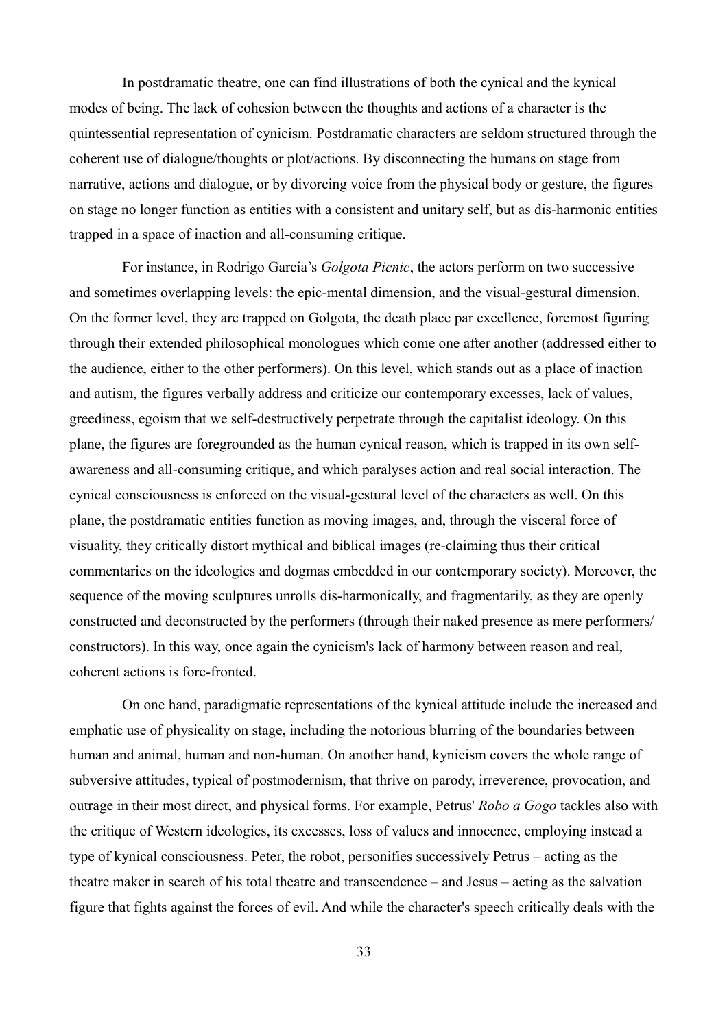In postdramatic theatre, one can find illustrations of both the cynical and the kynical modes of being. The lack of cohesion between the thoughts and actions of a character is the quintessential representation of cynicism. Postdramatic characters are seldom structured through the coherent use of dialogue/thoughts or plot/actions. By disconnecting the humans on stage from narrative, actions and dialogue, or by divorcing voice from the physical body or gesture, the figures on stage no longer function as entities with a consistent and unitary self, but as dis-harmonic entities trapped in a space of inaction and all-consuming critique.

For instance, in Rodrigo García's *Golgota Picnic*, the actors perform on two successive and sometimes overlapping levels: the epic-mental dimension, and the visual-gestural dimension. On the former level, they are trapped on Golgota, the death place par excellence, foremost figuring through their extended philosophical monologues which come one after another (addressed either to the audience, either to the other performers). On this level, which stands out as a place of inaction and autism, the figures verbally address and criticize our contemporary excesses, lack of values, greediness, egoism that we self-destructively perpetrate through the capitalist ideology. On this plane, the figures are foregrounded as the human cynical reason, which is trapped in its own self-awareness and all-consuming critique, and which paralyses action and real social interaction. The cynical consciousness is enforced on the visual-gestural level of the characters as well. On this plane, the postdramatic entities function as moving images, and, through the visceral force of visuality, they critically distort mythical and biblical images (re-claiming thus their critical commentaries on the ideologies and dogmas embedded in our contemporary society). Moreover, the sequence of the moving sculptures unrolls dis-harmonically, and fragmentarily, as they are openly constructed and deconstructed by the performers (through their naked presence as mere performers/ constructors). In this way, once again the cynicism's lack of harmony between reason and real, coherent actions is fore-fronted.

On one hand, paradigmatic representations of the kynical attitude include the increased and emphatic use of physicality on stage, including the notorious blurring of the boundaries between human and animal, human and non-human. On another hand, kynicism covers the whole range of subversive attitudes, typical of postmodernism, that thrive on parody, irreverence, provocation, and outrage in their most direct, and physical forms. For example, Petrus' *Robo a Gogo* tackles also with the critique of Western ideologies, its excesses, loss of values and innocence, employing instead a type of kynical consciousness. Peter, the robot, personifies successively Petrus – acting as the theatre maker in search of his total theatre and transcendence – and Jesus – acting as the salvation figure that fights against the forces of evil. And while the character's speech critically deals with the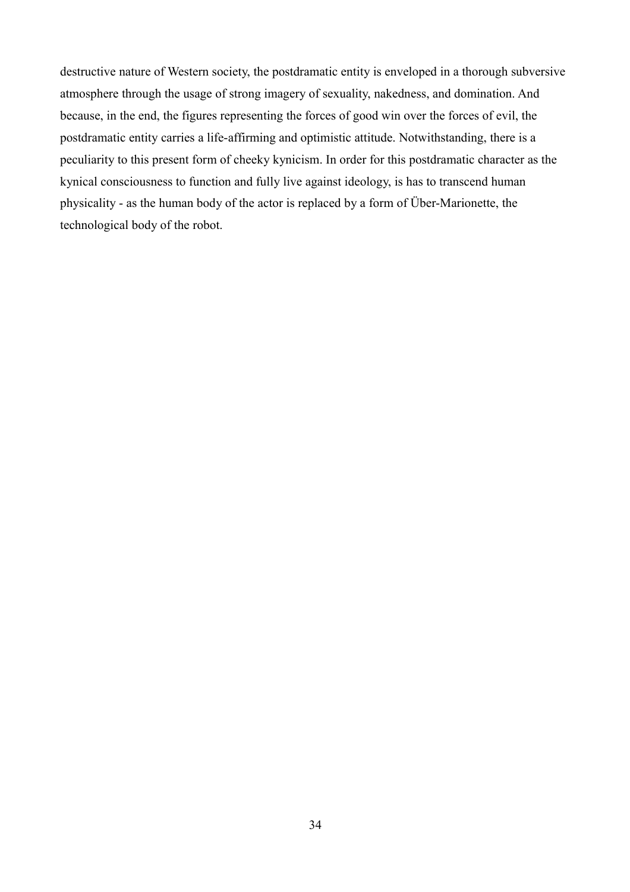destructive nature of Western society, the postdramatic entity is enveloped in a thorough subversive atmosphere through the usage of strong imagery of sexuality, nakedness, and domination. And because, in the end, the figures representing the forces of good win over the forces of evil, the postdramatic entity carries a life-affirming and optimistic attitude. Notwithstanding, there is a peculiarity to this present form of cheeky kynicism. In order for this postdramatic character as the kynical consciousness to function and fully live against ideology, is has to transcend human physicality - as the human body of the actor is replaced by a form of Über-Marionette, the technological body of the robot.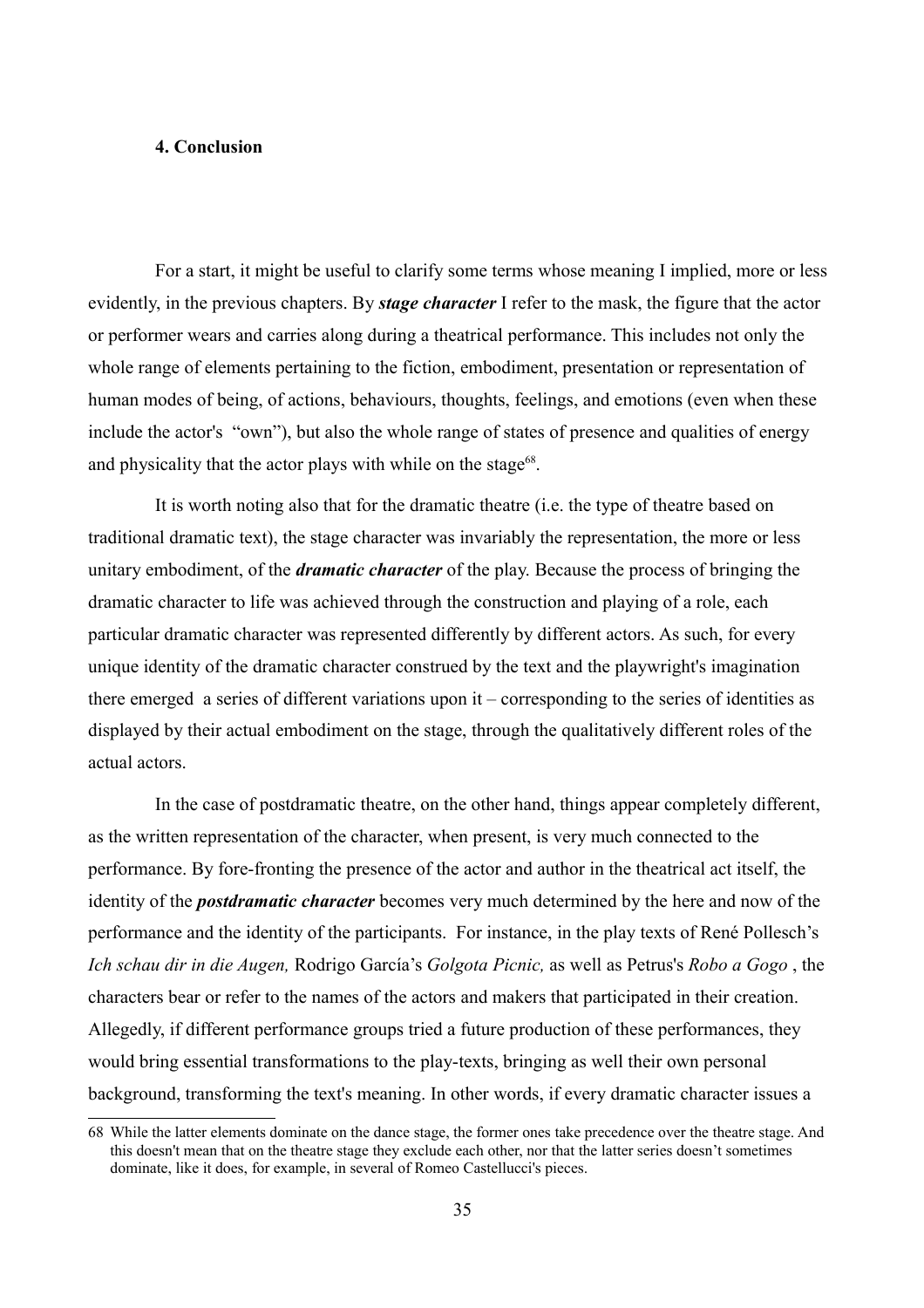## 4. Conclusion

For a start, it might be useful to clarify some terms whose meaning I implied, more or less evidently, in the previous chapters. By ***stage character*** I refer to the mask, the figure that the actor or performer wears and carries along during a theatrical performance. This includes not only the whole range of elements pertaining to the fiction, embodiment, presentation or representation of human modes of being, of actions, behaviours, thoughts, feelings, and emotions (even when these include the actor's "own"), but also the whole range of states of presence and qualities of energy and physicality that the actor plays with while on the stage[68].

It is worth noting also that for the dramatic theatre (i.e. the type of theatre based on traditional dramatic text), the stage character was invariably the representation, the more or less unitary embodiment, of the ***dramatic character*** of the play. Because the process of bringing the dramatic character to life was achieved through the construction and playing of a role, each particular dramatic character was represented differently by different actors. As such, for every unique identity of the dramatic character construed by the text and the playwright's imagination there emerged a series of different variations upon it – corresponding to the series of identities as displayed by their actual embodiment on the stage, through the qualitatively different roles of the actual actors.

In the case of postdramatic theatre, on the other hand, things appear completely different, as the written representation of the character, when present, is very much connected to the performance. By fore-fronting the presence of the actor and author in the theatrical act itself, the identity of the ***postdramatic character*** becomes very much determined by the here and now of the performance and the identity of the participants. For instance, in the play texts of René Pollesch's *Ich schau dir in die Augen,* Rodrigo García's *Golgota Picnic,* as well as Petrus's *Robo a Gogo* , the characters bear or refer to the names of the actors and makers that participated in their creation. Allegedly, if different performance groups tried a future production of these performances, they would bring essential transformations to the play-texts, bringing as well their own personal background, transforming the text's meaning. In other words, if every dramatic character issues a

68 While the latter elements dominate on the dance stage, the former ones take precedence over the theatre stage. And this doesn't mean that on the theatre stage they exclude each other, nor that the latter series doesn't sometimes dominate, like it does, for example, in several of Romeo Castellucci's pieces.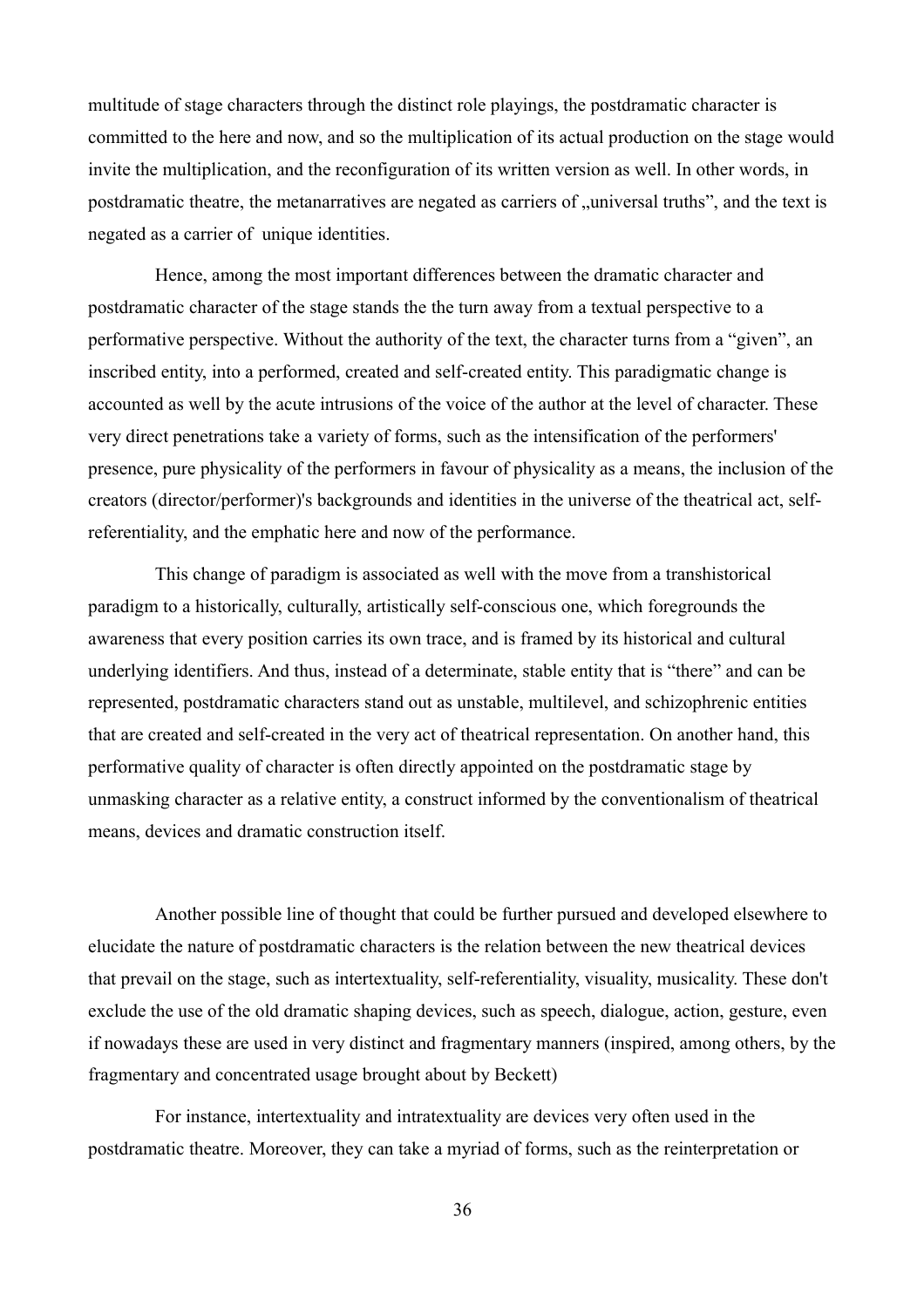multitude of stage characters through the distinct role playings, the postdramatic character is committed to the here and now, and so the multiplication of its actual production on the stage would invite the multiplication, and the reconfiguration of its written version as well. In other words, in postdramatic theatre, the metanarratives are negated as carriers of „universal truths", and the text is negated as a carrier of  unique identities.

Hence, among the most important differences between the dramatic character and postdramatic character of the stage stands the the turn away from a textual perspective to a performative perspective. Without the authority of the text, the character turns from a "given", an inscribed entity, into a performed, created and self-created entity. This paradigmatic change is accounted as well by the acute intrusions of the voice of the author at the level of character. These very direct penetrations take a variety of forms, such as the intensification of the performers' presence, pure physicality of the performers in favour of physicality as a means, the inclusion of the creators (director/performer)'s backgrounds and identities in the universe of the theatrical act, self-referentiality, and the emphatic here and now of the performance.

This change of paradigm is associated as well with the move from a transhistorical paradigm to a historically, culturally, artistically self-conscious one, which foregrounds the awareness that every position carries its own trace, and is framed by its historical and cultural underlying identifiers. And thus, instead of a determinate, stable entity that is "there" and can be represented, postdramatic characters stand out as unstable, multilevel, and schizophrenic entities that are created and self-created in the very act of theatrical representation. On another hand, this performative quality of character is often directly appointed on the postdramatic stage by unmasking character as a relative entity, a construct informed by the conventionalism of theatrical means, devices and dramatic construction itself.

Another possible line of thought that could be further pursued and developed elsewhere to elucidate the nature of postdramatic characters is the relation between the new theatrical devices that prevail on the stage, such as intertextuality, self-referentiality, visuality, musicality. These don't exclude the use of the old dramatic shaping devices, such as speech, dialogue, action, gesture, even if nowadays these are used in very distinct and fragmentary manners (inspired, among others, by the fragmentary and concentrated usage brought about by Beckett)

For instance, intertextuality and intratextuality are devices very often used in the postdramatic theatre. Moreover, they can take a myriad of forms, such as the reinterpretation or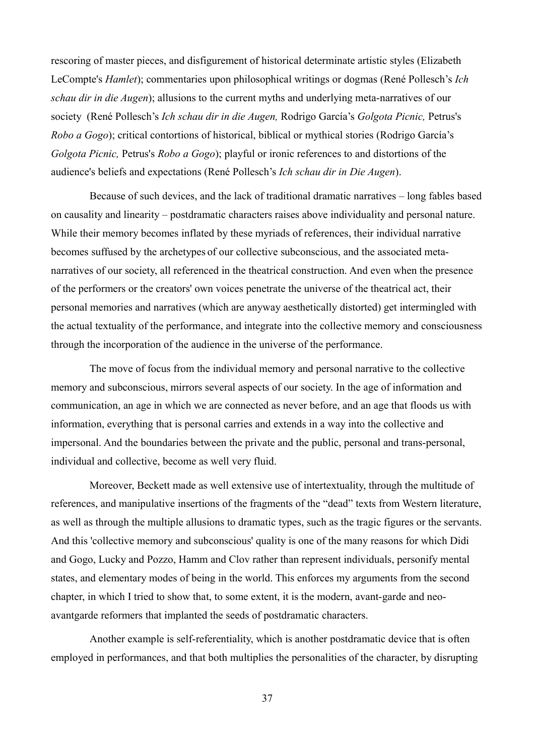rescoring of master pieces, and disfigurement of historical determinate artistic styles (Elizabeth LeCompte's *Hamlet*); commentaries upon philosophical writings or dogmas (René Pollesch's *Ich schau dir in die Augen*); allusions to the current myths and underlying meta-narratives of our society (René Pollesch's *Ich schau dir in die Augen,* Rodrigo García's *Golgota Picnic,* Petrus's *Robo a Gogo*); critical contortions of historical, biblical or mythical stories (Rodrigo García's *Golgota Picnic,* Petrus's *Robo a Gogo*); playful or ironic references to and distortions of the audience's beliefs and expectations (René Pollesch's *Ich schau dir in Die Augen*).

Because of such devices, and the lack of traditional dramatic narratives – long fables based on causality and linearity – postdramatic characters raises above individuality and personal nature. While their memory becomes inflated by these myriads of references, their individual narrative becomes suffused by the archetypes of our collective subconscious, and the associated meta-narratives of our society, all referenced in the theatrical construction. And even when the presence of the performers or the creators' own voices penetrate the universe of the theatrical act, their personal memories and narratives (which are anyway aesthetically distorted) get intermingled with the actual textuality of the performance, and integrate into the collective memory and consciousness through the incorporation of the audience in the universe of the performance.

The move of focus from the individual memory and personal narrative to the collective memory and subconscious, mirrors several aspects of our society. In the age of information and communication, an age in which we are connected as never before, and an age that floods us with information, everything that is personal carries and extends in a way into the collective and impersonal. And the boundaries between the private and the public, personal and trans-personal, individual and collective, become as well very fluid.

Moreover, Beckett made as well extensive use of intertextuality, through the multitude of references, and manipulative insertions of the fragments of the "dead" texts from Western literature, as well as through the multiple allusions to dramatic types, such as the tragic figures or the servants. And this 'collective memory and subconscious' quality is one of the many reasons for which Didi and Gogo, Lucky and Pozzo, Hamm and Clov rather than represent individuals, personify mental states, and elementary modes of being in the world. This enforces my arguments from the second chapter, in which I tried to show that, to some extent, it is the modern, avant-garde and neo-avantgarde reformers that implanted the seeds of postdramatic characters.

Another example is self-referentiality, which is another postdramatic device that is often employed in performances, and that both multiplies the personalities of the character, by disrupting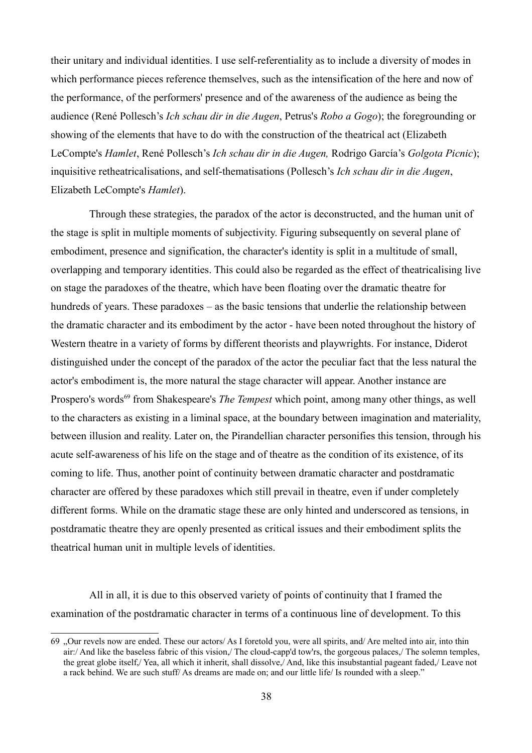their unitary and individual identities. I use self-referentiality as to include a diversity of modes in which performance pieces reference themselves, such as the intensification of the here and now of the performance, of the performers' presence and of the awareness of the audience as being the audience (René Pollesch's *Ich schau dir in die Augen*, Petrus's *Robo a Gogo*); the foregrounding or showing of the elements that have to do with the construction of the theatrical act (Elizabeth LeCompte's *Hamlet*, René Pollesch's *Ich schau dir in die Augen,* Rodrigo García's *Golgota Picnic*); inquisitive retheatricalisations, and self-thematisations (Pollesch's *Ich schau dir in die Augen*, Elizabeth LeCompte's *Hamlet*).

Through these strategies, the paradox of the actor is deconstructed, and the human unit of the stage is split in multiple moments of subjectivity. Figuring subsequently on several plane of embodiment, presence and signification, the character's identity is split in a multitude of small, overlapping and temporary identities. This could also be regarded as the effect of theatricalising live on stage the paradoxes of the theatre, which have been floating over the dramatic theatre for hundreds of years. These paradoxes – as the basic tensions that underlie the relationship between the dramatic character and its embodiment by the actor - have been noted throughout the history of Western theatre in a variety of forms by different theorists and playwrights. For instance, Diderot distinguished under the concept of the paradox of the actor the peculiar fact that the less natural the actor's embodiment is, the more natural the stage character will appear. Another instance are Prospero's words[69] from Shakespeare's *The Tempest* which point, among many other things, as well to the characters as existing in a liminal space, at the boundary between imagination and materiality, between illusion and reality. Later on, the Pirandellian character personifies this tension, through his acute self-awareness of his life on the stage and of theatre as the condition of its existence, of its coming to life. Thus, another point of continuity between dramatic character and postdramatic character are offered by these paradoxes which still prevail in theatre, even if under completely different forms. While on the dramatic stage these are only hinted and underscored as tensions, in postdramatic theatre they are openly presented as critical issues and their embodiment splits the theatrical human unit in multiple levels of identities.

All in all, it is due to this observed variety of points of continuity that I framed the examination of the postdramatic character in terms of a continuous line of development. To this

---

69 „Our revels now are ended. These our actors/ As I foretold you, were all spirits, and/ Are melted into air, into thin air:/ And like the baseless fabric of this vision,/ The cloud-capp'd tow'rs, the gorgeous palaces,/ The solemn temples, the great globe itself,/ Yea, all which it inherit, shall dissolve,/ And, like this insubstantial pageant faded,/ Leave not a rack behind. We are such stuff/ As dreams are made on; and our little life/ Is rounded with a sleep."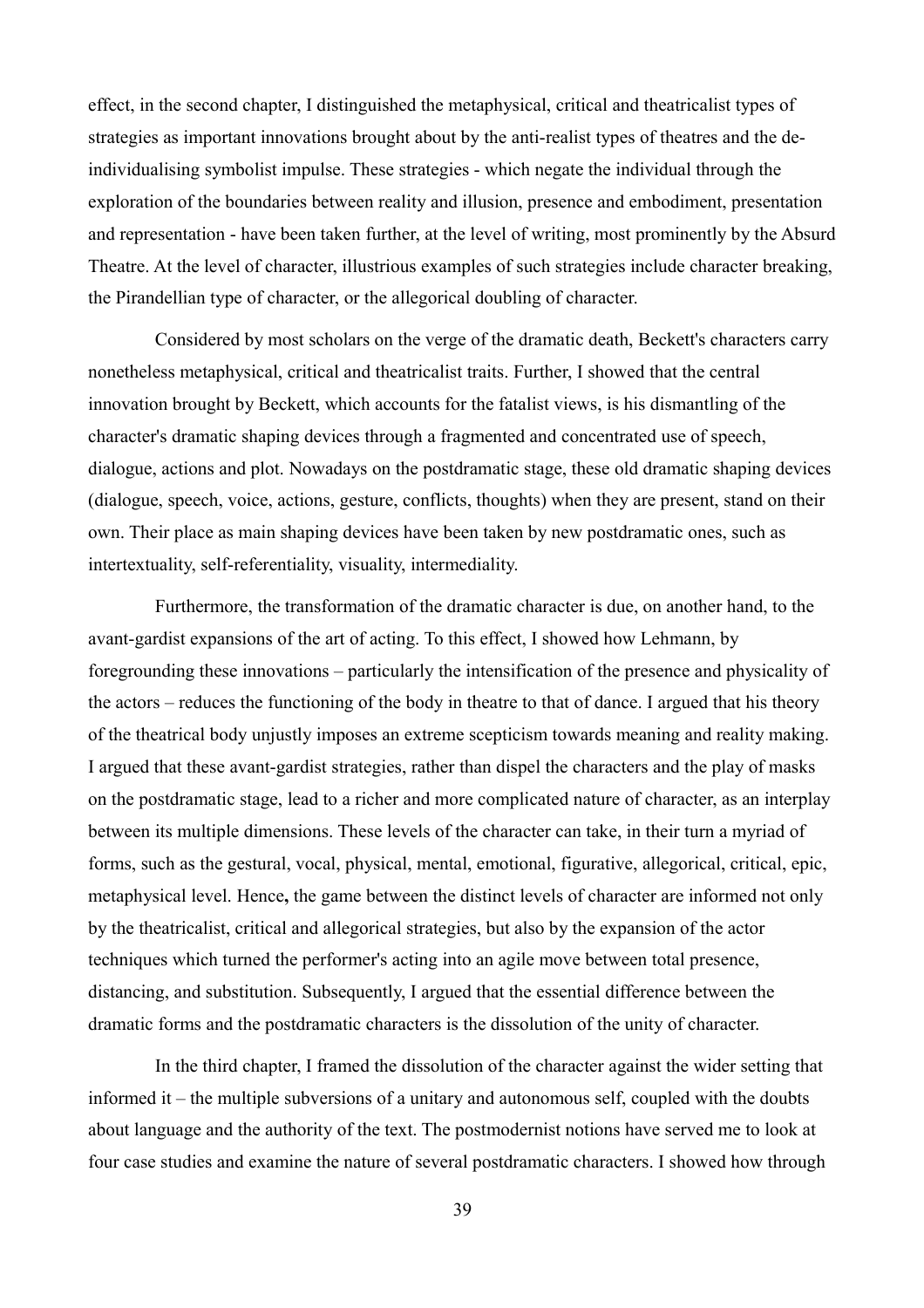effect, in the second chapter, I distinguished the metaphysical, critical and theatricalist types of strategies as important innovations brought about by the anti-realist types of theatres and the de-individualising symbolist impulse. These strategies - which negate the individual through the exploration of the boundaries between reality and illusion, presence and embodiment, presentation and representation - have been taken further, at the level of writing, most prominently by the Absurd Theatre. At the level of character, illustrious examples of such strategies include character breaking, the Pirandellian type of character, or the allegorical doubling of character.

Considered by most scholars on the verge of the dramatic death, Beckett's characters carry nonetheless metaphysical, critical and theatricalist traits. Further, I showed that the central innovation brought by Beckett, which accounts for the fatalist views, is his dismantling of the character's dramatic shaping devices through a fragmented and concentrated use of speech, dialogue, actions and plot. Nowadays on the postdramatic stage, these old dramatic shaping devices (dialogue, speech, voice, actions, gesture, conflicts, thoughts) when they are present, stand on their own. Their place as main shaping devices have been taken by new postdramatic ones, such as intertextuality, self-referentiality, visuality, intermediality.

Furthermore, the transformation of the dramatic character is due, on another hand, to the avant-gardist expansions of the art of acting. To this effect, I showed how Lehmann, by foregrounding these innovations – particularly the intensification of the presence and physicality of the actors – reduces the functioning of the body in theatre to that of dance. I argued that his theory of the theatrical body unjustly imposes an extreme scepticism towards meaning and reality making. I argued that these avant-gardist strategies, rather than dispel the characters and the play of masks on the postdramatic stage, lead to a richer and more complicated nature of character, as an interplay between its multiple dimensions. These levels of the character can take, in their turn a myriad of forms, such as the gestural, vocal, physical, mental, emotional, figurative, allegorical, critical, epic, metaphysical level. Hence**,** the game between the distinct levels of character are informed not only by the theatricalist, critical and allegorical strategies, but also by the expansion of the actor techniques which turned the performer's acting into an agile move between total presence, distancing, and substitution. Subsequently, I argued that the essential difference between the dramatic forms and the postdramatic characters is the dissolution of the unity of character.

In the third chapter, I framed the dissolution of the character against the wider setting that informed it – the multiple subversions of a unitary and autonomous self, coupled with the doubts about language and the authority of the text. The postmodernist notions have served me to look at four case studies and examine the nature of several postdramatic characters. I showed how through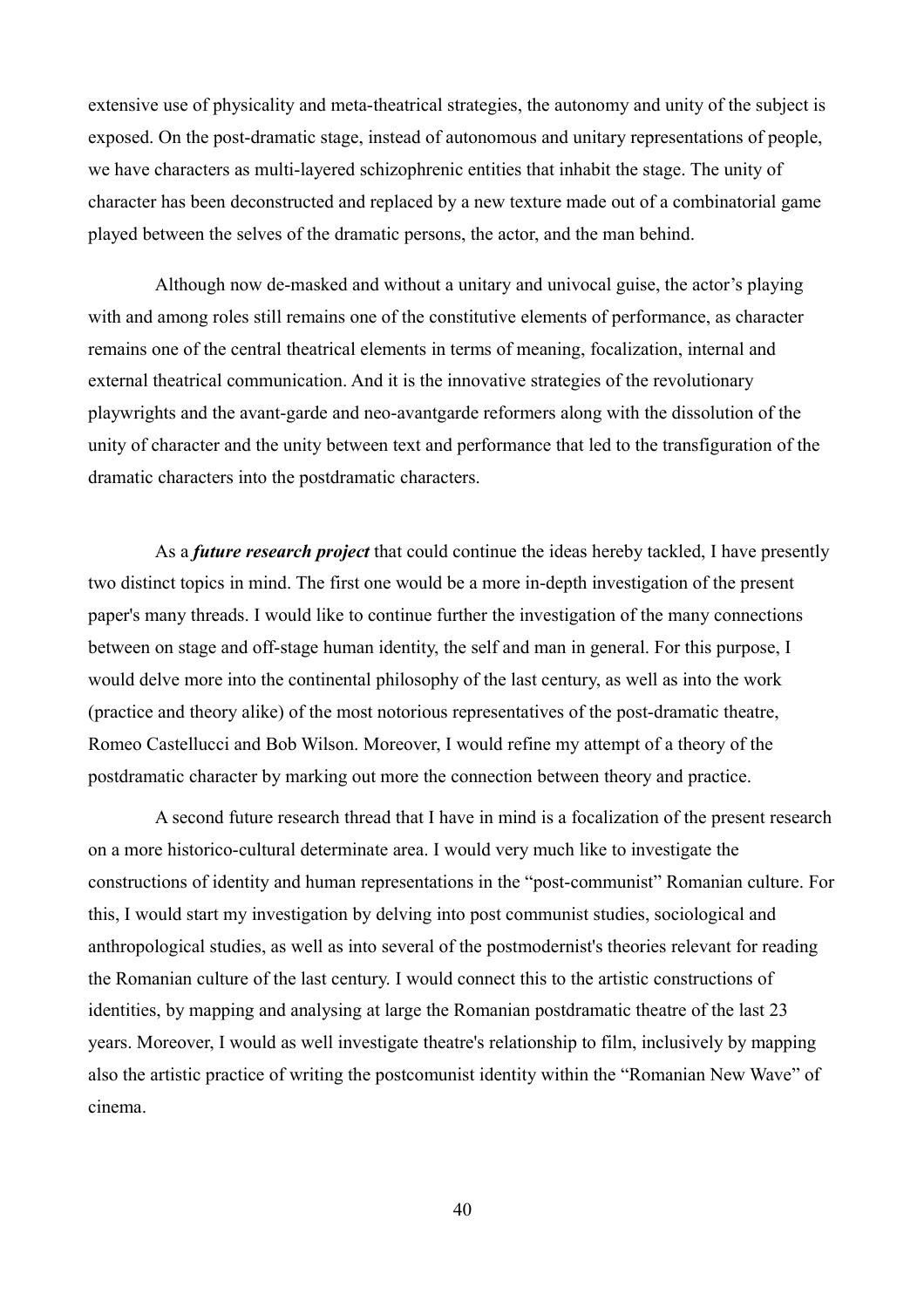extensive use of physicality and meta-theatrical strategies, the autonomy and unity of the subject is exposed. On the post-dramatic stage, instead of autonomous and unitary representations of people, we have characters as multi-layered schizophrenic entities that inhabit the stage. The unity of character has been deconstructed and replaced by a new texture made out of a combinatorial game played between the selves of the dramatic persons, the actor, and the man behind.

Although now de-masked and without a unitary and univocal guise, the actor's playing with and among roles still remains one of the constitutive elements of performance, as character remains one of the central theatrical elements in terms of meaning, focalization, internal and external theatrical communication. And it is the innovative strategies of the revolutionary playwrights and the avant-garde and neo-avantgarde reformers along with the dissolution of the unity of character and the unity between text and performance that led to the transfiguration of the dramatic characters into the postdramatic characters.

As a ***future research project*** that could continue the ideas hereby tackled, I have presently two distinct topics in mind. The first one would be a more in-depth investigation of the present paper's many threads. I would like to continue further the investigation of the many connections between on stage and off-stage human identity, the self and man in general. For this purpose, I would delve more into the continental philosophy of the last century, as well as into the work (practice and theory alike) of the most notorious representatives of the post-dramatic theatre, Romeo Castellucci and Bob Wilson. Moreover, I would refine my attempt of a theory of the postdramatic character by marking out more the connection between theory and practice.

A second future research thread that I have in mind is a focalization of the present research on a more historico-cultural determinate area. I would very much like to investigate the constructions of identity and human representations in the "post-communist" Romanian culture. For this, I would start my investigation by delving into post communist studies, sociological and anthropological studies, as well as into several of the postmodernist's theories relevant for reading the Romanian culture of the last century. I would connect this to the artistic constructions of identities, by mapping and analysing at large the Romanian postdramatic theatre of the last 23 years. Moreover, I would as well investigate theatre's relationship to film, inclusively by mapping also the artistic practice of writing the postcomunist identity within the "Romanian New Wave" of cinema.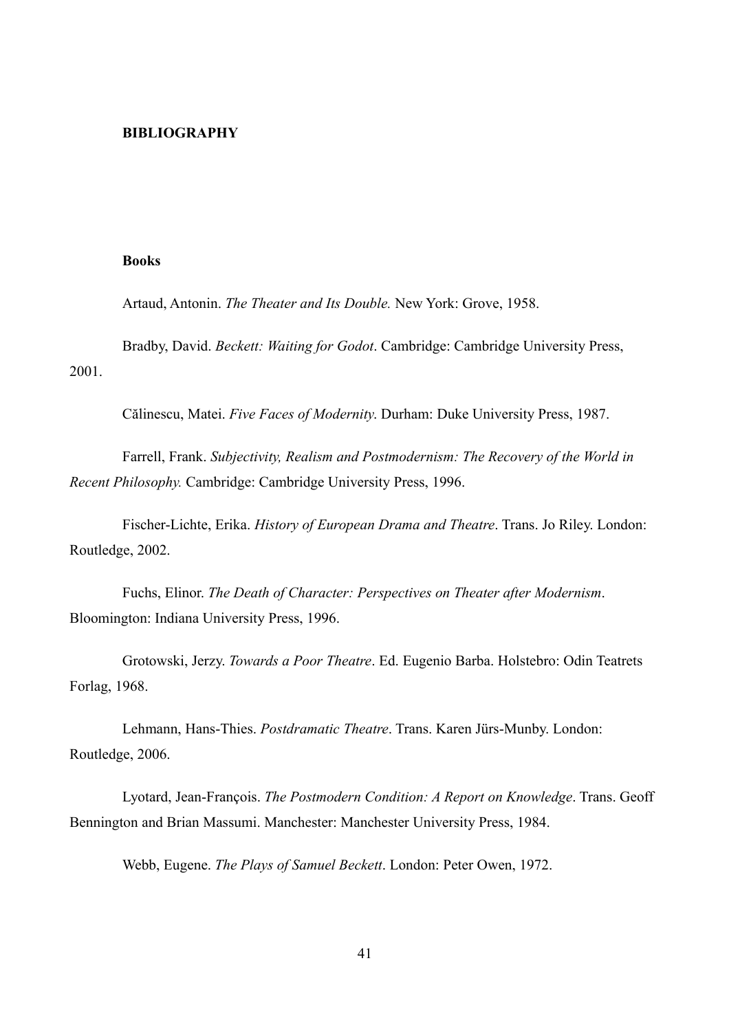## BIBLIOGRAPHY

### Books

Artaud, Antonin. *The Theater and Its Double.* New York: Grove, 1958.

Bradby, David. *Beckett: Waiting for Godot*. Cambridge: Cambridge University Press, 2001.

Călinescu, Matei. *Five Faces of Modernity*. Durham: Duke University Press, 1987.

Farrell, Frank. *Subjectivity, Realism and Postmodernism: The Recovery of the World in Recent Philosophy.* Cambridge: Cambridge University Press, 1996.

Fischer-Lichte, Erika. *History of European Drama and Theatre*. Trans. Jo Riley. London: Routledge, 2002.

Fuchs, Elinor. *The Death of Character: Perspectives on Theater after Modernism*. Bloomington: Indiana University Press, 1996.

Grotowski, Jerzy. *Towards a Poor Theatre*. Ed. Eugenio Barba. Holstebro: Odin Teatrets Forlag, 1968.

Lehmann, Hans-Thies. *Postdramatic Theatre*. Trans. Karen Jürs-Munby. London: Routledge, 2006.

Lyotard, Jean-François. *The Postmodern Condition: A Report on Knowledge*. Trans. Geoff Bennington and Brian Massumi. Manchester: Manchester University Press, 1984.

Webb, Eugene. *The Plays of Samuel Beckett*. London: Peter Owen, 1972.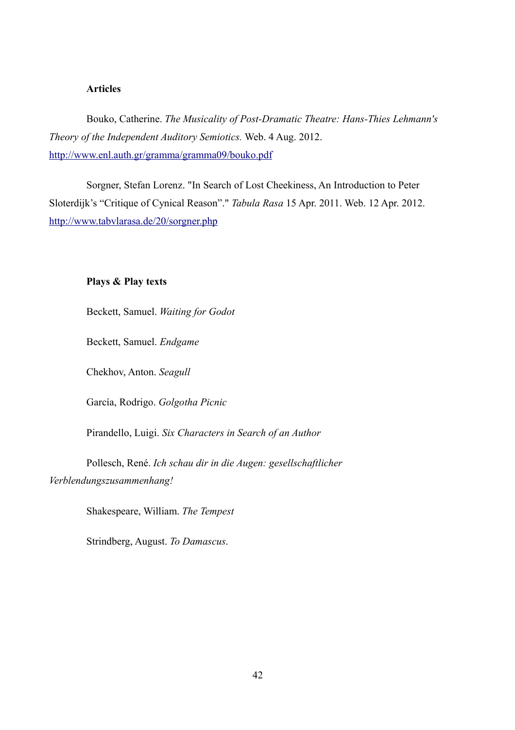**Articles**

Bouko, Catherine. *The Musicality of Post-Dramatic Theatre: Hans-Thies Lehmann's Theory of the Independent Auditory Semiotics.* Web. 4 Aug. 2012. http://www.enl.auth.gr/gramma/gramma09/bouko.pdf

Sorgner, Stefan Lorenz. "In Search of Lost Cheekiness, An Introduction to Peter Sloterdijk's "Critique of Cynical Reason"." *Tabula Rasa* 15 Apr. 2011. Web. 12 Apr. 2012. http://www.tabvlarasa.de/20/sorgner.php

**Plays & Play texts**

Beckett, Samuel. *Waiting for Godot*

Beckett, Samuel. *Endgame*

Chekhov, Anton. *Seagull*

García, Rodrigo. *Golgotha Picnic*

Pirandello, Luigi. *Six Characters in Search of an Author*

Pollesch, René. *Ich schau dir in die Augen: gesellschaftlicher Verblendungszusammenhang!*

Shakespeare, William. *The Tempest*

Strindberg, August. *To Damascus*.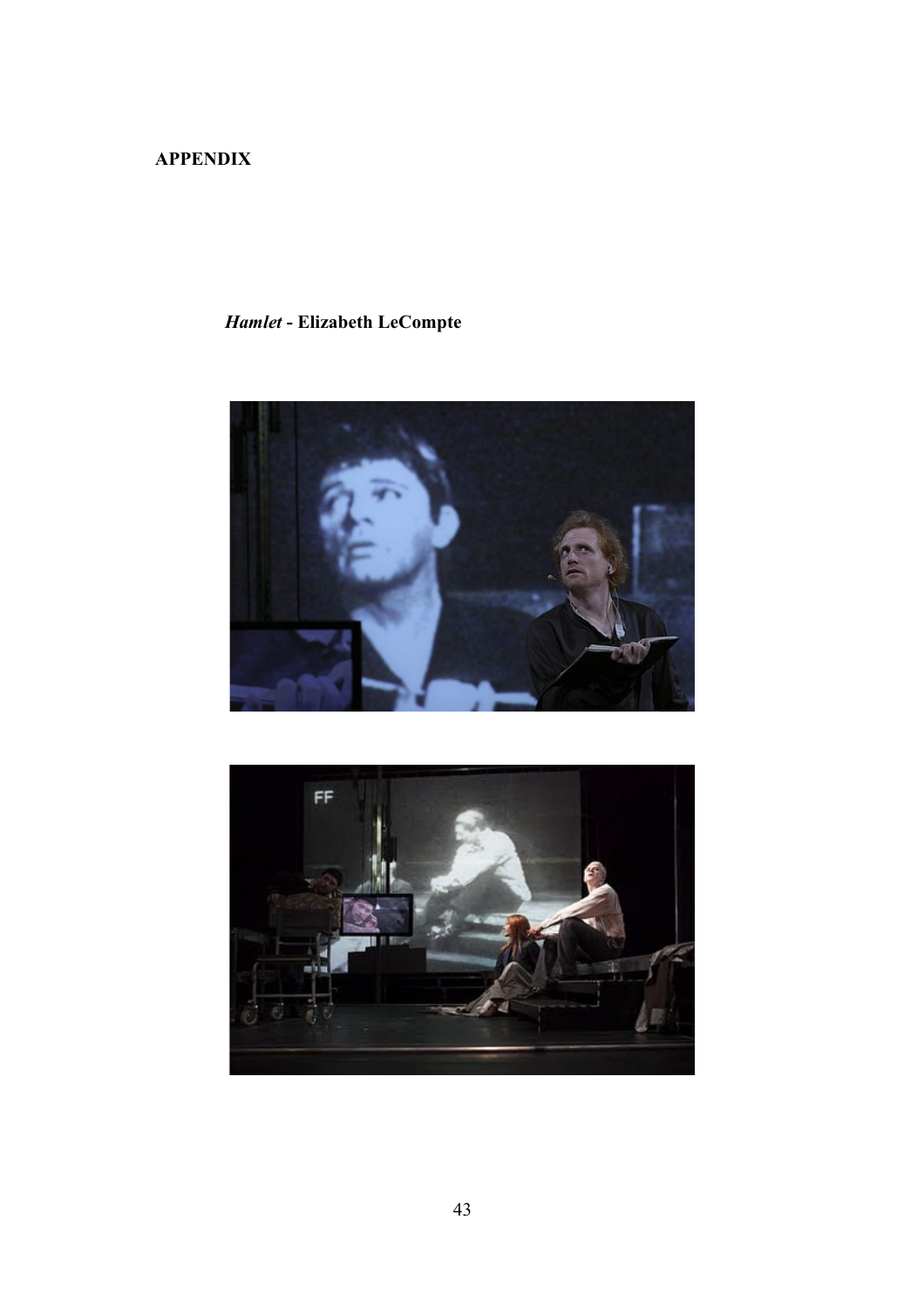**APPENDIX**

***Hamlet*** **- Elizabeth LeCompte**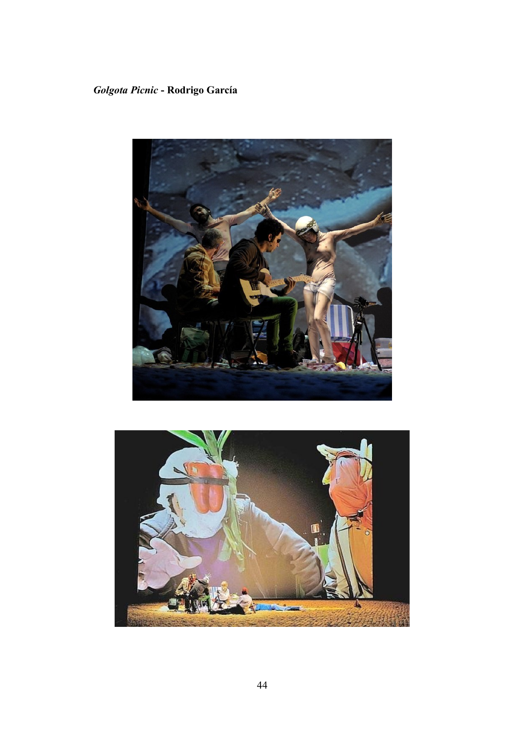*Golgota Picnic* - **Rodrigo García**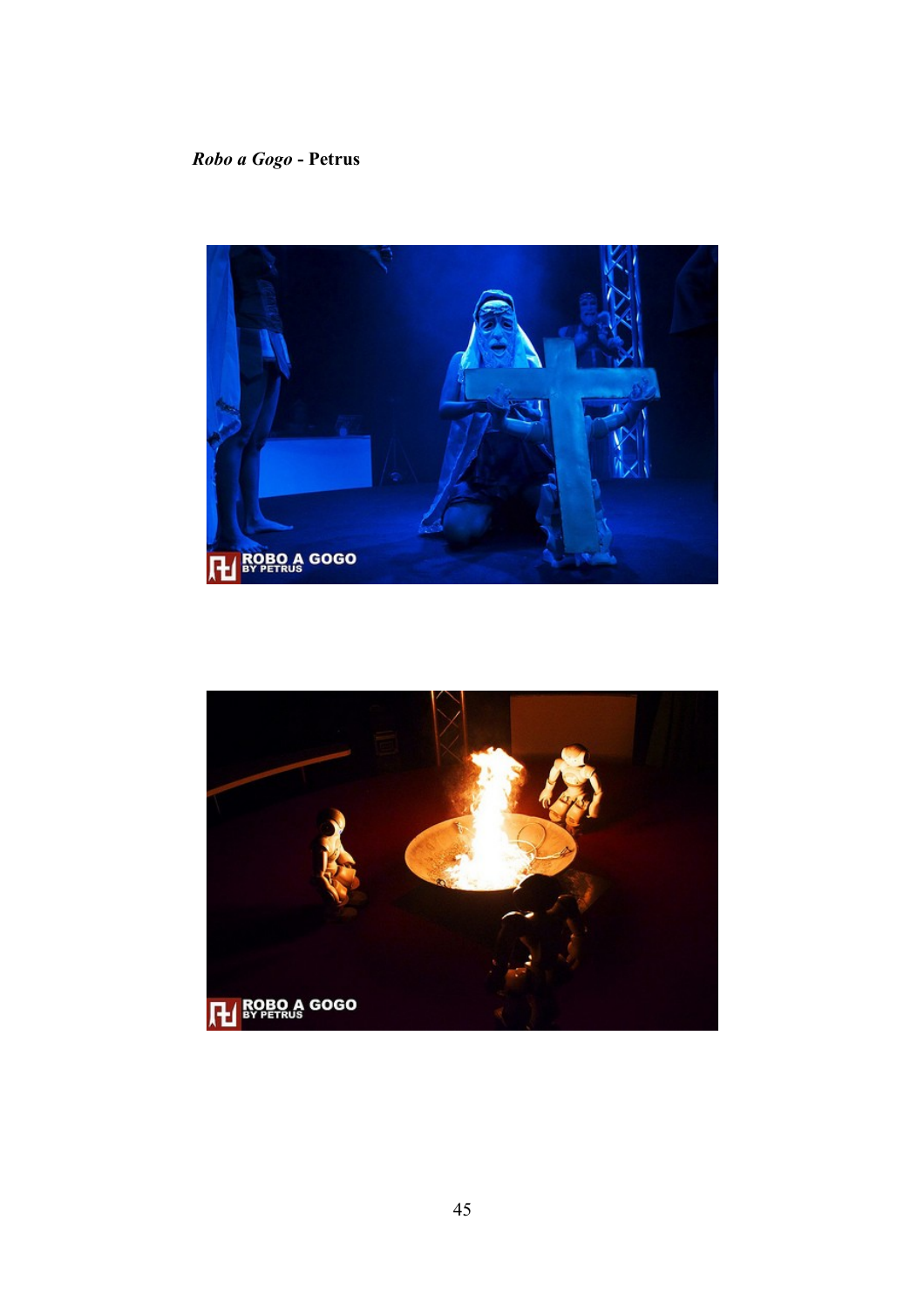*Robo a Gogo* **- Petrus**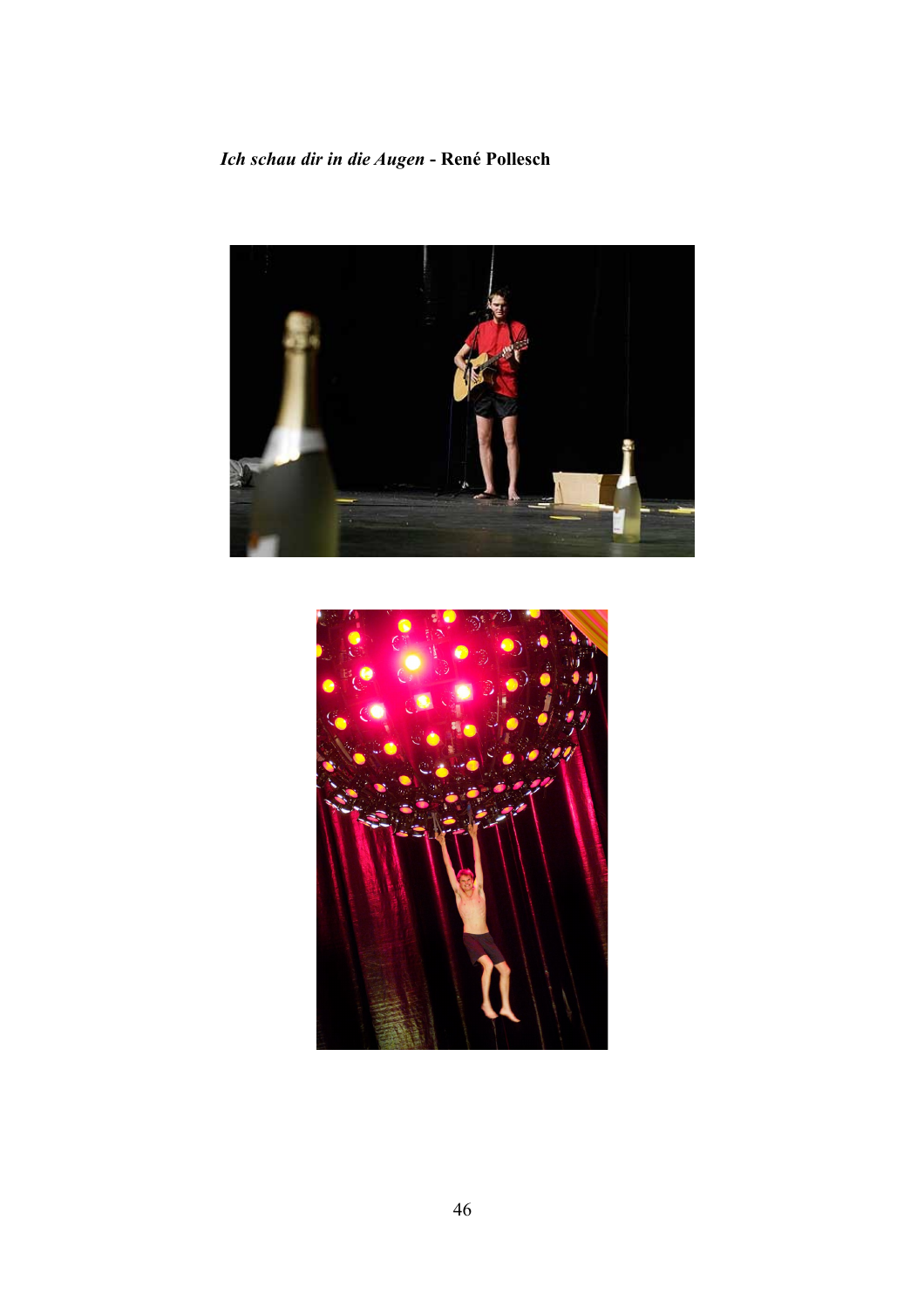*Ich schau dir in die Augen* - **René Pollesch**